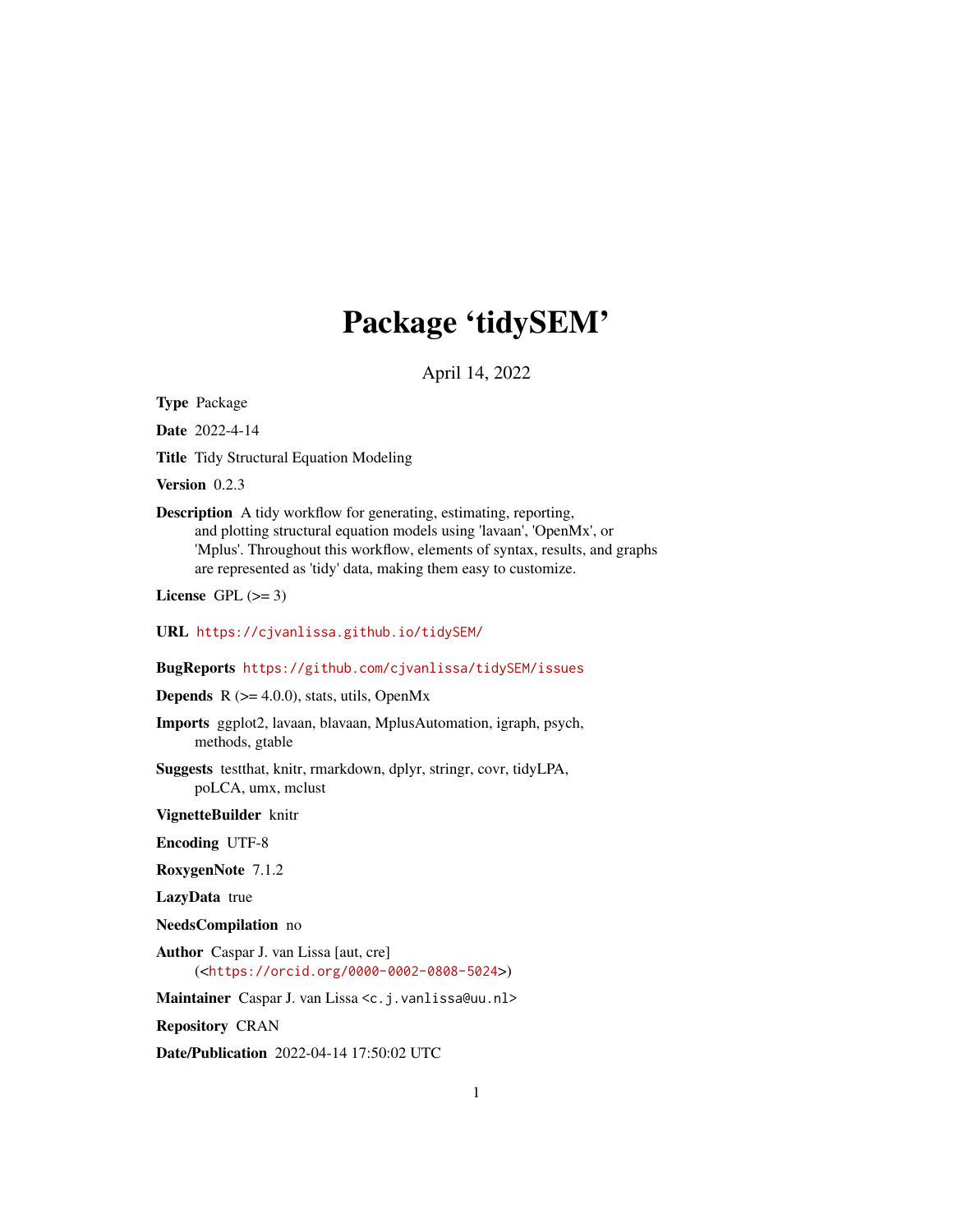# Package 'tidySEM'

April 14, 2022

**Type** Package

**Date** 2022-4-14

**Title** Tidy Structural Equation Modeling

**Version** 0.2.3

**Description** A tidy workflow for generating, estimating, reporting, and plotting structural equation models using 'lavaan', 'OpenMx', or 'Mplus'. Throughout this workflow, elements of syntax, results, and graphs are represented as 'tidy' data, making them easy to customize.

**License** GPL (>= 3)

**URL** https://cjvanlissa.github.io/tidySEM/

**BugReports** https://github.com/cjvanlissa/tidySEM/issues

**Depends** R (>= 4.0.0), stats, utils, OpenMx

**Imports** ggplot2, lavaan, blavaan, MplusAutomation, igraph, psych, methods, gtable

**Suggests** testthat, knitr, rmarkdown, dplyr, stringr, covr, tidyLPA, poLCA, umx, mclust

**VignetteBuilder** knitr

**Encoding** UTF-8

**RoxygenNote** 7.1.2

**LazyData** true

**NeedsCompilation** no

**Author** Caspar J. van Lissa [aut, cre] (<https://orcid.org/0000-0002-0808-5024>)

**Maintainer** Caspar J. van Lissa <c.j.vanlissa@uu.nl>

**Repository** CRAN

**Date/Publication** 2022-04-14 17:50:02 UTC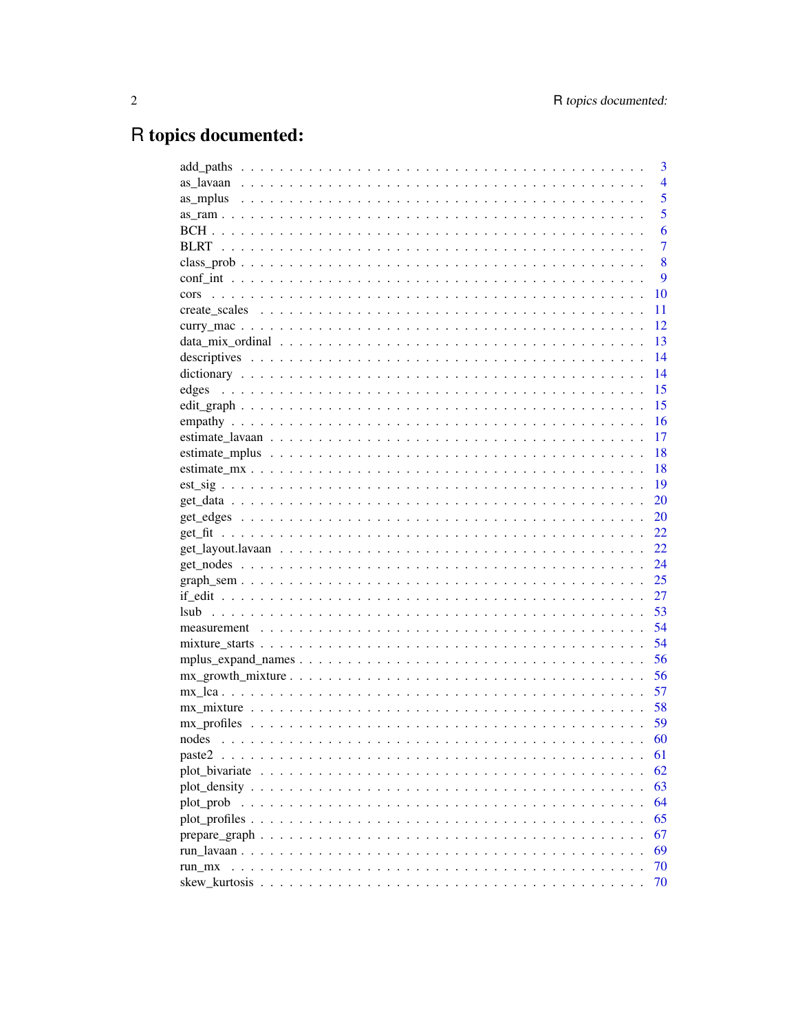# R topics documented:

add_paths . . . . . . . . . . . . . . . . . . . . . . . . . . . . . . . . . . . . . . . . 3
as_lavaan . . . . . . . . . . . . . . . . . . . . . . . . . . . . . . . . . . . . . . . . 4
as_mplus . . . . . . . . . . . . . . . . . . . . . . . . . . . . . . . . . . . . . . . . 5
as_ram . . . . . . . . . . . . . . . . . . . . . . . . . . . . . . . . . . . . . . . . . 5
BCH . . . . . . . . . . . . . . . . . . . . . . . . . . . . . . . . . . . . . . . . . . 6
BLRT . . . . . . . . . . . . . . . . . . . . . . . . . . . . . . . . . . . . . . . . . 7
class_prob . . . . . . . . . . . . . . . . . . . . . . . . . . . . . . . . . . . . . . . 8
conf_int . . . . . . . . . . . . . . . . . . . . . . . . . . . . . . . . . . . . . . . . 9
cors . . . . . . . . . . . . . . . . . . . . . . . . . . . . . . . . . . . . . . . . . . 10
create_scales . . . . . . . . . . . . . . . . . . . . . . . . . . . . . . . . . . . . . 11
curry_mac . . . . . . . . . . . . . . . . . . . . . . . . . . . . . . . . . . . . . . . 12
data_mix_ordinal . . . . . . . . . . . . . . . . . . . . . . . . . . . . . . . . . . . . 13
descriptives . . . . . . . . . . . . . . . . . . . . . . . . . . . . . . . . . . . . . . 14
dictionary . . . . . . . . . . . . . . . . . . . . . . . . . . . . . . . . . . . . . . . 14
edges . . . . . . . . . . . . . . . . . . . . . . . . . . . . . . . . . . . . . . . . . 15
edit_graph . . . . . . . . . . . . . . . . . . . . . . . . . . . . . . . . . . . . . . . 15
empathy . . . . . . . . . . . . . . . . . . . . . . . . . . . . . . . . . . . . . . . . 16
estimate_lavaan . . . . . . . . . . . . . . . . . . . . . . . . . . . . . . . . . . . . 17
estimate_mplus . . . . . . . . . . . . . . . . . . . . . . . . . . . . . . . . . . . . . 18
estimate_mx . . . . . . . . . . . . . . . . . . . . . . . . . . . . . . . . . . . . . . 18
est_sig . . . . . . . . . . . . . . . . . . . . . . . . . . . . . . . . . . . . . . . . 19
get_data . . . . . . . . . . . . . . . . . . . . . . . . . . . . . . . . . . . . . . . . 20
get_edges . . . . . . . . . . . . . . . . . . . . . . . . . . . . . . . . . . . . . . . 20
get_fit . . . . . . . . . . . . . . . . . . . . . . . . . . . . . . . . . . . . . . . . . 22
get_layout.lavaan . . . . . . . . . . . . . . . . . . . . . . . . . . . . . . . . . . . 22
get_nodes . . . . . . . . . . . . . . . . . . . . . . . . . . . . . . . . . . . . . . . 24
graph_sem . . . . . . . . . . . . . . . . . . . . . . . . . . . . . . . . . . . . . . . 25
if_edit . . . . . . . . . . . . . . . . . . . . . . . . . . . . . . . . . . . . . . . . . 27
lsub . . . . . . . . . . . . . . . . . . . . . . . . . . . . . . . . . . . . . . . . . . 53
measurement . . . . . . . . . . . . . . . . . . . . . . . . . . . . . . . . . . . . . . 54
mixture_starts . . . . . . . . . . . . . . . . . . . . . . . . . . . . . . . . . . . . . 54
mplus_expand_names . . . . . . . . . . . . . . . . . . . . . . . . . . . . . . . . . . 56
mx_growth_mixture . . . . . . . . . . . . . . . . . . . . . . . . . . . . . . . . . . . 56
mx_lca . . . . . . . . . . . . . . . . . . . . . . . . . . . . . . . . . . . . . . . . . 57
mx_mixture . . . . . . . . . . . . . . . . . . . . . . . . . . . . . . . . . . . . . . . 58
mx_profiles . . . . . . . . . . . . . . . . . . . . . . . . . . . . . . . . . . . . . . 59
nodes . . . . . . . . . . . . . . . . . . . . . . . . . . . . . . . . . . . . . . . . . 60
paste2 . . . . . . . . . . . . . . . . . . . . . . . . . . . . . . . . . . . . . . . . . 61
plot_bivariate . . . . . . . . . . . . . . . . . . . . . . . . . . . . . . . . . . . . . 62
plot_density . . . . . . . . . . . . . . . . . . . . . . . . . . . . . . . . . . . . . . 63
plot_prob . . . . . . . . . . . . . . . . . . . . . . . . . . . . . . . . . . . . . . . 64
plot_profiles . . . . . . . . . . . . . . . . . . . . . . . . . . . . . . . . . . . . . . 65
prepare_graph . . . . . . . . . . . . . . . . . . . . . . . . . . . . . . . . . . . . . 67
run_lavaan . . . . . . . . . . . . . . . . . . . . . . . . . . . . . . . . . . . . . . . 69
run_mx . . . . . . . . . . . . . . . . . . . . . . . . . . . . . . . . . . . . . . . . . 70
skew_kurtosis . . . . . . . . . . . . . . . . . . . . . . . . . . . . . . . . . . . . . 70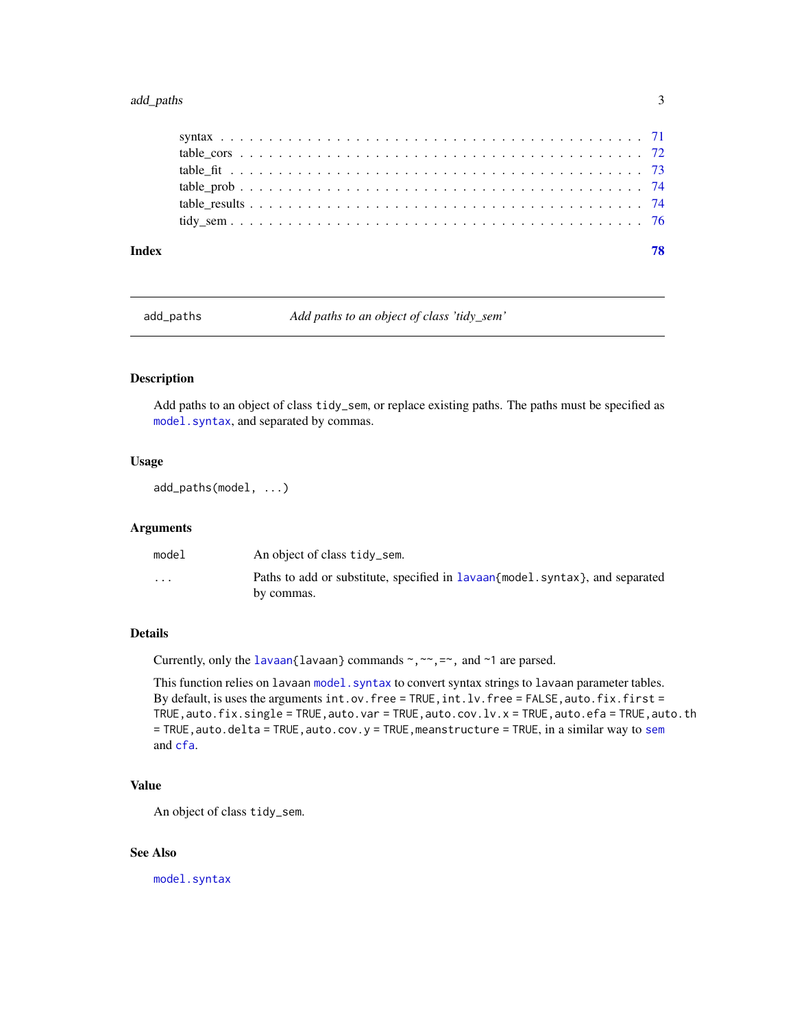| | |
|---|---|
| syntax | 71 |
| table_cors | 72 |
| table_fit | 73 |
| table_prob | 74 |
| table_results | 74 |
| tidy_sem | 76 |

**Index** **78**

---

add_paths — *Add paths to an object of class 'tidy_sem'*

---

## Description

Add paths to an object of class tidy_sem, or replace existing paths. The paths must be specified as model.syntax, and separated by commas.

## Usage

```
add_paths(model, ...)
```

## Arguments

| | |
|---|---|
| model | An object of class tidy_sem. |
| ... | Paths to add or substitute, specified in lavaan{model.syntax}, and separated by commas. |

## Details

Currently, only the lavaan{lavaan} commands ~, ~~, =~, and ~1 are parsed.

This function relies on lavaan model.syntax to convert syntax strings to lavaan parameter tables. By default, is uses the arguments int.ov.free = TRUE, int.lv.free = FALSE, auto.fix.first = TRUE, auto.fix.single = TRUE, auto.var = TRUE, auto.cov.lv.x = TRUE, auto.efa = TRUE, auto.th = TRUE, auto.delta = TRUE, auto.cov.y = TRUE, meanstructure = TRUE, in a similar way to sem and cfa.

## Value

An object of class tidy_sem.

## See Also

model.syntax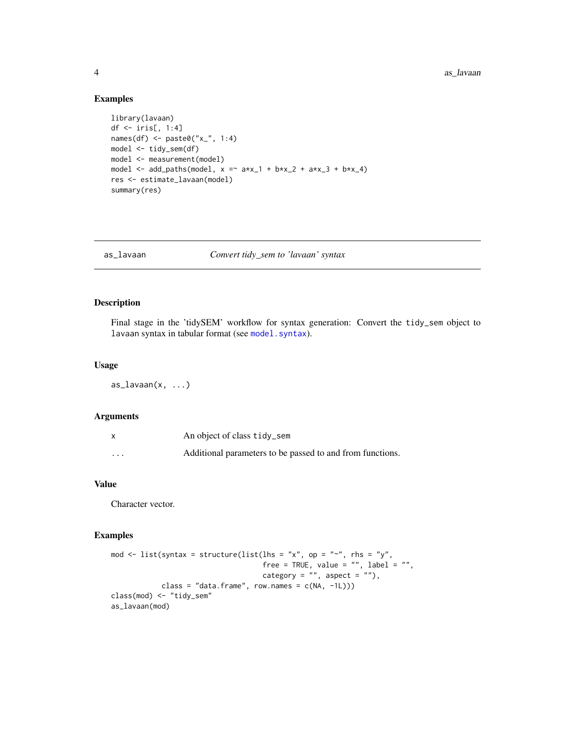## Examples

```
library(lavaan)
df <- iris[, 1:4]
names(df) <- paste0("x_", 1:4)
model <- tidy_sem(df)
model <- measurement(model)
model <- add_paths(model, x =~ a*x_1 + b*x_2 + a*x_3 + b*x_4)
res <- estimate_lavaan(model)
summary(res)
```

---

# as_lavaan    *Convert tidy_sem to 'lavaan' syntax*

---

## Description

Final stage in the 'tidySEM' workflow for syntax generation: Convert the `tidy_sem` object to `lavaan` syntax in tabular format (see `model.syntax`).

## Usage

```
as_lavaan(x, ...)
```

## Arguments

| | |
|---|---|
| `x` | An object of class `tidy_sem` |
| `...` | Additional parameters to be passed to and from functions. |

## Value

Character vector.

## Examples

```
mod <- list(syntax = structure(list(lhs = "x", op = "~", rhs = "y",
                                    free = TRUE, value = "", label = "",
                                    category = "", aspect = ""),
            class = "data.frame", row.names = c(NA, -1L)))
class(mod) <- "tidy_sem"
as_lavaan(mod)
```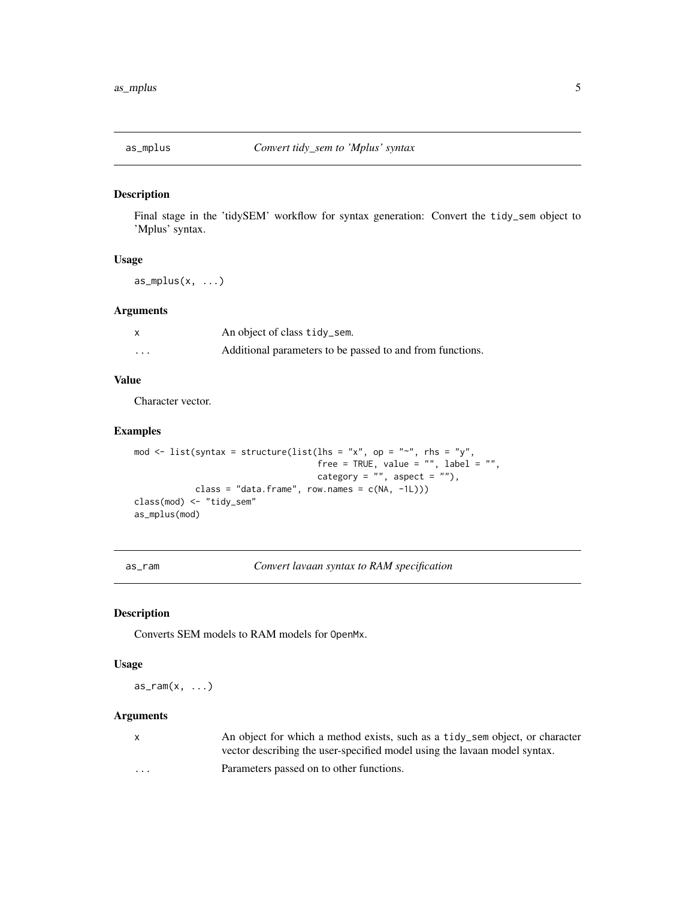## as_mplus — *Convert tidy_sem to 'Mplus' syntax*

### Description

Final stage in the 'tidySEM' workflow for syntax generation: Convert the `tidy_sem` object to 'Mplus' syntax.

### Usage

```
as_mplus(x, ...)
```

### Arguments

| | |
|---|---|
| x | An object of class `tidy_sem`. |
| ... | Additional parameters to be passed to and from functions. |

### Value

Character vector.

### Examples

```
mod <- list(syntax = structure(list(lhs = "x", op = "~", rhs = "y",
                                    free = TRUE, value = "", label = "",
                                    category = "", aspect = ""),
            class = "data.frame", row.names = c(NA, -1L)))
class(mod) <- "tidy_sem"
as_mplus(mod)
```

## as_ram — *Convert lavaan syntax to RAM specification*

### Description

Converts SEM models to RAM models for `OpenMx`.

### Usage

```
as_ram(x, ...)
```

### Arguments

| | |
|---|---|
| x | An object for which a method exists, such as a `tidy_sem` object, or character vector describing the user-specified model using the lavaan model syntax. |
| ... | Parameters passed on to other functions. |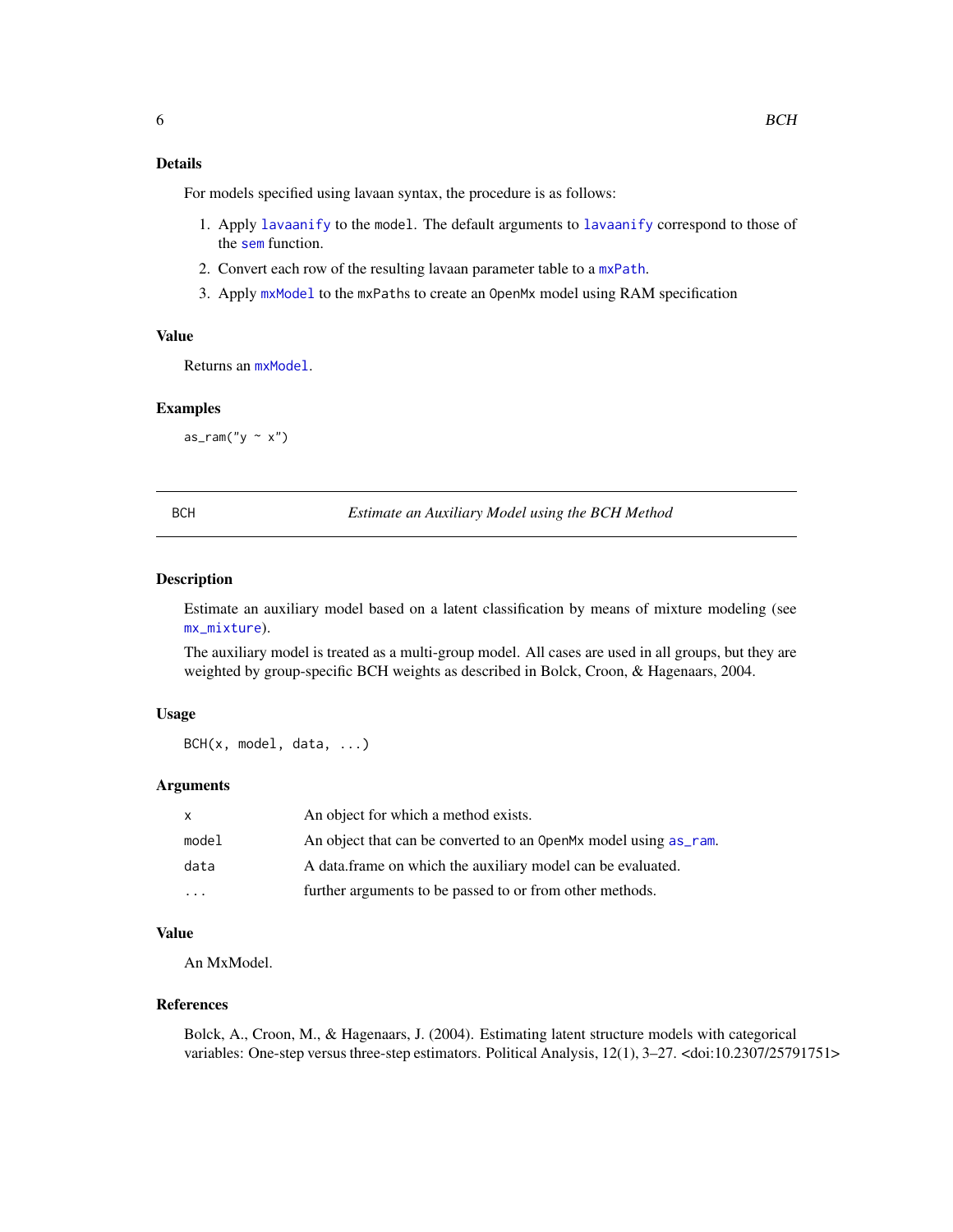### Details

For models specified using lavaan syntax, the procedure is as follows:

1. Apply `lavaanify` to the `model`. The default arguments to `lavaanify` correspond to those of the `sem` function.
2. Convert each row of the resulting lavaan parameter table to a `mxPath`.
3. Apply `mxModel` to the `mxPaths` to create an `OpenMx` model using RAM specification

### Value

Returns an `mxModel`.

### Examples

```
as_ram("y ~ x")
```

---

## BCH — *Estimate an Auxiliary Model using the BCH Method*

### Description

Estimate an auxiliary model based on a latent classification by means of mixture modeling (see `mx_mixture`).

The auxiliary model is treated as a multi-group model. All cases are used in all groups, but they are weighted by group-specific BCH weights as described in Bolck, Croon, & Hagenaars, 2004.

### Usage

```
BCH(x, model, data, ...)
```

### Arguments

| | |
|---|---|
| `x` | An object for which a method exists. |
| `model` | An object that can be converted to an `OpenMx` model using `as_ram`. |
| `data` | A data.frame on which the auxiliary model can be evaluated. |
| `...` | further arguments to be passed to or from other methods. |

### Value

An MxModel.

### References

Bolck, A., Croon, M., & Hagenaars, J. (2004). Estimating latent structure models with categorical variables: One-step versus three-step estimators. Political Analysis, 12(1), 3–27. <doi:10.2307/25791751>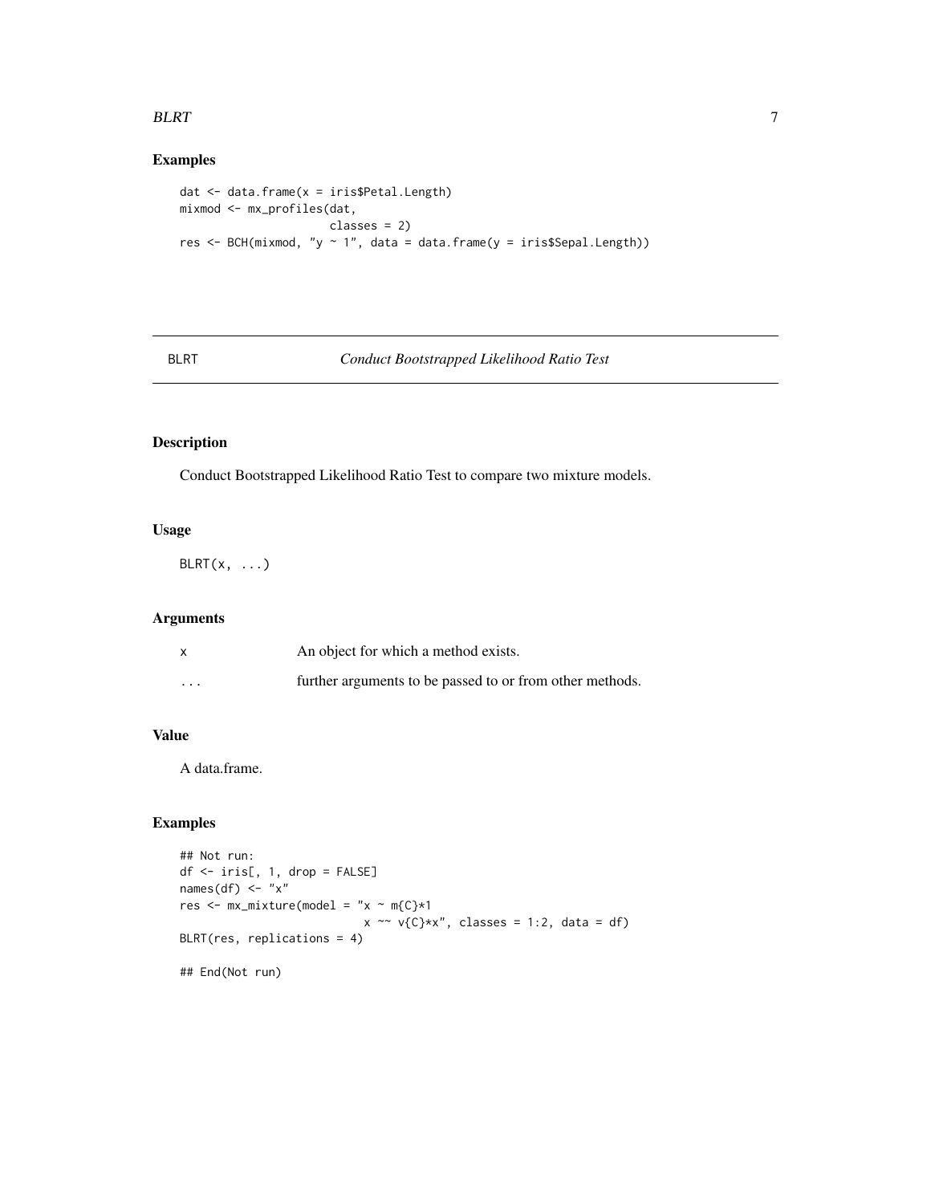## Examples

```
dat <- data.frame(x = iris$Petal.Length)
mixmod <- mx_profiles(dat,
                      classes = 2)
res <- BCH(mixmod, "y ~ 1", data = data.frame(y = iris$Sepal.Length))
```

---

# BLRT — *Conduct Bootstrapped Likelihood Ratio Test*

---

## Description

Conduct Bootstrapped Likelihood Ratio Test to compare two mixture models.

## Usage

```
BLRT(x, ...)
```

## Arguments

| | |
|---|---|
| x | An object for which a method exists. |
| ... | further arguments to be passed to or from other methods. |

## Value

A data.frame.

## Examples

```
## Not run:
df <- iris[, 1, drop = FALSE]
names(df) <- "x"
res <- mx_mixture(model = "x ~ m{C}*1
                           x ~~ v{C}*x", classes = 1:2, data = df)
BLRT(res, replications = 4)

## End(Not run)
```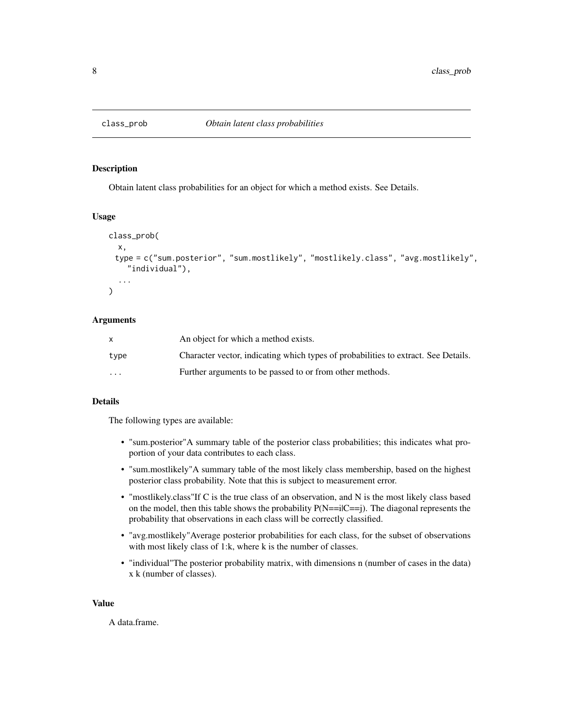# class_prob — *Obtain latent class probabilities*

## Description

Obtain latent class probabilities for an object for which a method exists. See Details.

## Usage

```
class_prob(
  x,
  type = c("sum.posterior", "sum.mostlikely", "mostlikely.class", "avg.mostlikely",
    "individual"),
  ...
)
```

## Arguments

| | |
|---|---|
| x | An object for which a method exists. |
| type | Character vector, indicating which types of probabilities to extract. See Details. |
| ... | Further arguments to be passed to or from other methods. |

## Details

The following types are available:

- "sum.posterior"A summary table of the posterior class probabilities; this indicates what proportion of your data contributes to each class.
- "sum.mostlikely"A summary table of the most likely class membership, based on the highest posterior class probability. Note that this is subject to measurement error.
- "mostlikely.class"If C is the true class of an observation, and N is the most likely class based on the model, then this table shows the probability P(N==i|C==j). The diagonal represents the probability that observations in each class will be correctly classified.
- "avg.mostlikely"Average posterior probabilities for each class, for the subset of observations with most likely class of 1:k, where k is the number of classes.
- "individual"The posterior probability matrix, with dimensions n (number of cases in the data) x k (number of classes).

## Value

A data.frame.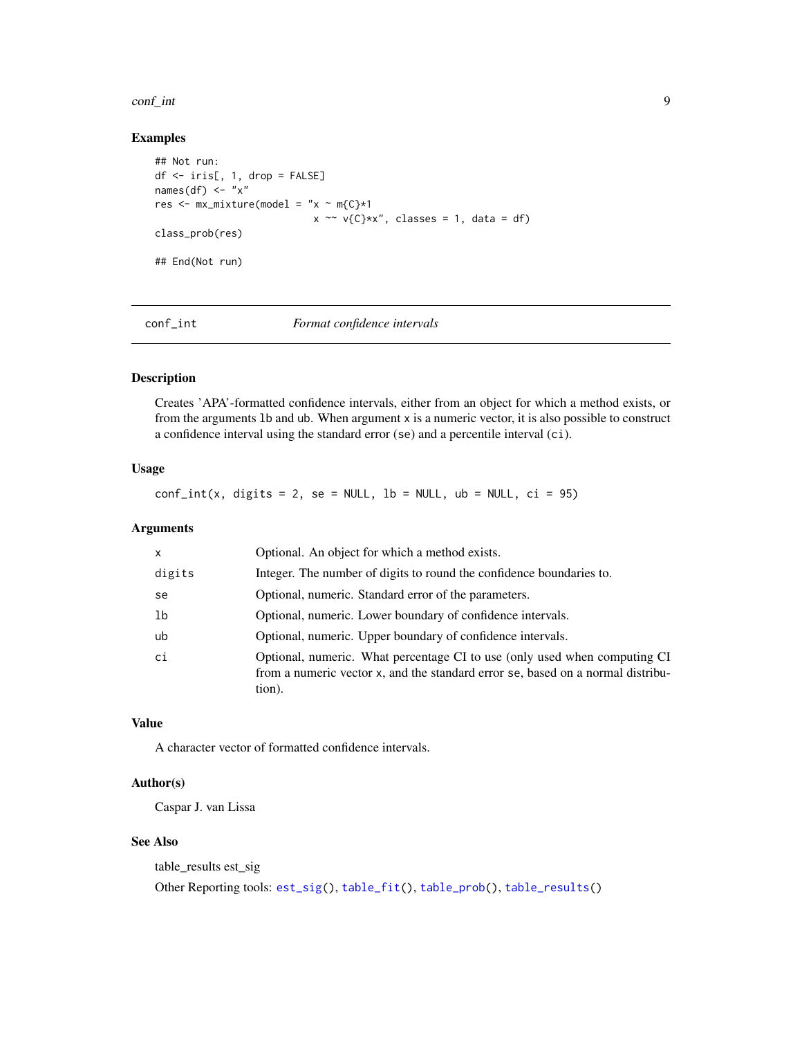## Examples

```
## Not run:
df <- iris[, 1, drop = FALSE]
names(df) <- "x"
res <- mx_mixture(model = "x ~ m{C}*1
                          x ~~ v{C}*x", classes = 1, data = df)
class_prob(res)

## End(Not run)
```

---

# conf_int *Format confidence intervals*

---

## Description

Creates 'APA'-formatted confidence intervals, either from an object for which a method exists, or from the arguments `lb` and `ub`. When argument `x` is a numeric vector, it is also possible to construct a confidence interval using the standard error (`se`) and a percentile interval (`ci`).

## Usage

```
conf_int(x, digits = 2, se = NULL, lb = NULL, ub = NULL, ci = 95)
```

## Arguments

| | |
|---|---|
| `x` | Optional. An object for which a method exists. |
| `digits` | Integer. The number of digits to round the confidence boundaries to. |
| `se` | Optional, numeric. Standard error of the parameters. |
| `lb` | Optional, numeric. Lower boundary of confidence intervals. |
| `ub` | Optional, numeric. Upper boundary of confidence intervals. |
| `ci` | Optional, numeric. What percentage CI to use (only used when computing CI from a numeric vector `x`, and the standard error `se`, based on a normal distribution). |

## Value

A character vector of formatted confidence intervals.

## Author(s)

Caspar J. van Lissa

## See Also

table_results est_sig

Other Reporting tools: `est_sig()`, `table_fit()`, `table_prob()`, `table_results()`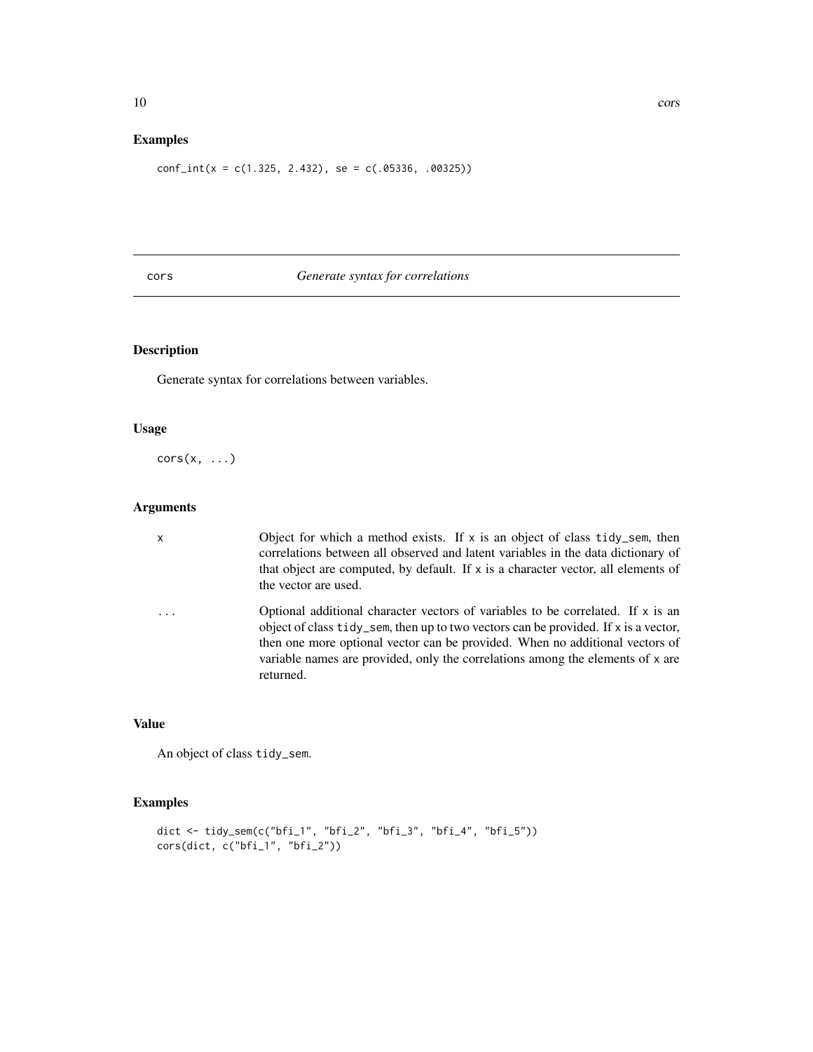## Examples

```
conf_int(x = c(1.325, 2.432), se = c(.05336, .00325))
```

---

cors *Generate syntax for correlations*

---

## Description

Generate syntax for correlations between variables.

## Usage

```
cors(x, ...)
```

## Arguments

| | |
|---|---|
| x | Object for which a method exists. If x is an object of class tidy_sem, then correlations between all observed and latent variables in the data dictionary of that object are computed, by default. If x is a character vector, all elements of the vector are used. |
| ... | Optional additional character vectors of variables to be correlated. If x is an object of class tidy_sem, then up to two vectors can be provided. If x is a vector, then one more optional vector can be provided. When no additional vectors of variable names are provided, only the correlations among the elements of x are returned. |

## Value

An object of class tidy_sem.

## Examples

```
dict <- tidy_sem(c("bfi_1", "bfi_2", "bfi_3", "bfi_4", "bfi_5"))
cors(dict, c("bfi_1", "bfi_2"))
```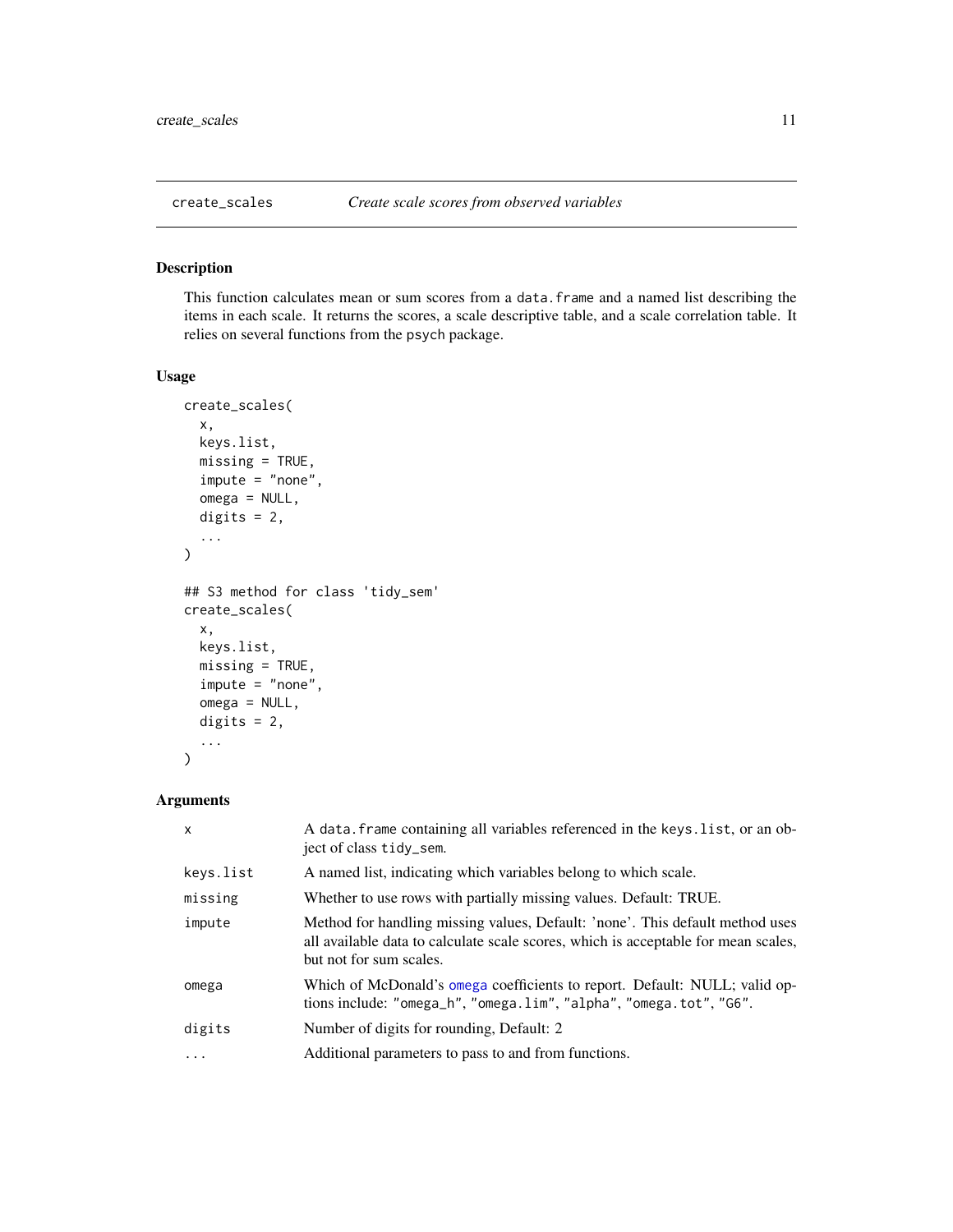## create_scales *Create scale scores from observed variables*

### Description

This function calculates mean or sum scores from a `data.frame` and a named list describing the items in each scale. It returns the scores, a scale descriptive table, and a scale correlation table. It relies on several functions from the `psych` package.

### Usage

```
create_scales(
  x,
  keys.list,
  missing = TRUE,
  impute = "none",
  omega = NULL,
  digits = 2,
  ...
)

## S3 method for class 'tidy_sem'
create_scales(
  x,
  keys.list,
  missing = TRUE,
  impute = "none",
  omega = NULL,
  digits = 2,
  ...
)
```

### Arguments

| | |
|---|---|
| `x` | A `data.frame` containing all variables referenced in the `keys.list`, or an object of class `tidy_sem`. |
| `keys.list` | A named list, indicating which variables belong to which scale. |
| `missing` | Whether to use rows with partially missing values. Default: TRUE. |
| `impute` | Method for handling missing values, Default: 'none'. This default method uses all available data to calculate scale scores, which is acceptable for mean scales, but not for sum scales. |
| `omega` | Which of McDonald's `omega` coefficients to report. Default: NULL; valid options include: `"omega_h"`, `"omega.lim"`, `"alpha"`, `"omega.tot"`, `"G6"`. |
| `digits` | Number of digits for rounding, Default: 2 |
| `...` | Additional parameters to pass to and from functions. |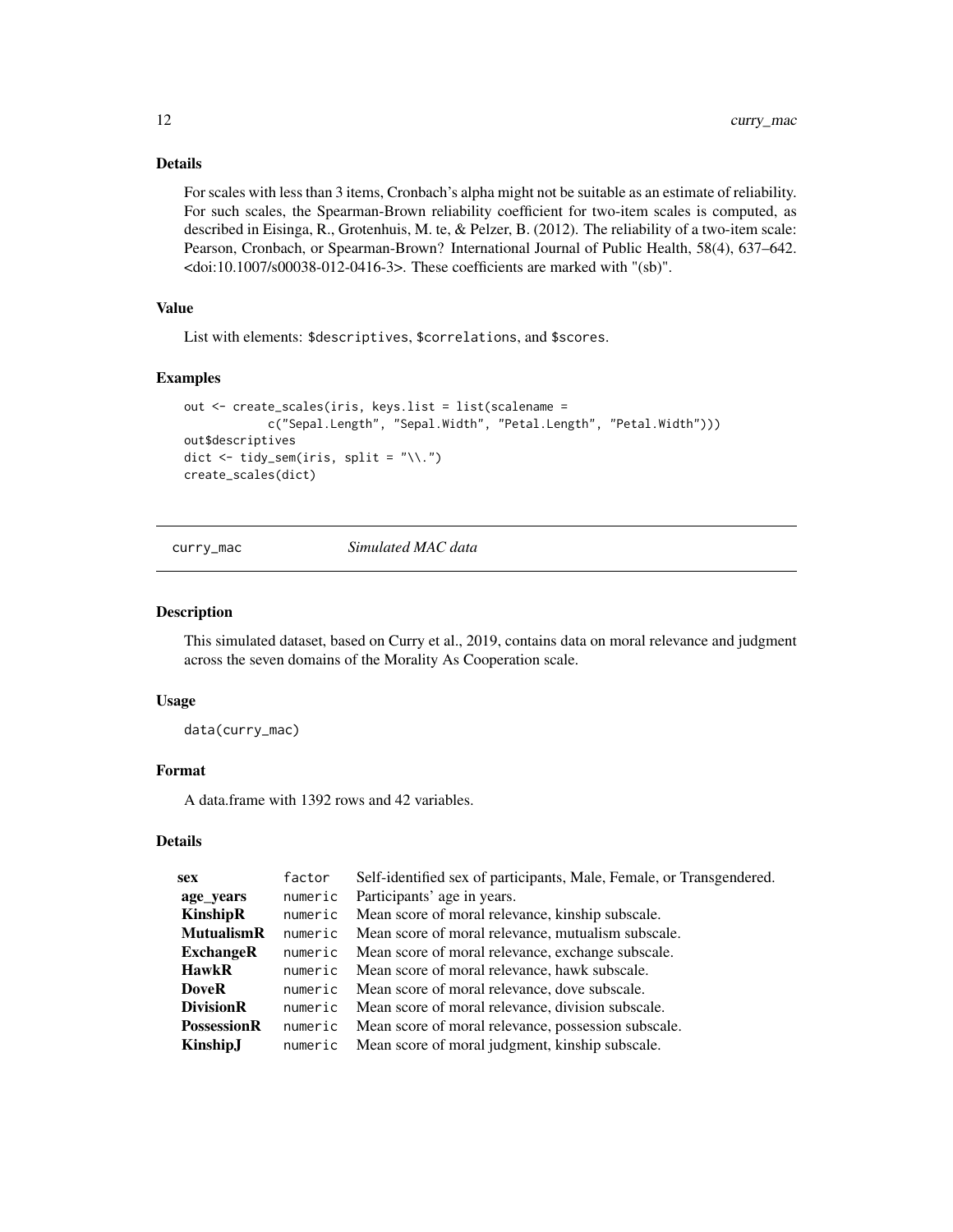### Details

For scales with less than 3 items, Cronbach's alpha might not be suitable as an estimate of reliability. For such scales, the Spearman-Brown reliability coefficient for two-item scales is computed, as described in Eisinga, R., Grotenhuis, M. te, & Pelzer, B. (2012). The reliability of a two-item scale: Pearson, Cronbach, or Spearman-Brown? International Journal of Public Health, 58(4), 637–642. <doi:10.1007/s00038-012-0416-3>. These coefficients are marked with "(sb)".

### Value

List with elements: $descriptives, $correlations, and $scores.

### Examples

```
out <- create_scales(iris, keys.list = list(scalename =
           c("Sepal.Length", "Sepal.Width", "Petal.Length", "Petal.Width")))
out$descriptives
dict <- tidy_sem(iris, split = "\\.")
create_scales(dict)
```

---

## curry_mac — *Simulated MAC data*

### Description

This simulated dataset, based on Curry et al., 2019, contains data on moral relevance and judgment across the seven domains of the Morality As Cooperation scale.

### Usage

```
data(curry_mac)
```

### Format

A data.frame with 1392 rows and 42 variables.

### Details

| | | |
|---|---|---|
| **sex** | factor | Self-identified sex of participants, Male, Female, or Transgendered. |
| **age_years** | numeric | Participants' age in years. |
| **KinshipR** | numeric | Mean score of moral relevance, kinship subscale. |
| **MutualismR** | numeric | Mean score of moral relevance, mutualism subscale. |
| **ExchangeR** | numeric | Mean score of moral relevance, exchange subscale. |
| **HawkR** | numeric | Mean score of moral relevance, hawk subscale. |
| **DoveR** | numeric | Mean score of moral relevance, dove subscale. |
| **DivisionR** | numeric | Mean score of moral relevance, division subscale. |
| **PossessionR** | numeric | Mean score of moral relevance, possession subscale. |
| **KinshipJ** | numeric | Mean score of moral judgment, kinship subscale. |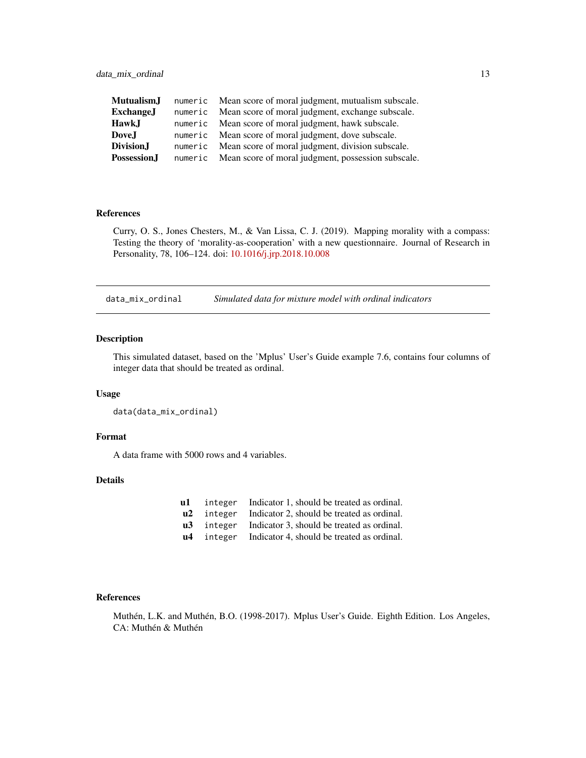| | | |
|---|---|---|
| **MutualismJ** | numeric | Mean score of moral judgment, mutualism subscale. |
| **ExchangeJ** | numeric | Mean score of moral judgment, exchange subscale. |
| **HawkJ** | numeric | Mean score of moral judgment, hawk subscale. |
| **DoveJ** | numeric | Mean score of moral judgment, dove subscale. |
| **DivisionJ** | numeric | Mean score of moral judgment, division subscale. |
| **PossessionJ** | numeric | Mean score of moral judgment, possession subscale. |

### References

Curry, O. S., Jones Chesters, M., & Van Lissa, C. J. (2019). Mapping morality with a compass: Testing the theory of 'morality-as-cooperation' with a new questionnaire. Journal of Research in Personality, 78, 106–124. doi: 10.1016/j.jrp.2018.10.008

---

## data_mix_ordinal — *Simulated data for mixture model with ordinal indicators*

### Description

This simulated dataset, based on the 'Mplus' User's Guide example 7.6, contains four columns of integer data that should be treated as ordinal.

### Usage

```
data(data_mix_ordinal)
```

### Format

A data frame with 5000 rows and 4 variables.

### Details

| | | |
|---|---|---|
| **u1** | integer | Indicator 1, should be treated as ordinal. |
| **u2** | integer | Indicator 2, should be treated as ordinal. |
| **u3** | integer | Indicator 3, should be treated as ordinal. |
| **u4** | integer | Indicator 4, should be treated as ordinal. |

### References

Muthén, L.K. and Muthén, B.O. (1998-2017). Mplus User's Guide. Eighth Edition. Los Angeles, CA: Muthén & Muthén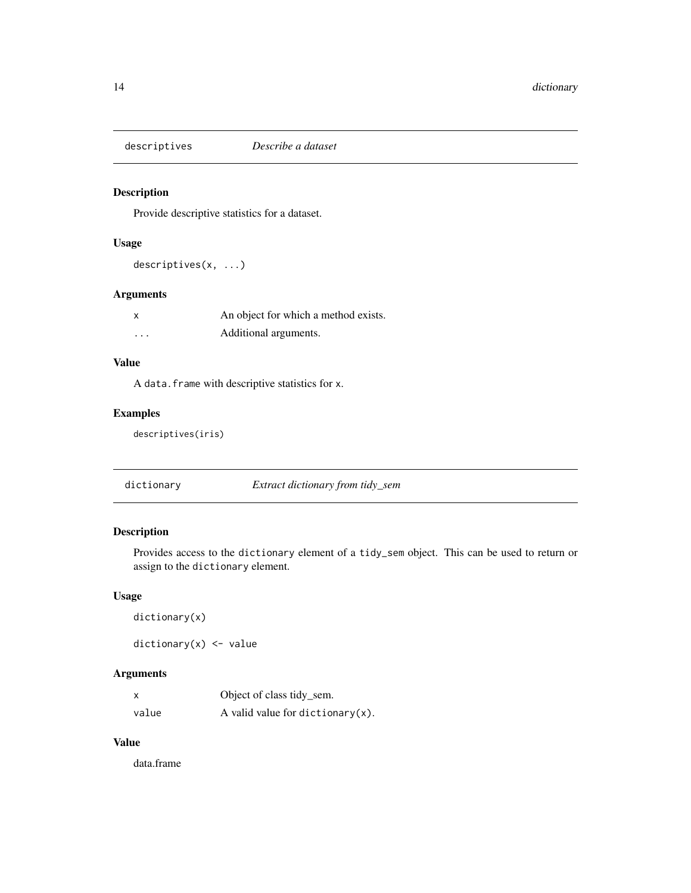## descriptives *Describe a dataset*

### Description

Provide descriptive statistics for a dataset.

### Usage

```
descriptives(x, ...)
```

### Arguments

| | |
|---|---|
| x | An object for which a method exists. |
| ... | Additional arguments. |

### Value

A `data.frame` with descriptive statistics for `x`.

### Examples

```
descriptives(iris)
```

## dictionary *Extract dictionary from tidy_sem*

### Description

Provides access to the `dictionary` element of a `tidy_sem` object. This can be used to return or assign to the `dictionary` element.

### Usage

```
dictionary(x)

dictionary(x) <- value
```

### Arguments

| | |
|---|---|
| x | Object of class tidy_sem. |
| value | A valid value for `dictionary(x)`. |

### Value

data.frame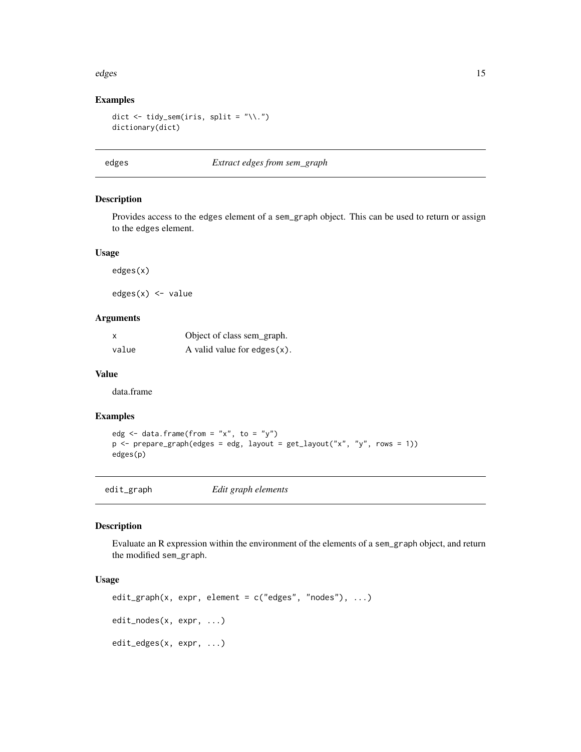### Examples

```
dict <- tidy_sem(iris, split = "\\.")
dictionary(dict)
```

---

## edges — *Extract edges from sem_graph*

### Description

Provides access to the edges element of a sem_graph object. This can be used to return or assign to the edges element.

### Usage

```
edges(x)

edges(x) <- value
```

### Arguments

| | |
|---|---|
| x | Object of class sem_graph. |
| value | A valid value for edges(x). |

### Value

data.frame

### Examples

```
edg <- data.frame(from = "x", to = "y")
p <- prepare_graph(edges = edg, layout = get_layout("x", "y", rows = 1))
edges(p)
```

---

## edit_graph — *Edit graph elements*

### Description

Evaluate an R expression within the environment of the elements of a sem_graph object, and return the modified sem_graph.

### Usage

```
edit_graph(x, expr, element = c("edges", "nodes"), ...)

edit_nodes(x, expr, ...)

edit_edges(x, expr, ...)
```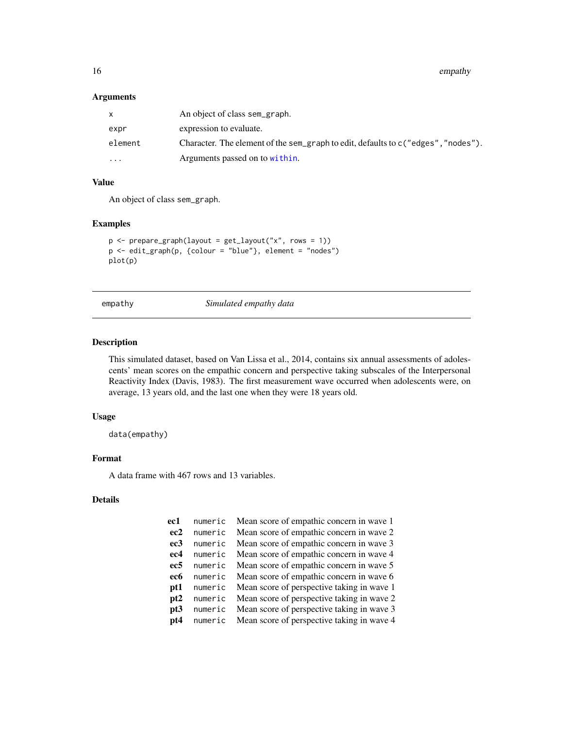### Arguments

| | |
|---|---|
| x | An object of class sem_graph. |
| expr | expression to evaluate. |
| element | Character. The element of the sem_graph to edit, defaults to c("edges","nodes"). |
| ... | Arguments passed on to within. |

### Value

An object of class sem_graph.

### Examples

```
p <- prepare_graph(layout = get_layout("x", rows = 1))
p <- edit_graph(p, {colour = "blue"}, element = "nodes")
plot(p)
```

---

## empathy — *Simulated empathy data*

---

### Description

This simulated dataset, based on Van Lissa et al., 2014, contains six annual assessments of adolescents' mean scores on the empathic concern and perspective taking subscales of the Interpersonal Reactivity Index (Davis, 1983). The first measurement wave occurred when adolescents were, on average, 13 years old, and the last one when they were 18 years old.

### Usage

```
data(empathy)
```

### Format

A data frame with 467 rows and 13 variables.

### Details

| | | |
|---|---|---|
| **ec1** | numeric | Mean score of empathic concern in wave 1 |
| **ec2** | numeric | Mean score of empathic concern in wave 2 |
| **ec3** | numeric | Mean score of empathic concern in wave 3 |
| **ec4** | numeric | Mean score of empathic concern in wave 4 |
| **ec5** | numeric | Mean score of empathic concern in wave 5 |
| **ec6** | numeric | Mean score of empathic concern in wave 6 |
| **pt1** | numeric | Mean score of perspective taking in wave 1 |
| **pt2** | numeric | Mean score of perspective taking in wave 2 |
| **pt3** | numeric | Mean score of perspective taking in wave 3 |
| **pt4** | numeric | Mean score of perspective taking in wave 4 |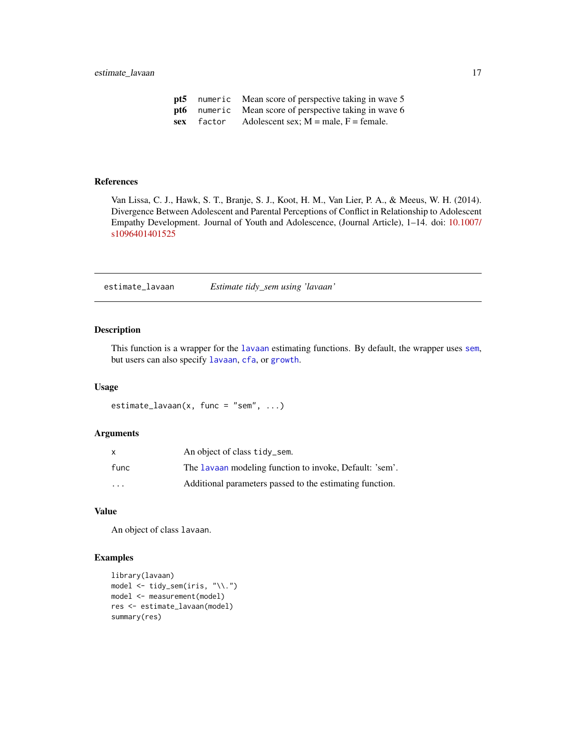| | | |
|---|---|---|
| **pt5** | numeric | Mean score of perspective taking in wave 5 |
| **pt6** | numeric | Mean score of perspective taking in wave 6 |
| **sex** | factor | Adolescent sex; M = male, F = female. |

### References

Van Lissa, C. J., Hawk, S. T., Branje, S. J., Koot, H. M., Van Lier, P. A., & Meeus, W. H. (2014). Divergence Between Adolescent and Parental Perceptions of Conflict in Relationship to Adolescent Empathy Development. Journal of Youth and Adolescence, (Journal Article), 1–14. doi: 10.1007/s1096401401525

---

## estimate_lavaan — *Estimate tidy_sem using 'lavaan'*

### Description

This function is a wrapper for the `lavaan` estimating functions. By default, the wrapper uses `sem`, but users can also specify `lavaan`, `cfa`, or `growth`.

### Usage

```
estimate_lavaan(x, func = "sem", ...)
```

### Arguments

| | |
|---|---|
| `x` | An object of class `tidy_sem`. |
| `func` | The `lavaan` modeling function to invoke, Default: 'sem'. |
| `...` | Additional parameters passed to the estimating function. |

### Value

An object of class `lavaan`.

### Examples

```
library(lavaan)
model <- tidy_sem(iris, "\\.")
model <- measurement(model)
res <- estimate_lavaan(model)
summary(res)
```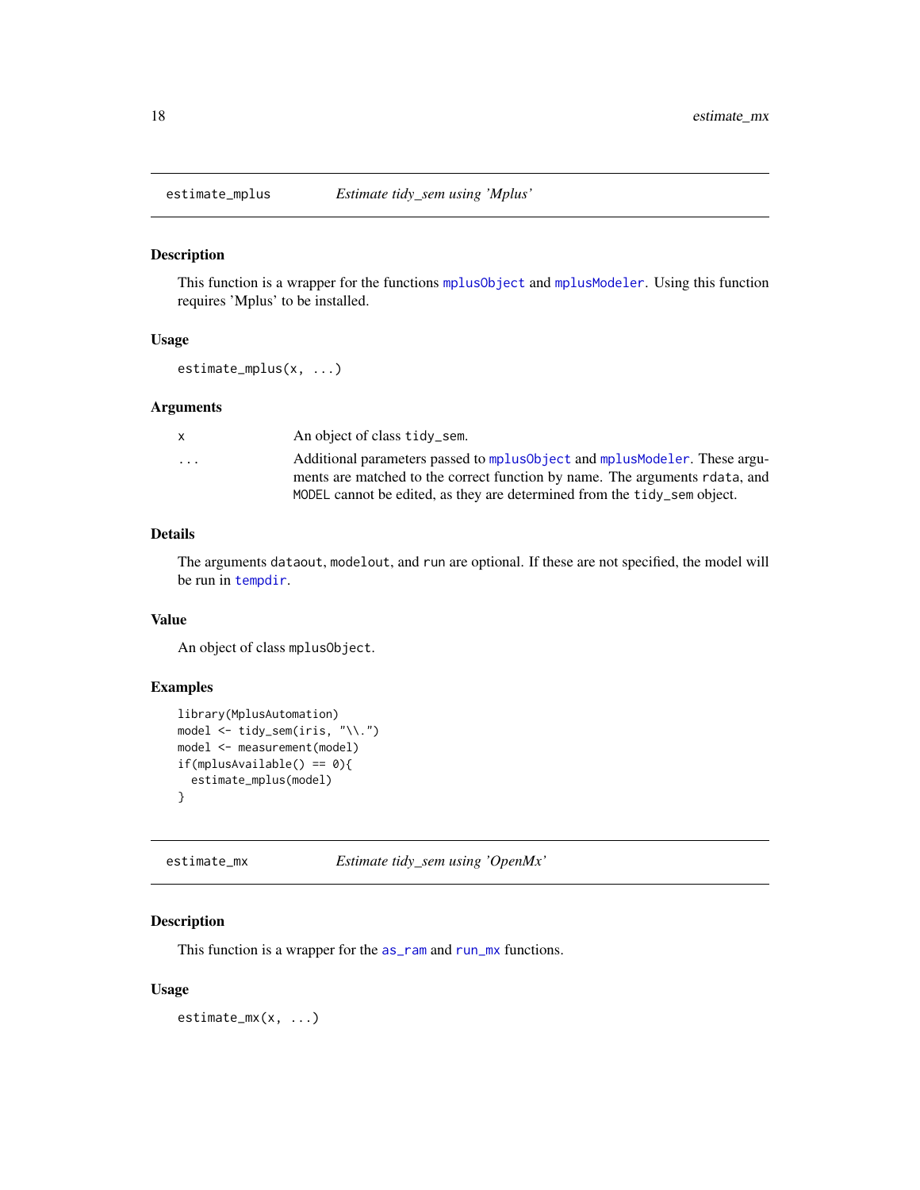## estimate_mplus — *Estimate tidy_sem using 'Mplus'*

### Description

This function is a wrapper for the functions `mplusObject` and `mplusModeler`. Using this function requires 'Mplus' to be installed.

### Usage

```
estimate_mplus(x, ...)
```

### Arguments

| | |
|---|---|
| `x` | An object of class `tidy_sem`. |
| `...` | Additional parameters passed to `mplusObject` and `mplusModeler`. These arguments are matched to the correct function by name. The arguments `rdata`, and `MODEL` cannot be edited, as they are determined from the `tidy_sem` object. |

### Details

The arguments `dataout`, `modelout`, and `run` are optional. If these are not specified, the model will be run in `tempdir`.

### Value

An object of class `mplusObject`.

### Examples

```
library(MplusAutomation)
model <- tidy_sem(iris, "\\.")
model <- measurement(model)
if(mplusAvailable() == 0){
  estimate_mplus(model)
}
```

## estimate_mx — *Estimate tidy_sem using 'OpenMx'*

### Description

This function is a wrapper for the `as_ram` and `run_mx` functions.

### Usage

```
estimate_mx(x, ...)
```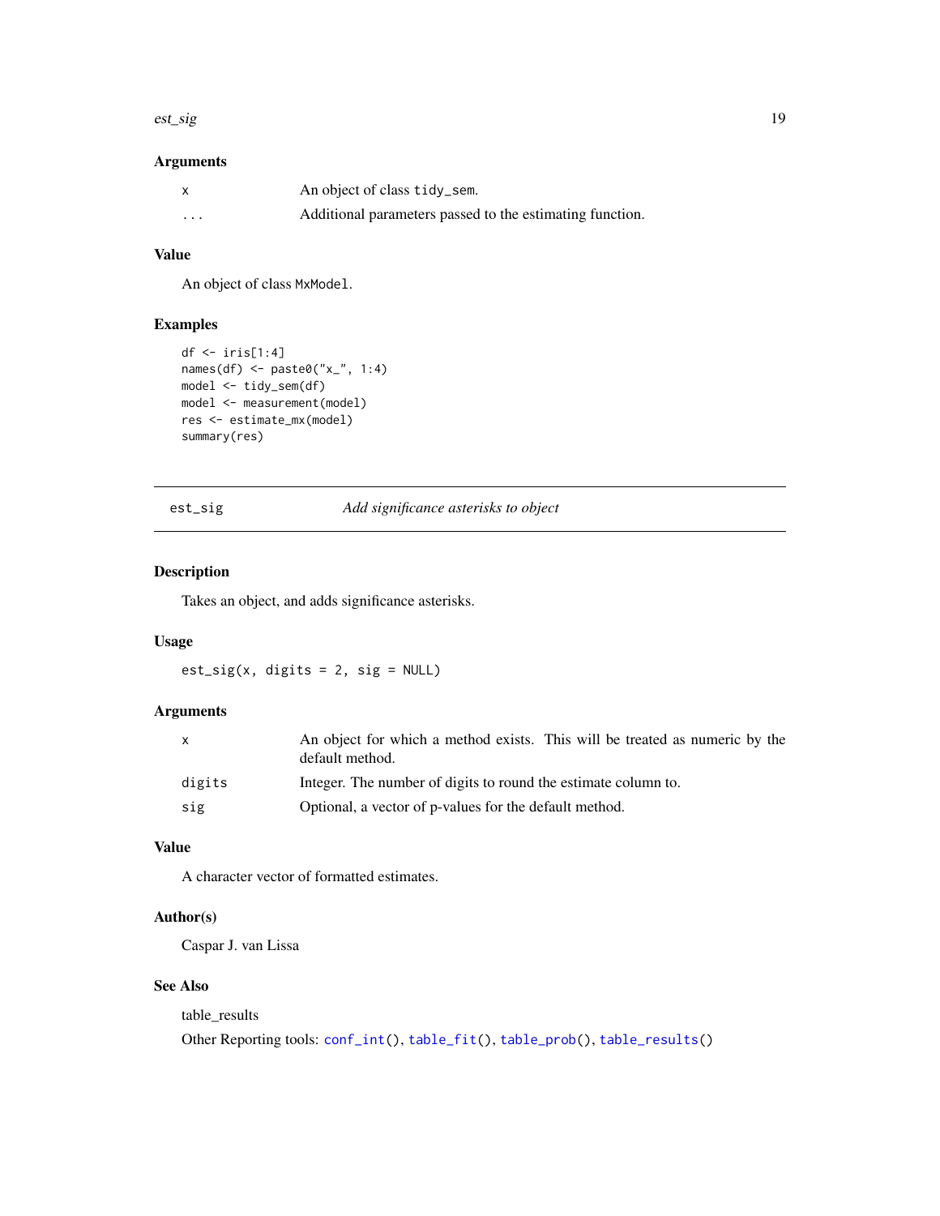### Arguments

| | |
|---|---|
| x | An object of class `tidy_sem`. |
| ... | Additional parameters passed to the estimating function. |

### Value

An object of class `MxModel`.

### Examples

```
df <- iris[1:4]
names(df) <- paste0("x_", 1:4)
model <- tidy_sem(df)
model <- measurement(model)
res <- estimate_mx(model)
summary(res)
```

---

## est_sig — *Add significance asterisks to object*

### Description

Takes an object, and adds significance asterisks.

### Usage

```
est_sig(x, digits = 2, sig = NULL)
```

### Arguments

| | |
|---|---|
| x | An object for which a method exists. This will be treated as numeric by the default method. |
| digits | Integer. The number of digits to round the estimate column to. |
| sig | Optional, a vector of p-values for the default method. |

### Value

A character vector of formatted estimates.

### Author(s)

Caspar J. van Lissa

### See Also

table_results

Other Reporting tools: `conf_int()`, `table_fit()`, `table_prob()`, `table_results()`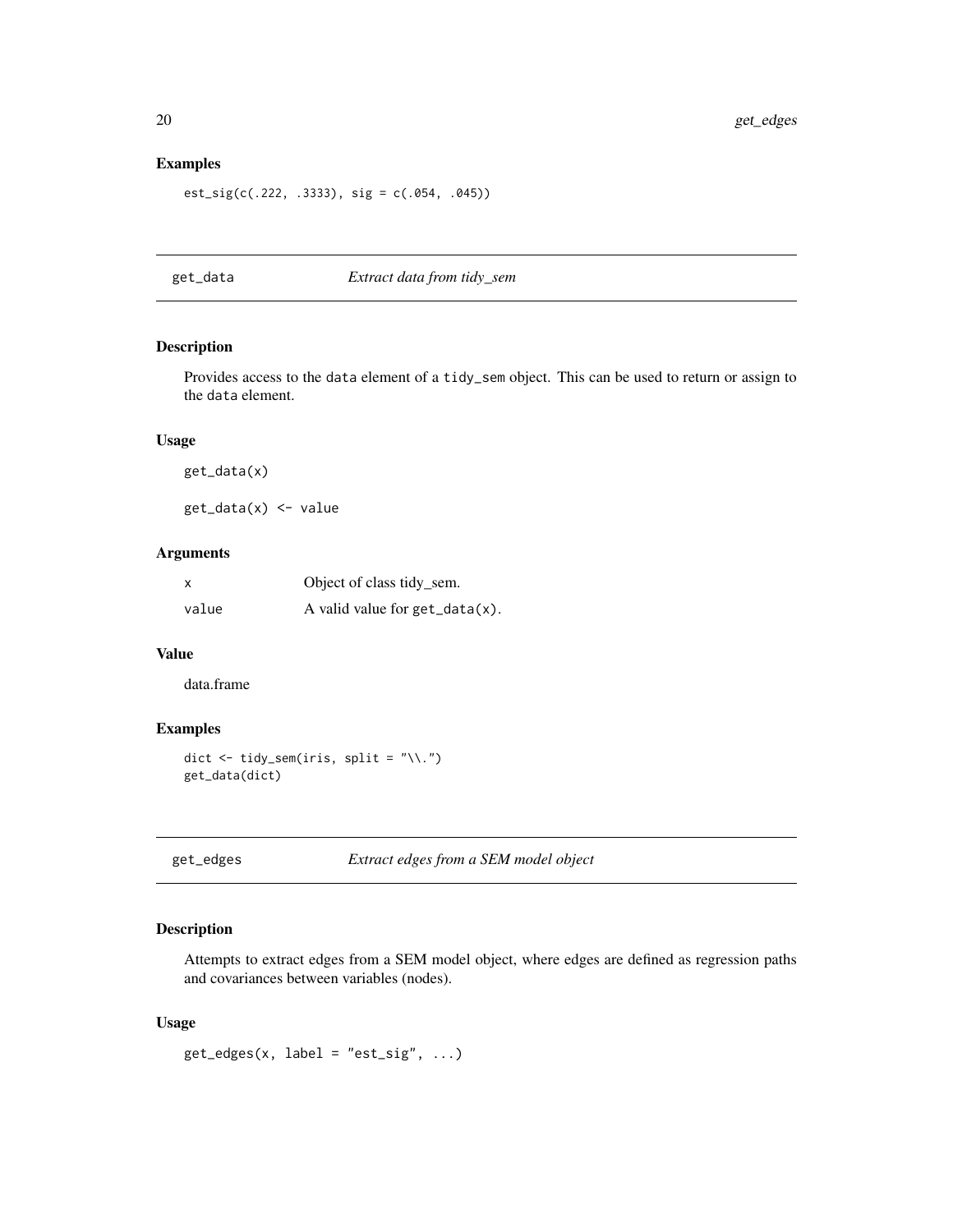### Examples

```
est_sig(c(.222, .3333), sig = c(.054, .045))
```

## get_data — *Extract data from tidy_sem*

### Description

Provides access to the data element of a tidy_sem object. This can be used to return or assign to the data element.

### Usage

```
get_data(x)

get_data(x) <- value
```

### Arguments

| | |
|---|---|
| x | Object of class tidy_sem. |
| value | A valid value for get_data(x). |

### Value

data.frame

### Examples

```
dict <- tidy_sem(iris, split = "\\.")
get_data(dict)
```

## get_edges — *Extract edges from a SEM model object*

### Description

Attempts to extract edges from a SEM model object, where edges are defined as regression paths and covariances between variables (nodes).

### Usage

```
get_edges(x, label = "est_sig", ...)
```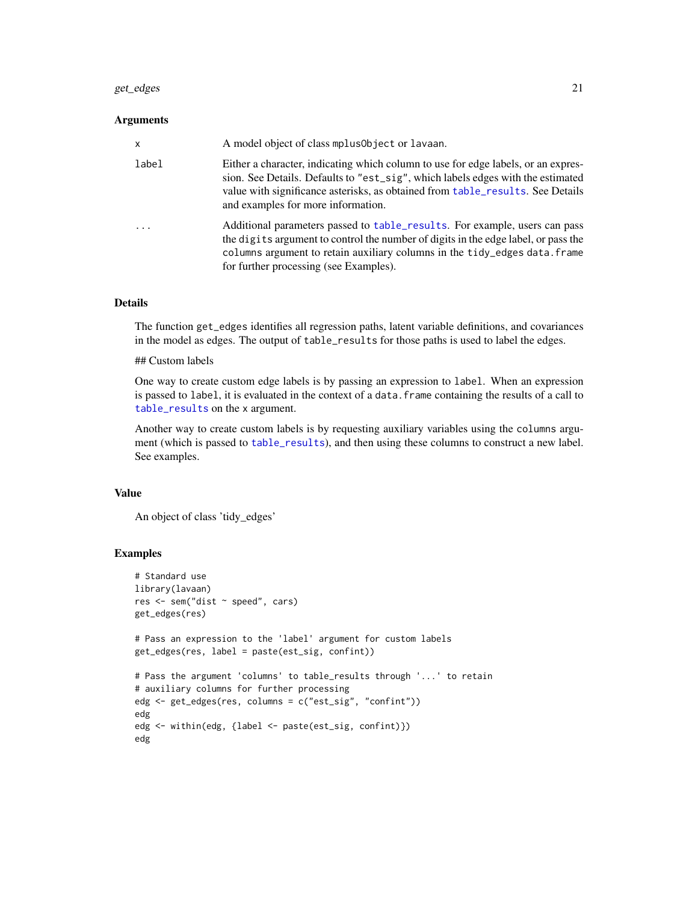## Arguments

| | |
|---|---|
| x | A model object of class `mplusObject` or `lavaan`. |
| label | Either a character, indicating which column to use for edge labels, or an expression. See Details. Defaults to `"est_sig"`, which labels edges with the estimated value with significance asterisks, as obtained from `table_results`. See Details and examples for more information. |
| ... | Additional parameters passed to `table_results`. For example, users can pass the `digits` argument to control the number of digits in the edge label, or pass the `columns` argument to retain auxiliary columns in the `tidy_edges` `data.frame` for further processing (see Examples). |

## Details

The function `get_edges` identifies all regression paths, latent variable definitions, and covariances in the model as edges. The output of `table_results` for those paths is used to label the edges.

## Custom labels

One way to create custom edge labels is by passing an expression to `label`. When an expression is passed to `label`, it is evaluated in the context of a `data.frame` containing the results of a call to `table_results` on the `x` argument.

Another way to create custom labels is by requesting auxiliary variables using the `columns` argument (which is passed to `table_results`), and then using these columns to construct a new label. See examples.

## Value

An object of class 'tidy_edges'

## Examples

```
# Standard use
library(lavaan)
res <- sem("dist ~ speed", cars)
get_edges(res)

# Pass an expression to the 'label' argument for custom labels
get_edges(res, label = paste(est_sig, confint))

# Pass the argument 'columns' to table_results through '...' to retain
# auxiliary columns for further processing
edg <- get_edges(res, columns = c("est_sig", "confint"))
edg
edg <- within(edg, {label <- paste(est_sig, confint)})
edg
```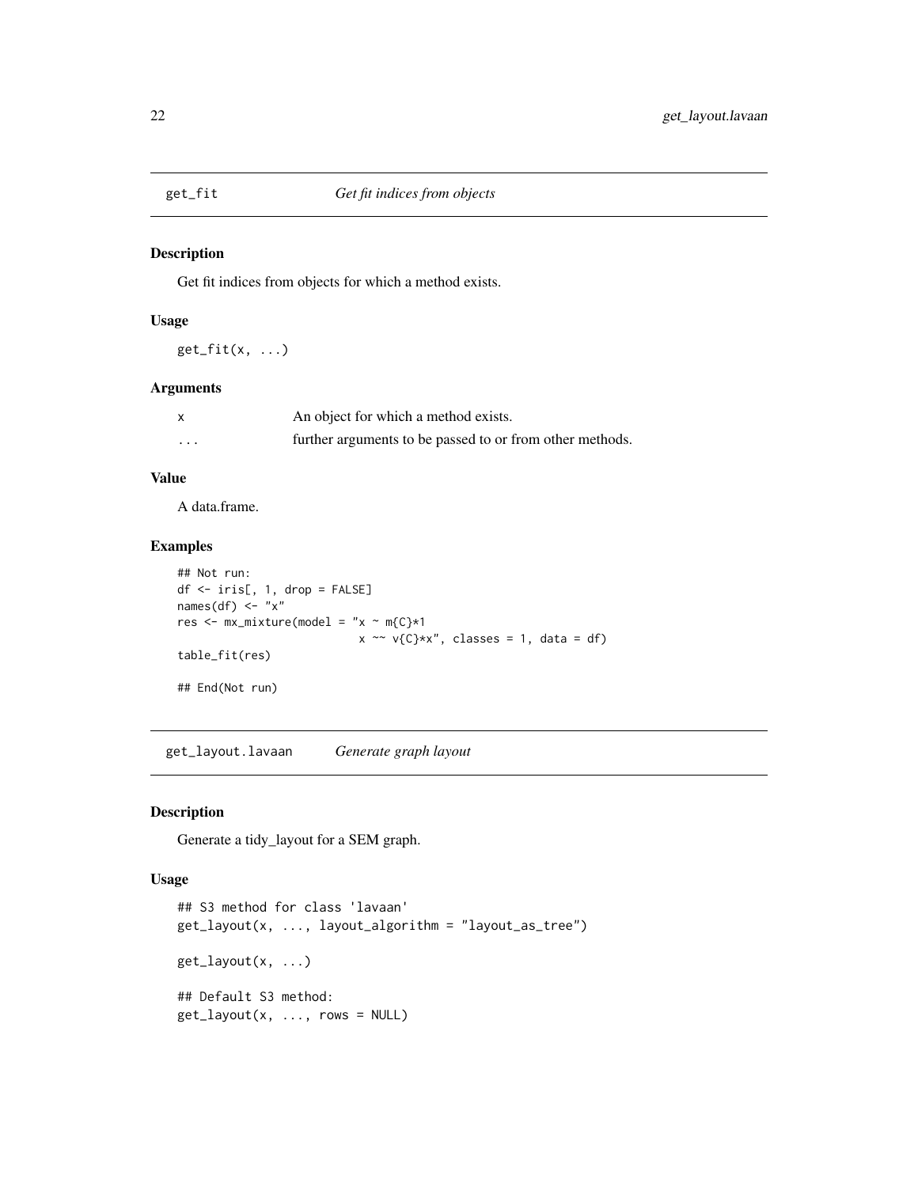## get_fit — *Get fit indices from objects*

### Description

Get fit indices from objects for which a method exists.

### Usage

```
get_fit(x, ...)
```

### Arguments

| | |
|---|---|
| x | An object for which a method exists. |
| ... | further arguments to be passed to or from other methods. |

### Value

A data.frame.

### Examples

```
## Not run:
df <- iris[, 1, drop = FALSE]
names(df) <- "x"
res <- mx_mixture(model = "x ~ m{C}*1
                           x ~~ v{C}*x", classes = 1, data = df)
table_fit(res)

## End(Not run)
```

## get_layout.lavaan — *Generate graph layout*

### Description

Generate a tidy_layout for a SEM graph.

### Usage

```
## S3 method for class 'lavaan'
get_layout(x, ..., layout_algorithm = "layout_as_tree")

get_layout(x, ...)

## Default S3 method:
get_layout(x, ..., rows = NULL)
```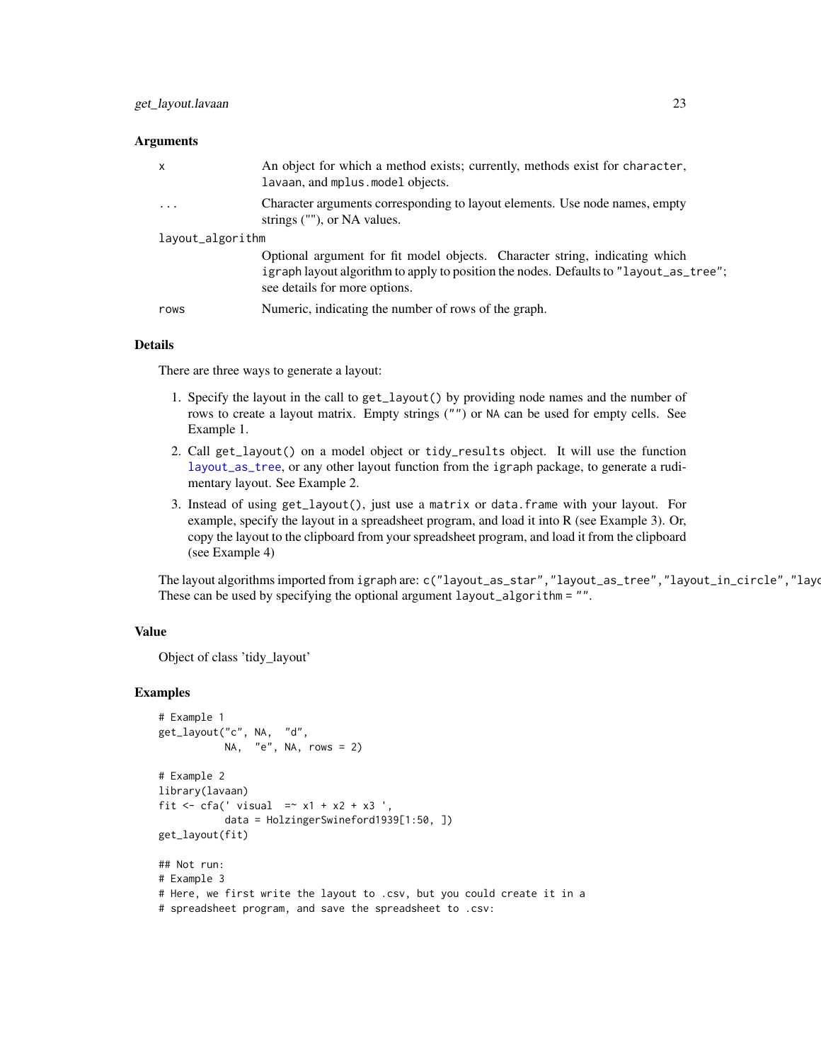## Arguments

| | |
|---|---|
| `x` | An object for which a method exists; currently, methods exist for `character`, `lavaan`, and `mplus.model` objects. |
| `...` | Character arguments corresponding to layout elements. Use node names, empty strings (""), or NA values. |
| `layout_algorithm` | Optional argument for fit model objects. Character string, indicating which `igraph` layout algorithm to apply to position the nodes. Defaults to `"layout_as_tree"`; see details for more options. |
| `rows` | Numeric, indicating the number of rows of the graph. |

## Details

There are three ways to generate a layout:

1. Specify the layout in the call to `get_layout()` by providing node names and the number of rows to create a layout matrix. Empty strings (`""`) or `NA` can be used for empty cells. See Example 1.
2. Call `get_layout()` on a model object or `tidy_results` object. It will use the function `layout_as_tree`, or any other layout function from the `igraph` package, to generate a rudimentary layout. See Example 2.
3. Instead of using `get_layout()`, just use a `matrix` or `data.frame` with your layout. For example, specify the layout in a spreadsheet program, and load it into R (see Example 3). Or, copy the layout to the clipboard from your spreadsheet program, and load it from the clipboard (see Example 4)

The layout algorithms imported from `igraph` are: `c("layout_as_star","layout_as_tree","layout_in_circle","layo`
These can be used by specifying the optional argument `layout_algorithm = ""`.

## Value

Object of class 'tidy_layout'

## Examples

```
# Example 1
get_layout("c", NA,  "d",
           NA,  "e", NA, rows = 2)

# Example 2
library(lavaan)
fit <- cfa(' visual  =~ x1 + x2 + x3 ',
           data = HolzingerSwineford1939[1:50, ])
get_layout(fit)

## Not run:
# Example 3
# Here, we first write the layout to .csv, but you could create it in a
# spreadsheet program, and save the spreadsheet to .csv:
```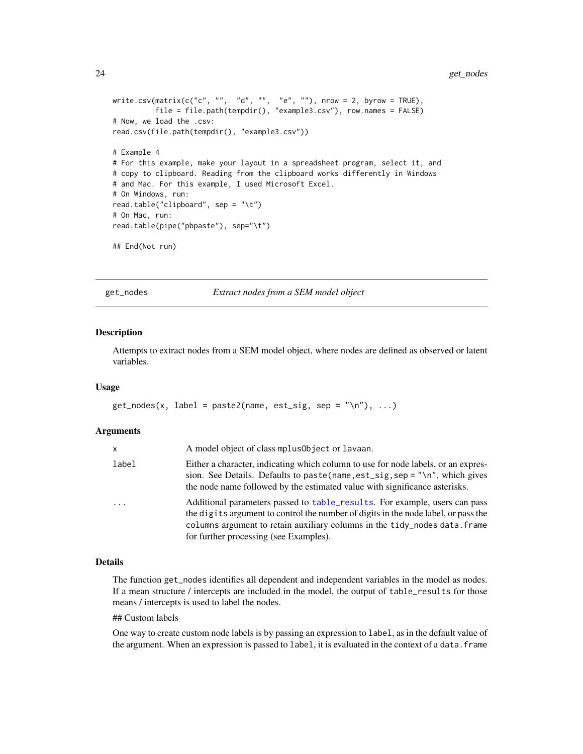```
write.csv(matrix(c("c", "",  "d", "",  "e", ""), nrow = 2, byrow = TRUE),
          file = file.path(tempdir(), "example3.csv"), row.names = FALSE)
# Now, we load the .csv:
read.csv(file.path(tempdir(), "example3.csv"))

# Example 4
# For this example, make your layout in a spreadsheet program, select it, and
# copy to clipboard. Reading from the clipboard works differently in Windows
# and Mac. For this example, I used Microsoft Excel.
# On Windows, run:
read.table("clipboard", sep = "\t")
# On Mac, run:
read.table(pipe("pbpaste"), sep="\t")

## End(Not run)
```

---

## get_nodes — *Extract nodes from a SEM model object*

### Description

Attempts to extract nodes from a SEM model object, where nodes are defined as observed or latent variables.

### Usage

```
get_nodes(x, label = paste2(name, est_sig, sep = "\n"), ...)
```

### Arguments

| | |
|---|---|
| `x` | A model object of class `mplusObject` or `lavaan`. |
| `label` | Either a character, indicating which column to use for node labels, or an expression. See Details. Defaults to `paste(name,est_sig,sep = "\n"`, which gives the node name followed by the estimated value with significance asterisks. |
| `...` | Additional parameters passed to `table_results`. For example, users can pass the `digits` argument to control the number of digits in the node label, or pass the `columns` argument to retain auxiliary columns in the `tidy_nodes` `data.frame` for further processing (see Examples). |

### Details

The function `get_nodes` identifies all dependent and independent variables in the model as nodes. If a mean structure / intercepts are included in the model, the output of `table_results` for those means / intercepts is used to label the nodes.

## Custom labels

One way to create custom node labels is by passing an expression to `label`, as in the default value of the argument. When an expression is passed to `label`, it is evaluated in the context of a `data.frame`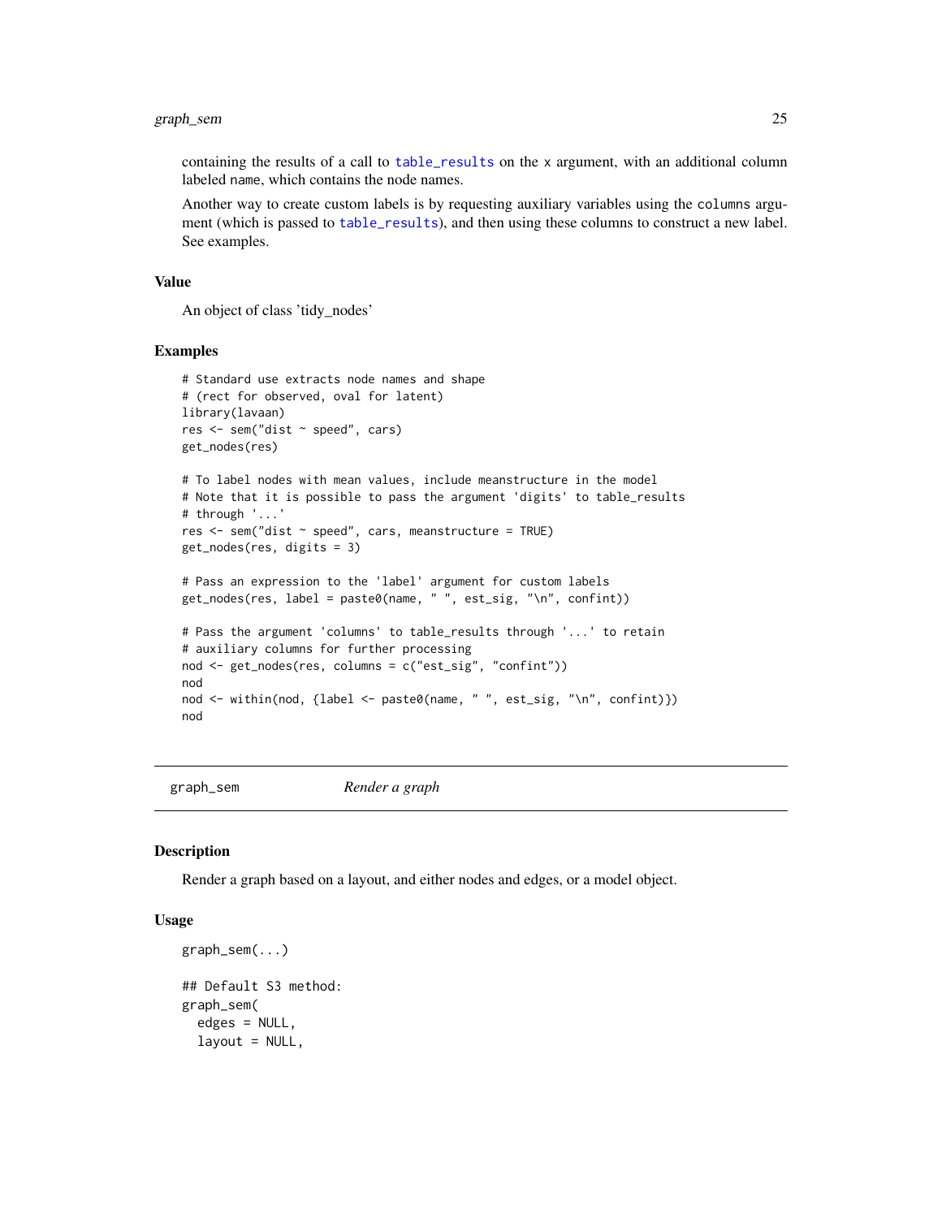containing the results of a call to `table_results` on the `x` argument, with an additional column labeled `name`, which contains the node names.

Another way to create custom labels is by requesting auxiliary variables using the `columns` argument (which is passed to `table_results`), and then using these columns to construct a new label. See examples.

### Value

An object of class 'tidy_nodes'

### Examples

```
# Standard use extracts node names and shape
# (rect for observed, oval for latent)
library(lavaan)
res <- sem("dist ~ speed", cars)
get_nodes(res)

# To label nodes with mean values, include meanstructure in the model
# Note that it is possible to pass the argument 'digits' to table_results
# through '...'
res <- sem("dist ~ speed", cars, meanstructure = TRUE)
get_nodes(res, digits = 3)

# Pass an expression to the 'label' argument for custom labels
get_nodes(res, label = paste0(name, " ", est_sig, "\n", confint))

# Pass the argument 'columns' to table_results through '...' to retain
# auxiliary columns for further processing
nod <- get_nodes(res, columns = c("est_sig", "confint"))
nod
nod <- within(nod, {label <- paste0(name, " ", est_sig, "\n", confint)})
nod
```

---

## graph_sem — *Render a graph*

### Description

Render a graph based on a layout, and either nodes and edges, or a model object.

### Usage

```
graph_sem(...)

## Default S3 method:
graph_sem(
  edges = NULL,
  layout = NULL,
```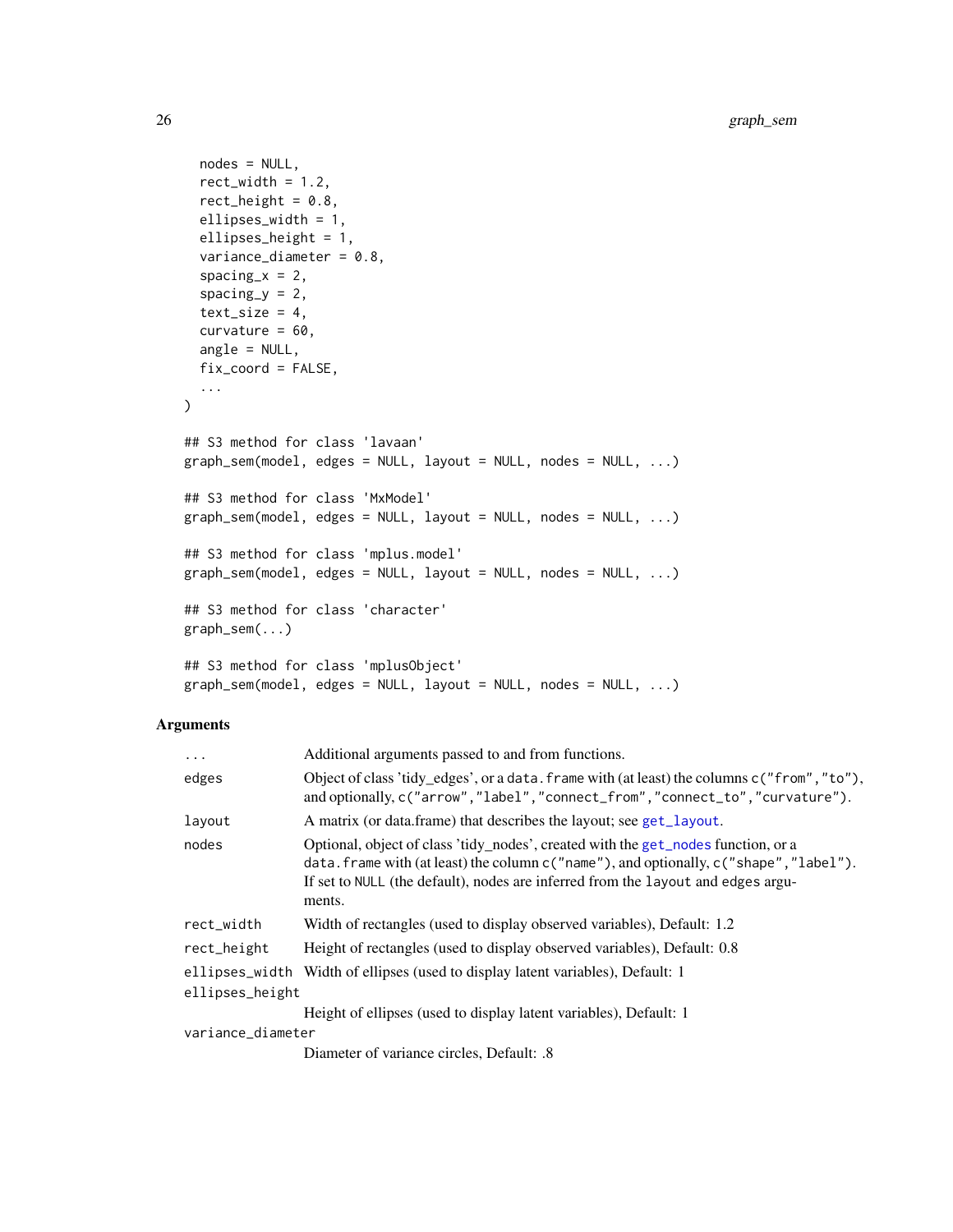```
  nodes = NULL,
  rect_width = 1.2,
  rect_height = 0.8,
  ellipses_width = 1,
  ellipses_height = 1,
  variance_diameter = 0.8,
  spacing_x = 2,
  spacing_y = 2,
  text_size = 4,
  curvature = 60,
  angle = NULL,
  fix_coord = FALSE,
  ...
)

## S3 method for class 'lavaan'
graph_sem(model, edges = NULL, layout = NULL, nodes = NULL, ...)

## S3 method for class 'MxModel'
graph_sem(model, edges = NULL, layout = NULL, nodes = NULL, ...)

## S3 method for class 'mplus.model'
graph_sem(model, edges = NULL, layout = NULL, nodes = NULL, ...)

## S3 method for class 'character'
graph_sem(...)

## S3 method for class 'mplusObject'
graph_sem(model, edges = NULL, layout = NULL, nodes = NULL, ...)
```

## Arguments

| | |
|---|---|
| `...` | Additional arguments passed to and from functions. |
| `edges` | Object of class 'tidy_edges', or a `data.frame` with (at least) the columns `c("from","to")`, and optionally, `c("arrow","label","connect_from","connect_to","curvature")`. |
| `layout` | A matrix (or data.frame) that describes the layout; see `get_layout`. |
| `nodes` | Optional, object of class 'tidy_nodes', created with the `get_nodes` function, or a `data.frame` with (at least) the column `c("name")`, and optionally, `c("shape","label")`. If set to `NULL` (the default), nodes are inferred from the `layout` and `edges` arguments. |
| `rect_width` | Width of rectangles (used to display observed variables), Default: 1.2 |
| `rect_height` | Height of rectangles (used to display observed variables), Default: 0.8 |
| `ellipses_width` | Width of ellipses (used to display latent variables), Default: 1 |
| `ellipses_height` | Height of ellipses (used to display latent variables), Default: 1 |
| `variance_diameter` | Diameter of variance circles, Default: .8 |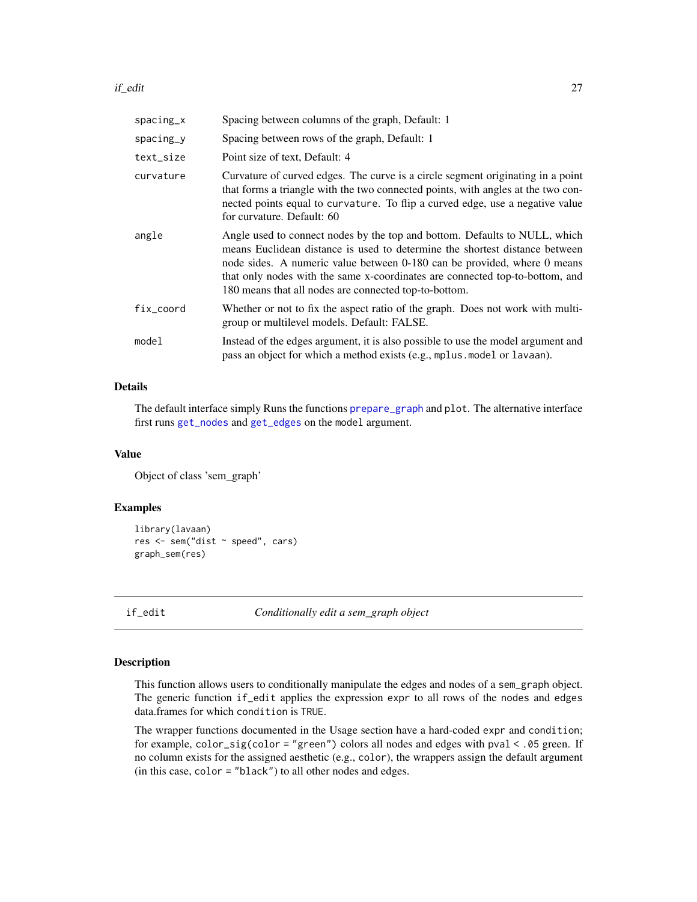| | |
|---|---|
| spacing_x | Spacing between columns of the graph, Default: 1 |
| spacing_y | Spacing between rows of the graph, Default: 1 |
| text_size | Point size of text, Default: 4 |
| curvature | Curvature of curved edges. The curve is a circle segment originating in a point that forms a triangle with the two connected points, with angles at the two connected points equal to `curvature`. To flip a curved edge, use a negative value for curvature. Default: 60 |
| angle | Angle used to connect nodes by the top and bottom. Defaults to NULL, which means Euclidean distance is used to determine the shortest distance between node sides. A numeric value between 0-180 can be provided, where 0 means that only nodes with the same x-coordinates are connected top-to-bottom, and 180 means that all nodes are connected top-to-bottom. |
| fix_coord | Whether or not to fix the aspect ratio of the graph. Does not work with multi-group or multilevel models. Default: FALSE. |
| model | Instead of the edges argument, it is also possible to use the model argument and pass an object for which a method exists (e.g., `mplus.model` or `lavaan`). |

### Details

The default interface simply Runs the functions `prepare_graph` and `plot`. The alternative interface first runs `get_nodes` and `get_edges` on the `model` argument.

### Value

Object of class 'sem_graph'

### Examples

```
library(lavaan)
res <- sem("dist ~ speed", cars)
graph_sem(res)
```

## if_edit — *Conditionally edit a sem_graph object*

### Description

This function allows users to conditionally manipulate the edges and nodes of a `sem_graph` object. The generic function `if_edit` applies the expression `expr` to all rows of the `nodes` and `edges` data.frames for which `condition` is `TRUE`.

The wrapper functions documented in the Usage section have a hard-coded `expr` and `condition`; for example, `color_sig(color = "green")` colors all nodes and edges with `pval < .05` green. If no column exists for the assigned aesthetic (e.g., `color`), the wrappers assign the default argument (in this case, `color = "black"`) to all other nodes and edges.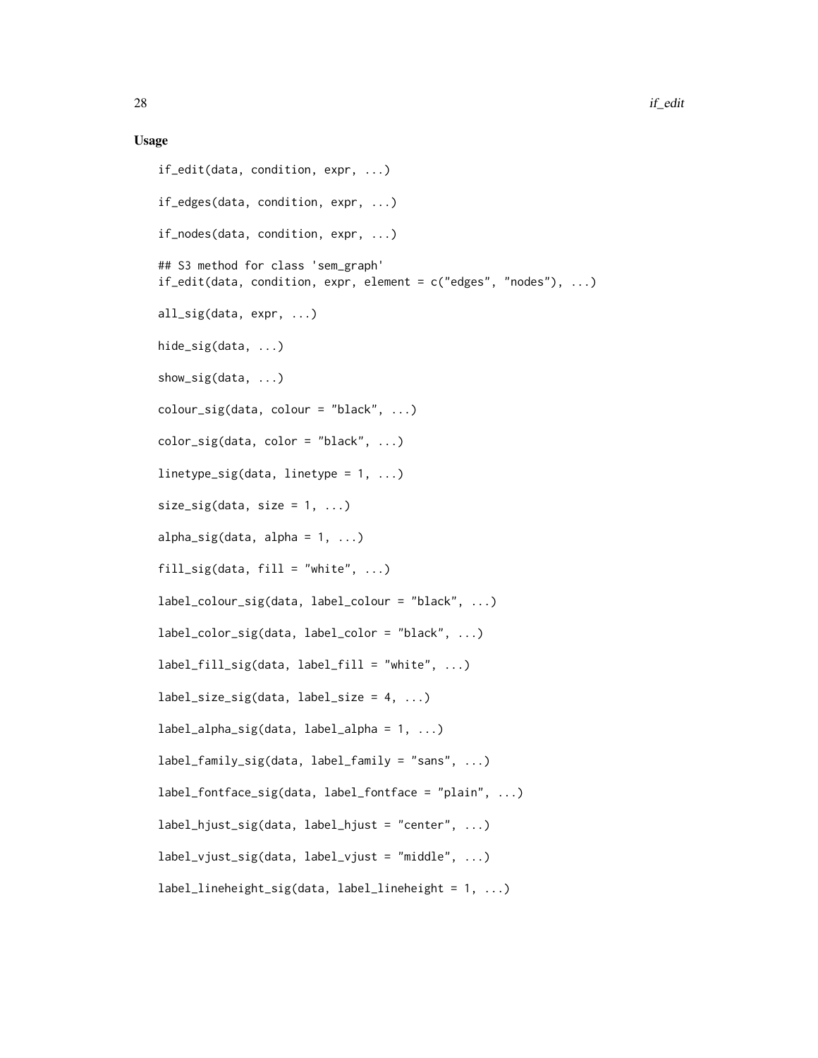### Usage

```
if_edit(data, condition, expr, ...)

if_edges(data, condition, expr, ...)

if_nodes(data, condition, expr, ...)

## S3 method for class 'sem_graph'
if_edit(data, condition, expr, element = c("edges", "nodes"), ...)

all_sig(data, expr, ...)

hide_sig(data, ...)

show_sig(data, ...)

colour_sig(data, colour = "black", ...)

color_sig(data, color = "black", ...)

linetype_sig(data, linetype = 1, ...)

size_sig(data, size = 1, ...)

alpha_sig(data, alpha = 1, ...)

fill_sig(data, fill = "white", ...)

label_colour_sig(data, label_colour = "black", ...)

label_color_sig(data, label_color = "black", ...)

label_fill_sig(data, label_fill = "white", ...)

label_size_sig(data, label_size = 4, ...)

label_alpha_sig(data, label_alpha = 1, ...)

label_family_sig(data, label_family = "sans", ...)

label_fontface_sig(data, label_fontface = "plain", ...)

label_hjust_sig(data, label_hjust = "center", ...)

label_vjust_sig(data, label_vjust = "middle", ...)

label_lineheight_sig(data, label_lineheight = 1, ...)
```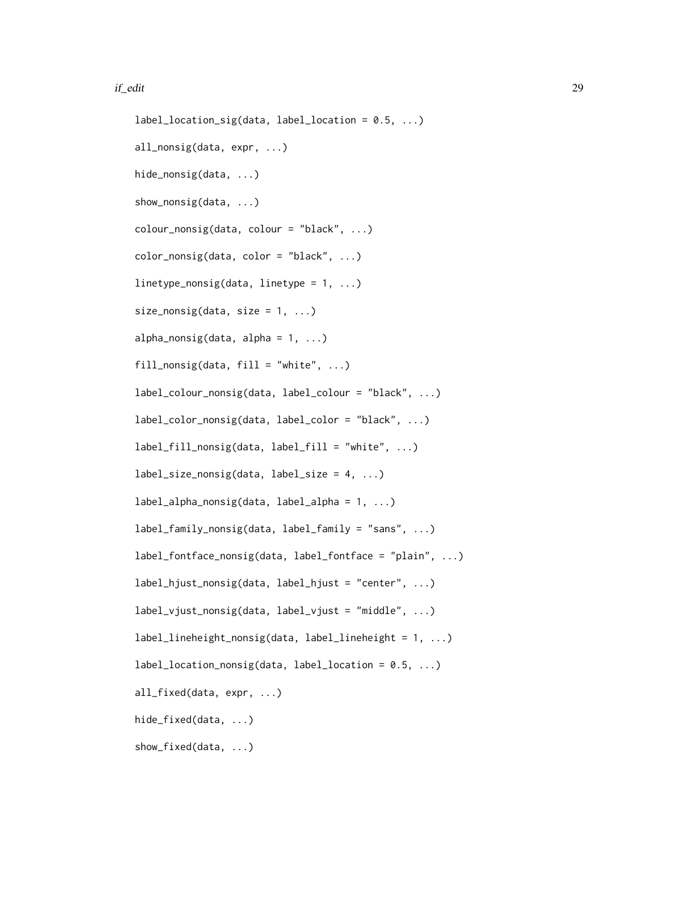```
label_location_sig(data, label_location = 0.5, ...)

all_nonsig(data, expr, ...)

hide_nonsig(data, ...)

show_nonsig(data, ...)

colour_nonsig(data, colour = "black", ...)

color_nonsig(data, color = "black", ...)

linetype_nonsig(data, linetype = 1, ...)

size_nonsig(data, size = 1, ...)

alpha_nonsig(data, alpha = 1, ...)

fill_nonsig(data, fill = "white", ...)

label_colour_nonsig(data, label_colour = "black", ...)

label_color_nonsig(data, label_color = "black", ...)

label_fill_nonsig(data, label_fill = "white", ...)

label_size_nonsig(data, label_size = 4, ...)

label_alpha_nonsig(data, label_alpha = 1, ...)

label_family_nonsig(data, label_family = "sans", ...)

label_fontface_nonsig(data, label_fontface = "plain", ...)

label_hjust_nonsig(data, label_hjust = "center", ...)

label_vjust_nonsig(data, label_vjust = "middle", ...)

label_lineheight_nonsig(data, label_lineheight = 1, ...)

label_location_nonsig(data, label_location = 0.5, ...)

all_fixed(data, expr, ...)

hide_fixed(data, ...)

show_fixed(data, ...)
```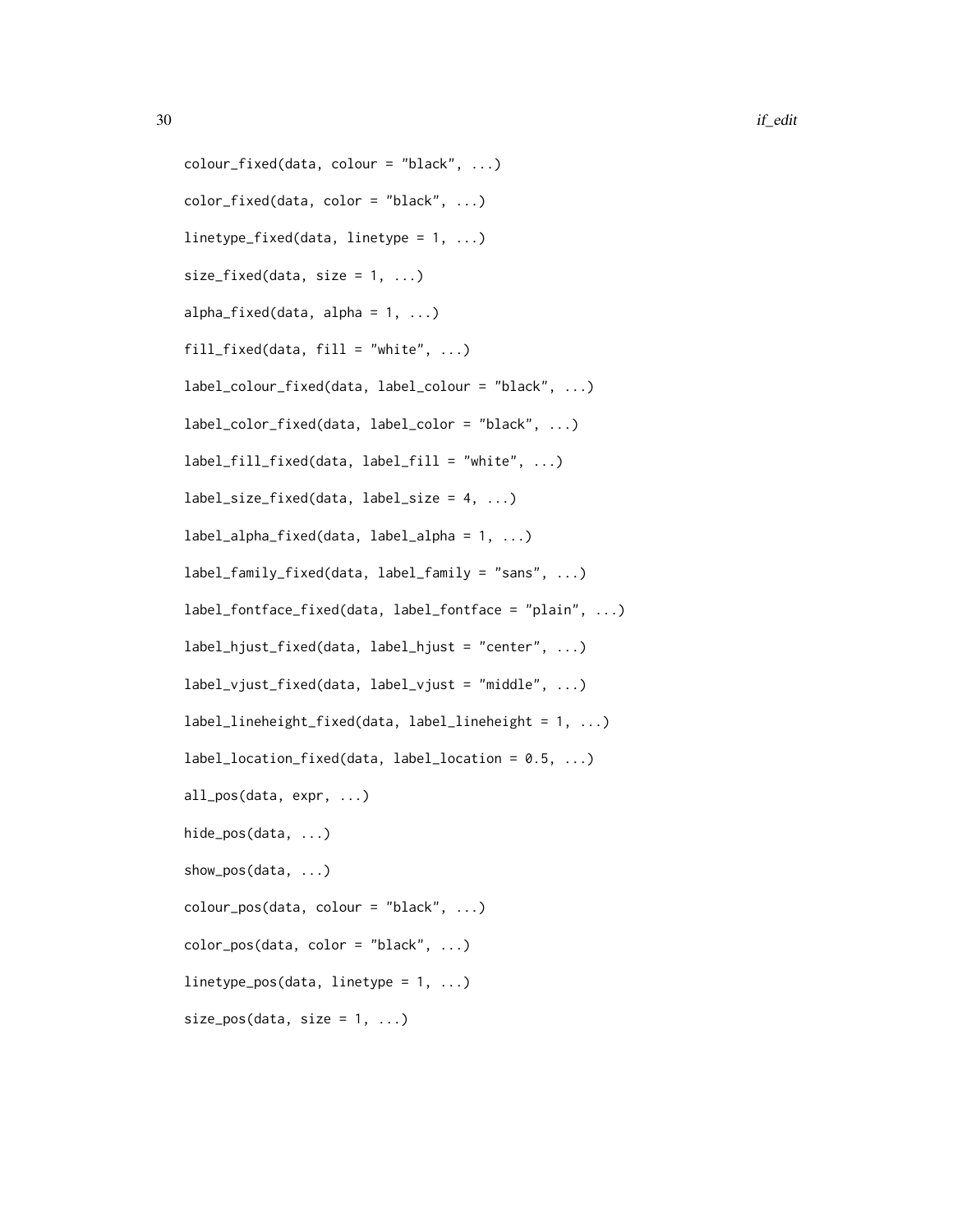```
colour_fixed(data, colour = "black", ...)

color_fixed(data, color = "black", ...)

linetype_fixed(data, linetype = 1, ...)

size_fixed(data, size = 1, ...)

alpha_fixed(data, alpha = 1, ...)

fill_fixed(data, fill = "white", ...)

label_colour_fixed(data, label_colour = "black", ...)

label_color_fixed(data, label_color = "black", ...)

label_fill_fixed(data, label_fill = "white", ...)

label_size_fixed(data, label_size = 4, ...)

label_alpha_fixed(data, label_alpha = 1, ...)

label_family_fixed(data, label_family = "sans", ...)

label_fontface_fixed(data, label_fontface = "plain", ...)

label_hjust_fixed(data, label_hjust = "center", ...)

label_vjust_fixed(data, label_vjust = "middle", ...)

label_lineheight_fixed(data, label_lineheight = 1, ...)

label_location_fixed(data, label_location = 0.5, ...)

all_pos(data, expr, ...)

hide_pos(data, ...)

show_pos(data, ...)

colour_pos(data, colour = "black", ...)

color_pos(data, color = "black", ...)

linetype_pos(data, linetype = 1, ...)

size_pos(data, size = 1, ...)
```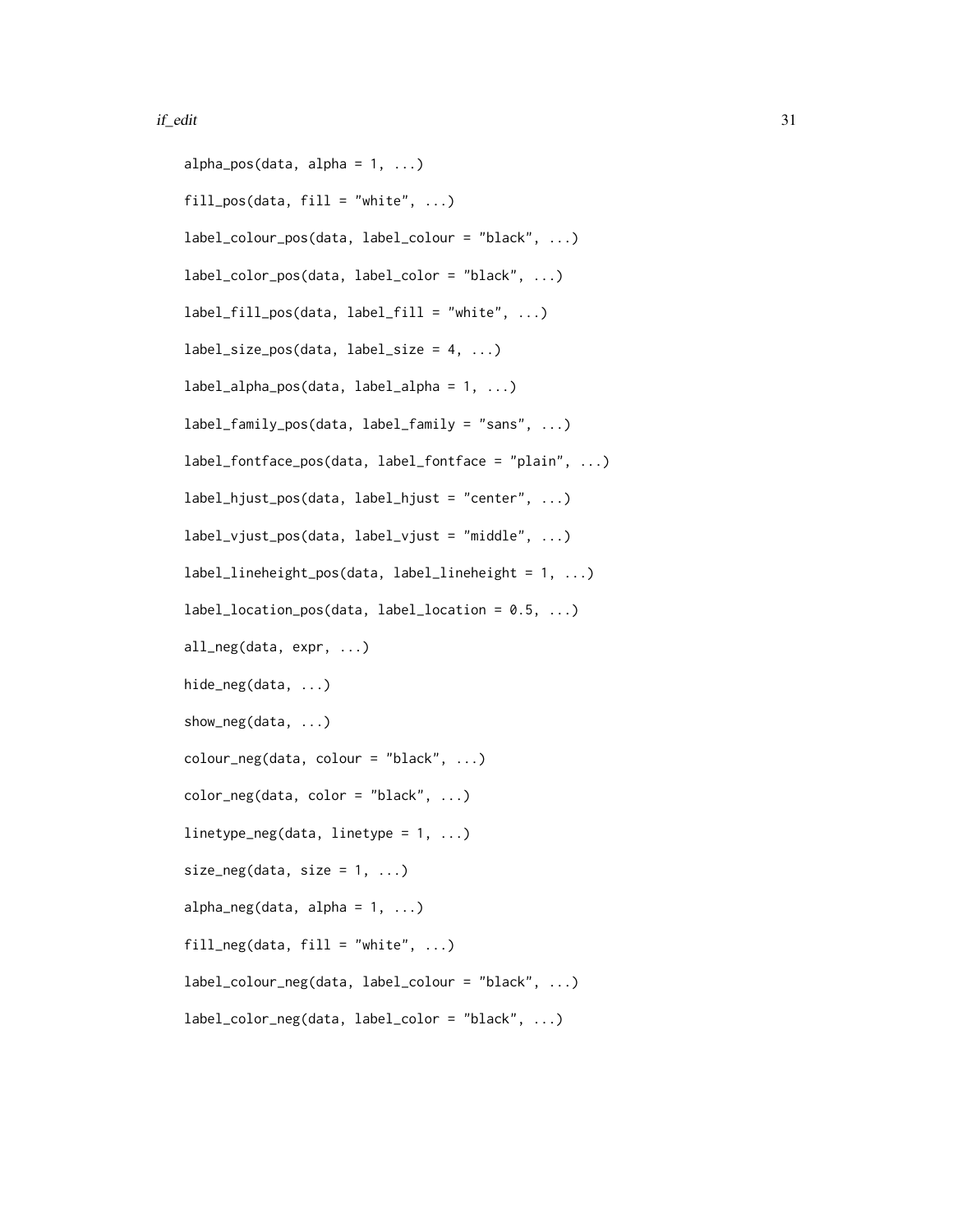```
alpha_pos(data, alpha = 1, ...)

fill_pos(data, fill = "white", ...)

label_colour_pos(data, label_colour = "black", ...)

label_color_pos(data, label_color = "black", ...)

label_fill_pos(data, label_fill = "white", ...)

label_size_pos(data, label_size = 4, ...)

label_alpha_pos(data, label_alpha = 1, ...)

label_family_pos(data, label_family = "sans", ...)

label_fontface_pos(data, label_fontface = "plain", ...)

label_hjust_pos(data, label_hjust = "center", ...)

label_vjust_pos(data, label_vjust = "middle", ...)

label_lineheight_pos(data, label_lineheight = 1, ...)

label_location_pos(data, label_location = 0.5, ...)

all_neg(data, expr, ...)

hide_neg(data, ...)

show_neg(data, ...)

colour_neg(data, colour = "black", ...)

color_neg(data, color = "black", ...)

linetype_neg(data, linetype = 1, ...)

size_neg(data, size = 1, ...)

alpha_neg(data, alpha = 1, ...)

fill_neg(data, fill = "white", ...)

label_colour_neg(data, label_colour = "black", ...)

label_color_neg(data, label_color = "black", ...)
```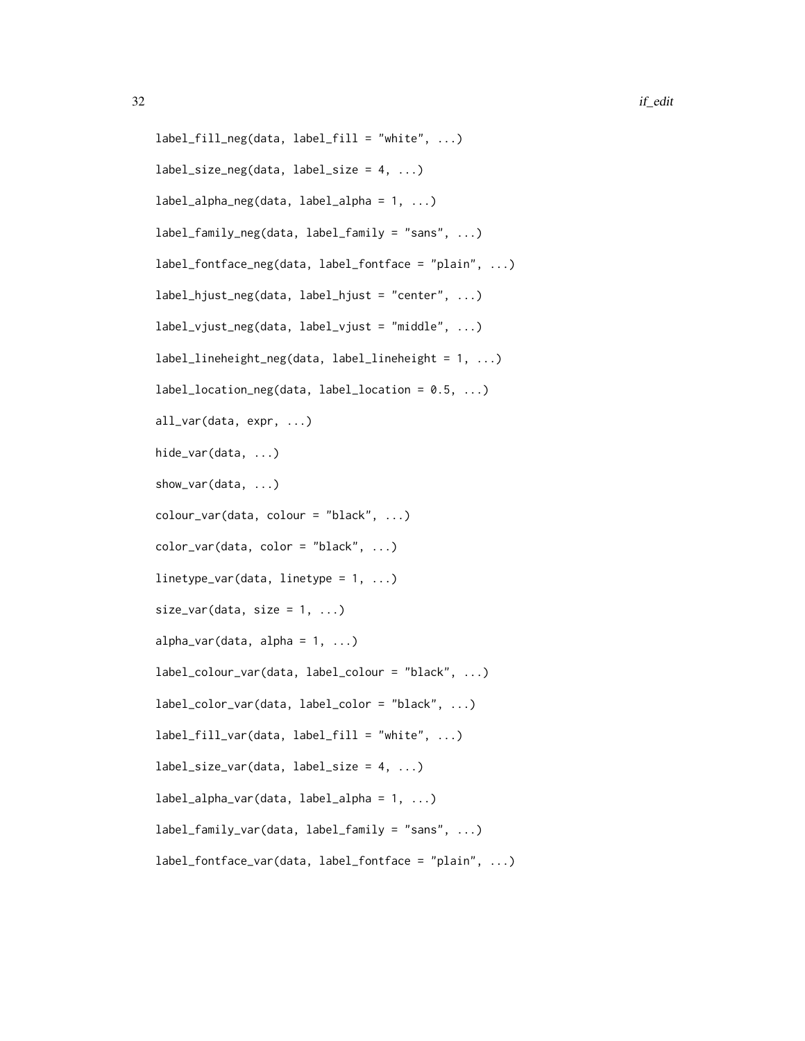```
label_fill_neg(data, label_fill = "white", ...)

label_size_neg(data, label_size = 4, ...)

label_alpha_neg(data, label_alpha = 1, ...)

label_family_neg(data, label_family = "sans", ...)

label_fontface_neg(data, label_fontface = "plain", ...)

label_hjust_neg(data, label_hjust = "center", ...)

label_vjust_neg(data, label_vjust = "middle", ...)

label_lineheight_neg(data, label_lineheight = 1, ...)

label_location_neg(data, label_location = 0.5, ...)

all_var(data, expr, ...)

hide_var(data, ...)

show_var(data, ...)

colour_var(data, colour = "black", ...)

color_var(data, color = "black", ...)

linetype_var(data, linetype = 1, ...)

size_var(data, size = 1, ...)

alpha_var(data, alpha = 1, ...)

label_colour_var(data, label_colour = "black", ...)

label_color_var(data, label_color = "black", ...)

label_fill_var(data, label_fill = "white", ...)

label_size_var(data, label_size = 4, ...)

label_alpha_var(data, label_alpha = 1, ...)

label_family_var(data, label_family = "sans", ...)

label_fontface_var(data, label_fontface = "plain", ...)
```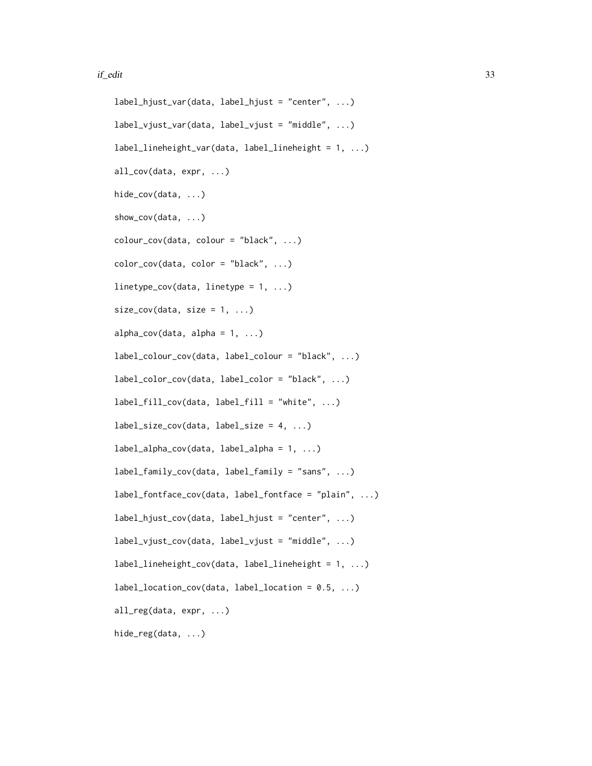```
label_hjust_var(data, label_hjust = "center", ...)

label_vjust_var(data, label_vjust = "middle", ...)

label_lineheight_var(data, label_lineheight = 1, ...)

all_cov(data, expr, ...)

hide_cov(data, ...)

show_cov(data, ...)

colour_cov(data, colour = "black", ...)

color_cov(data, color = "black", ...)

linetype_cov(data, linetype = 1, ...)

size_cov(data, size = 1, ...)

alpha_cov(data, alpha = 1, ...)

label_colour_cov(data, label_colour = "black", ...)

label_color_cov(data, label_color = "black", ...)

label_fill_cov(data, label_fill = "white", ...)

label_size_cov(data, label_size = 4, ...)

label_alpha_cov(data, label_alpha = 1, ...)

label_family_cov(data, label_family = "sans", ...)

label_fontface_cov(data, label_fontface = "plain", ...)

label_hjust_cov(data, label_hjust = "center", ...)

label_vjust_cov(data, label_vjust = "middle", ...)

label_lineheight_cov(data, label_lineheight = 1, ...)

label_location_cov(data, label_location = 0.5, ...)

all_reg(data, expr, ...)

hide_reg(data, ...)
```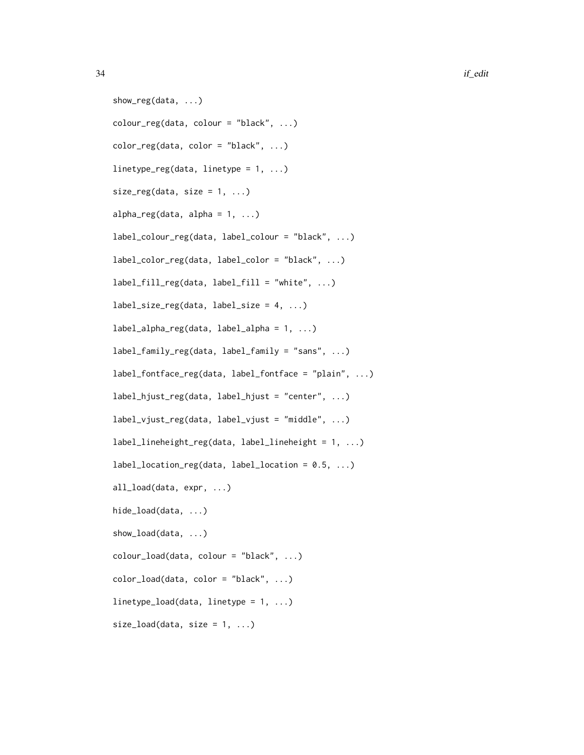```
show_reg(data, ...)

colour_reg(data, colour = "black", ...)

color_reg(data, color = "black", ...)

linetype_reg(data, linetype = 1, ...)

size_reg(data, size = 1, ...)

alpha_reg(data, alpha = 1, ...)

label_colour_reg(data, label_colour = "black", ...)

label_color_reg(data, label_color = "black", ...)

label_fill_reg(data, label_fill = "white", ...)

label_size_reg(data, label_size = 4, ...)

label_alpha_reg(data, label_alpha = 1, ...)

label_family_reg(data, label_family = "sans", ...)

label_fontface_reg(data, label_fontface = "plain", ...)

label_hjust_reg(data, label_hjust = "center", ...)

label_vjust_reg(data, label_vjust = "middle", ...)

label_lineheight_reg(data, label_lineheight = 1, ...)

label_location_reg(data, label_location = 0.5, ...)

all_load(data, expr, ...)

hide_load(data, ...)

show_load(data, ...)

colour_load(data, colour = "black", ...)

color_load(data, color = "black", ...)

linetype_load(data, linetype = 1, ...)

size_load(data, size = 1, ...)
```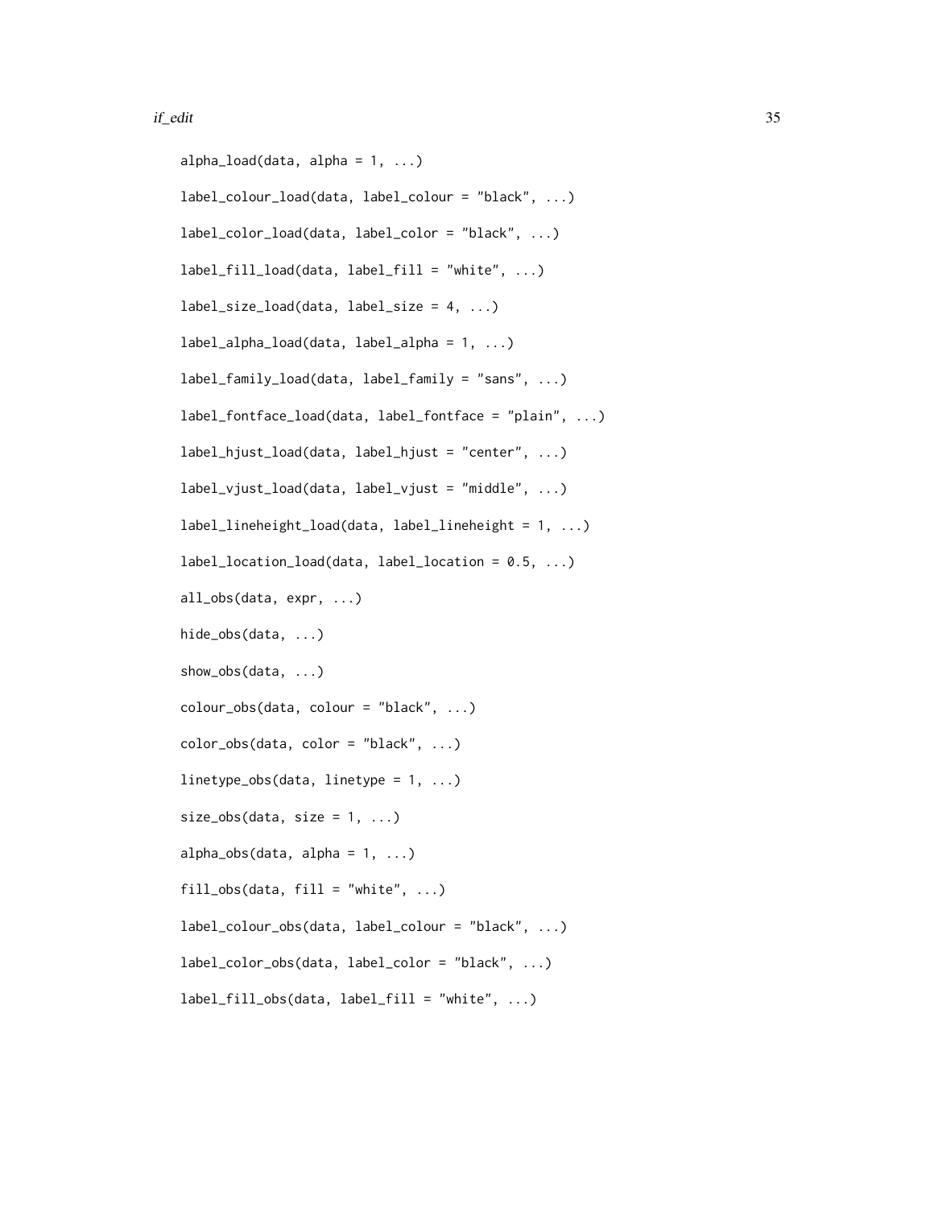```
alpha_load(data, alpha = 1, ...)

label_colour_load(data, label_colour = "black", ...)

label_color_load(data, label_color = "black", ...)

label_fill_load(data, label_fill = "white", ...)

label_size_load(data, label_size = 4, ...)

label_alpha_load(data, label_alpha = 1, ...)

label_family_load(data, label_family = "sans", ...)

label_fontface_load(data, label_fontface = "plain", ...)

label_hjust_load(data, label_hjust = "center", ...)

label_vjust_load(data, label_vjust = "middle", ...)

label_lineheight_load(data, label_lineheight = 1, ...)

label_location_load(data, label_location = 0.5, ...)

all_obs(data, expr, ...)

hide_obs(data, ...)

show_obs(data, ...)

colour_obs(data, colour = "black", ...)

color_obs(data, color = "black", ...)

linetype_obs(data, linetype = 1, ...)

size_obs(data, size = 1, ...)

alpha_obs(data, alpha = 1, ...)

fill_obs(data, fill = "white", ...)

label_colour_obs(data, label_colour = "black", ...)

label_color_obs(data, label_color = "black", ...)

label_fill_obs(data, label_fill = "white", ...)
```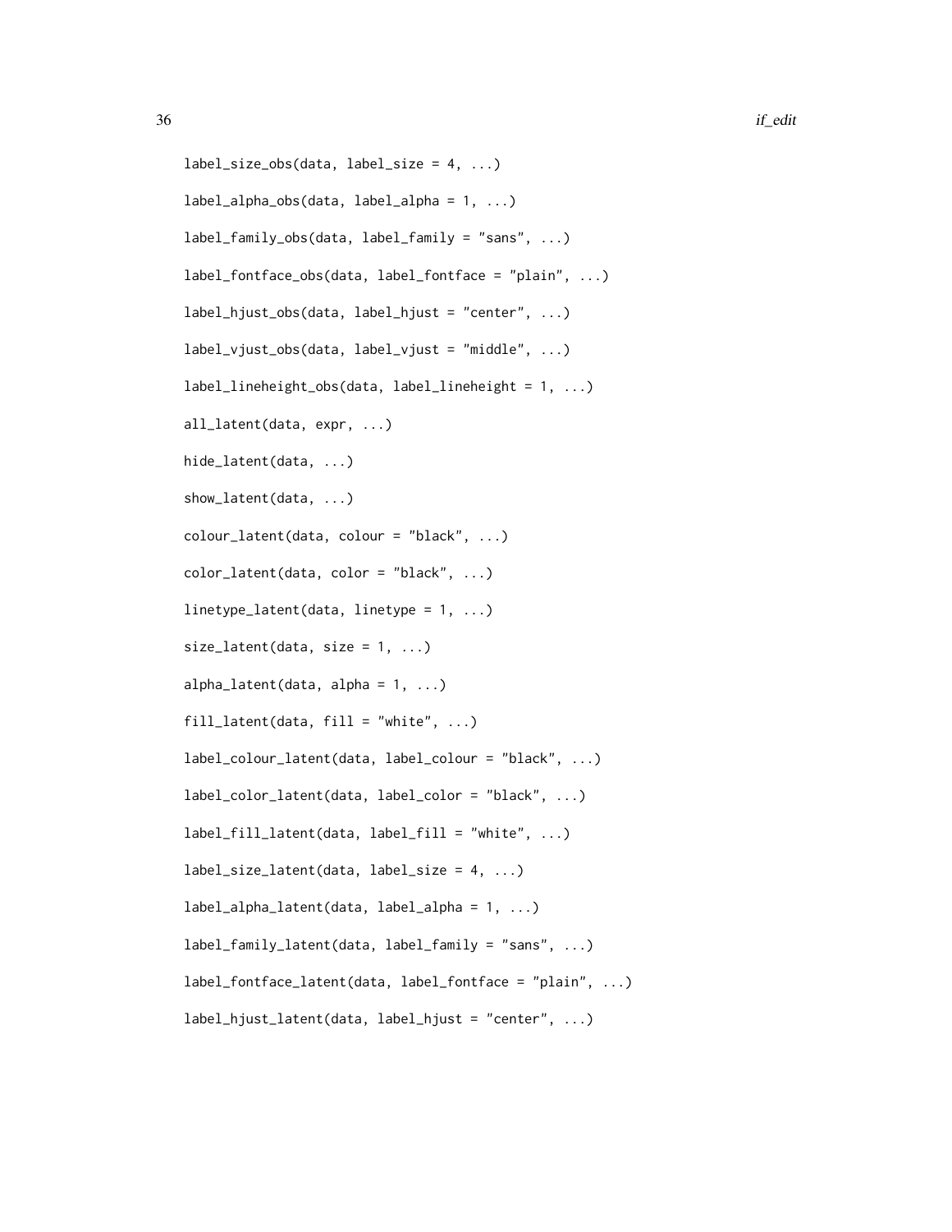```
label_size_obs(data, label_size = 4, ...)

label_alpha_obs(data, label_alpha = 1, ...)

label_family_obs(data, label_family = "sans", ...)

label_fontface_obs(data, label_fontface = "plain", ...)

label_hjust_obs(data, label_hjust = "center", ...)

label_vjust_obs(data, label_vjust = "middle", ...)

label_lineheight_obs(data, label_lineheight = 1, ...)

all_latent(data, expr, ...)

hide_latent(data, ...)

show_latent(data, ...)

colour_latent(data, colour = "black", ...)

color_latent(data, color = "black", ...)

linetype_latent(data, linetype = 1, ...)

size_latent(data, size = 1, ...)

alpha_latent(data, alpha = 1, ...)

fill_latent(data, fill = "white", ...)

label_colour_latent(data, label_colour = "black", ...)

label_color_latent(data, label_color = "black", ...)

label_fill_latent(data, label_fill = "white", ...)

label_size_latent(data, label_size = 4, ...)

label_alpha_latent(data, label_alpha = 1, ...)

label_family_latent(data, label_family = "sans", ...)

label_fontface_latent(data, label_fontface = "plain", ...)

label_hjust_latent(data, label_hjust = "center", ...)
```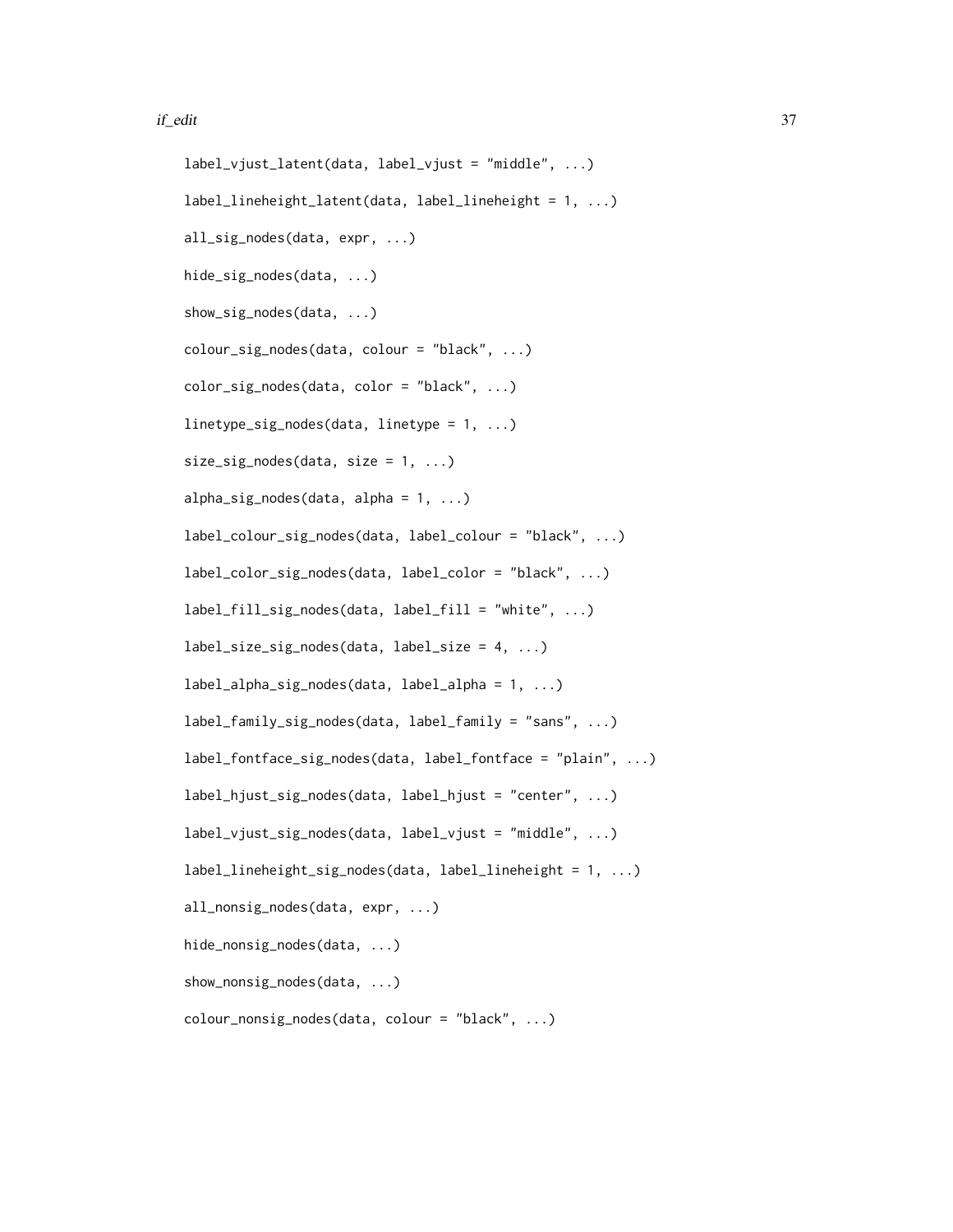```
label_vjust_latent(data, label_vjust = "middle", ...)

label_lineheight_latent(data, label_lineheight = 1, ...)

all_sig_nodes(data, expr, ...)

hide_sig_nodes(data, ...)

show_sig_nodes(data, ...)

colour_sig_nodes(data, colour = "black", ...)

color_sig_nodes(data, color = "black", ...)

linetype_sig_nodes(data, linetype = 1, ...)

size_sig_nodes(data, size = 1, ...)

alpha_sig_nodes(data, alpha = 1, ...)

label_colour_sig_nodes(data, label_colour = "black", ...)

label_color_sig_nodes(data, label_color = "black", ...)

label_fill_sig_nodes(data, label_fill = "white", ...)

label_size_sig_nodes(data, label_size = 4, ...)

label_alpha_sig_nodes(data, label_alpha = 1, ...)

label_family_sig_nodes(data, label_family = "sans", ...)

label_fontface_sig_nodes(data, label_fontface = "plain", ...)

label_hjust_sig_nodes(data, label_hjust = "center", ...)

label_vjust_sig_nodes(data, label_vjust = "middle", ...)

label_lineheight_sig_nodes(data, label_lineheight = 1, ...)

all_nonsig_nodes(data, expr, ...)

hide_nonsig_nodes(data, ...)

show_nonsig_nodes(data, ...)

colour_nonsig_nodes(data, colour = "black", ...)
```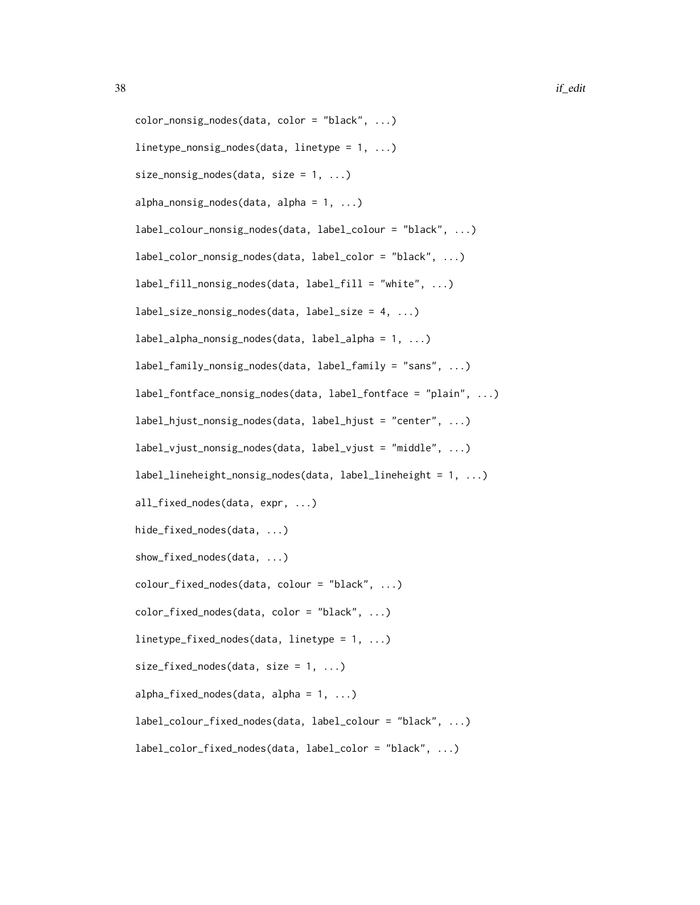```
color_nonsig_nodes(data, color = "black", ...)

linetype_nonsig_nodes(data, linetype = 1, ...)

size_nonsig_nodes(data, size = 1, ...)

alpha_nonsig_nodes(data, alpha = 1, ...)

label_colour_nonsig_nodes(data, label_colour = "black", ...)

label_color_nonsig_nodes(data, label_color = "black", ...)

label_fill_nonsig_nodes(data, label_fill = "white", ...)

label_size_nonsig_nodes(data, label_size = 4, ...)

label_alpha_nonsig_nodes(data, label_alpha = 1, ...)

label_family_nonsig_nodes(data, label_family = "sans", ...)

label_fontface_nonsig_nodes(data, label_fontface = "plain", ...)

label_hjust_nonsig_nodes(data, label_hjust = "center", ...)

label_vjust_nonsig_nodes(data, label_vjust = "middle", ...)

label_lineheight_nonsig_nodes(data, label_lineheight = 1, ...)

all_fixed_nodes(data, expr, ...)

hide_fixed_nodes(data, ...)

show_fixed_nodes(data, ...)

colour_fixed_nodes(data, colour = "black", ...)

color_fixed_nodes(data, color = "black", ...)

linetype_fixed_nodes(data, linetype = 1, ...)

size_fixed_nodes(data, size = 1, ...)

alpha_fixed_nodes(data, alpha = 1, ...)

label_colour_fixed_nodes(data, label_colour = "black", ...)

label_color_fixed_nodes(data, label_color = "black", ...)
```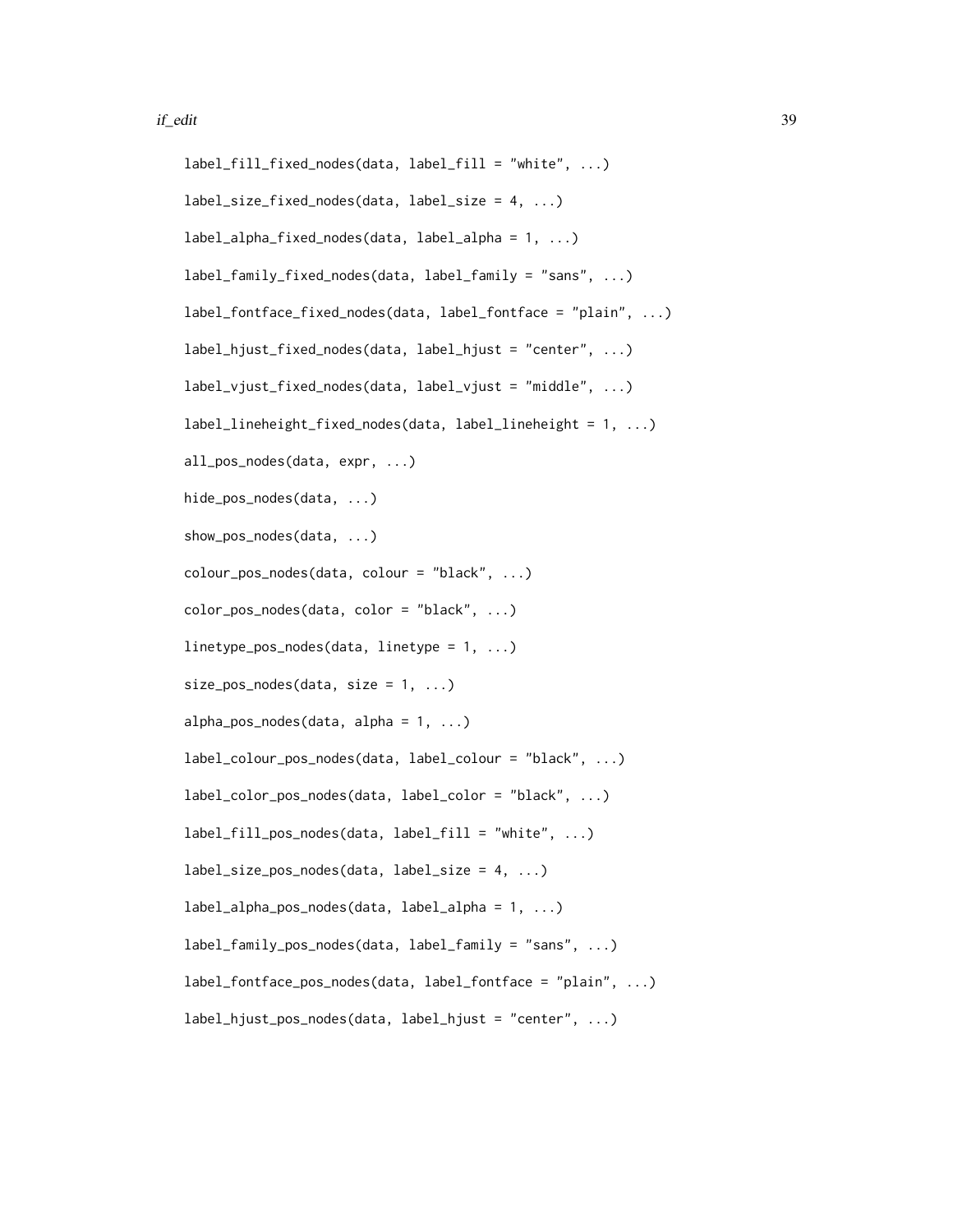```
label_fill_fixed_nodes(data, label_fill = "white", ...)

label_size_fixed_nodes(data, label_size = 4, ...)

label_alpha_fixed_nodes(data, label_alpha = 1, ...)

label_family_fixed_nodes(data, label_family = "sans", ...)

label_fontface_fixed_nodes(data, label_fontface = "plain", ...)

label_hjust_fixed_nodes(data, label_hjust = "center", ...)

label_vjust_fixed_nodes(data, label_vjust = "middle", ...)

label_lineheight_fixed_nodes(data, label_lineheight = 1, ...)

all_pos_nodes(data, expr, ...)

hide_pos_nodes(data, ...)

show_pos_nodes(data, ...)

colour_pos_nodes(data, colour = "black", ...)

color_pos_nodes(data, color = "black", ...)

linetype_pos_nodes(data, linetype = 1, ...)

size_pos_nodes(data, size = 1, ...)

alpha_pos_nodes(data, alpha = 1, ...)

label_colour_pos_nodes(data, label_colour = "black", ...)

label_color_pos_nodes(data, label_color = "black", ...)

label_fill_pos_nodes(data, label_fill = "white", ...)

label_size_pos_nodes(data, label_size = 4, ...)

label_alpha_pos_nodes(data, label_alpha = 1, ...)

label_family_pos_nodes(data, label_family = "sans", ...)

label_fontface_pos_nodes(data, label_fontface = "plain", ...)

label_hjust_pos_nodes(data, label_hjust = "center", ...)
```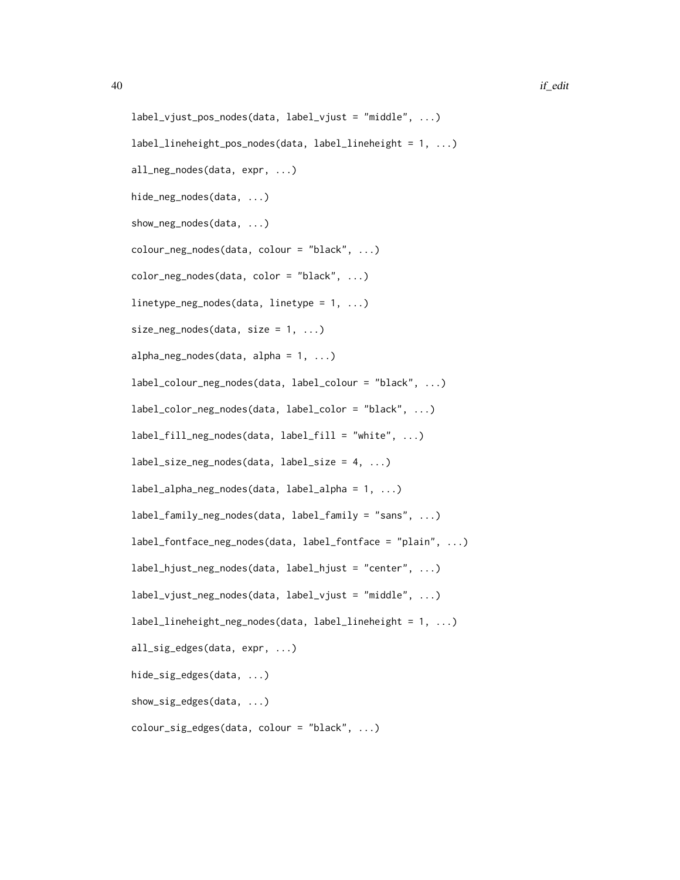```
label_vjust_pos_nodes(data, label_vjust = "middle", ...)

label_lineheight_pos_nodes(data, label_lineheight = 1, ...)

all_neg_nodes(data, expr, ...)

hide_neg_nodes(data, ...)

show_neg_nodes(data, ...)

colour_neg_nodes(data, colour = "black", ...)

color_neg_nodes(data, color = "black", ...)

linetype_neg_nodes(data, linetype = 1, ...)

size_neg_nodes(data, size = 1, ...)

alpha_neg_nodes(data, alpha = 1, ...)

label_colour_neg_nodes(data, label_colour = "black", ...)

label_color_neg_nodes(data, label_color = "black", ...)

label_fill_neg_nodes(data, label_fill = "white", ...)

label_size_neg_nodes(data, label_size = 4, ...)

label_alpha_neg_nodes(data, label_alpha = 1, ...)

label_family_neg_nodes(data, label_family = "sans", ...)

label_fontface_neg_nodes(data, label_fontface = "plain", ...)

label_hjust_neg_nodes(data, label_hjust = "center", ...)

label_vjust_neg_nodes(data, label_vjust = "middle", ...)

label_lineheight_neg_nodes(data, label_lineheight = 1, ...)

all_sig_edges(data, expr, ...)

hide_sig_edges(data, ...)

show_sig_edges(data, ...)

colour_sig_edges(data, colour = "black", ...)
```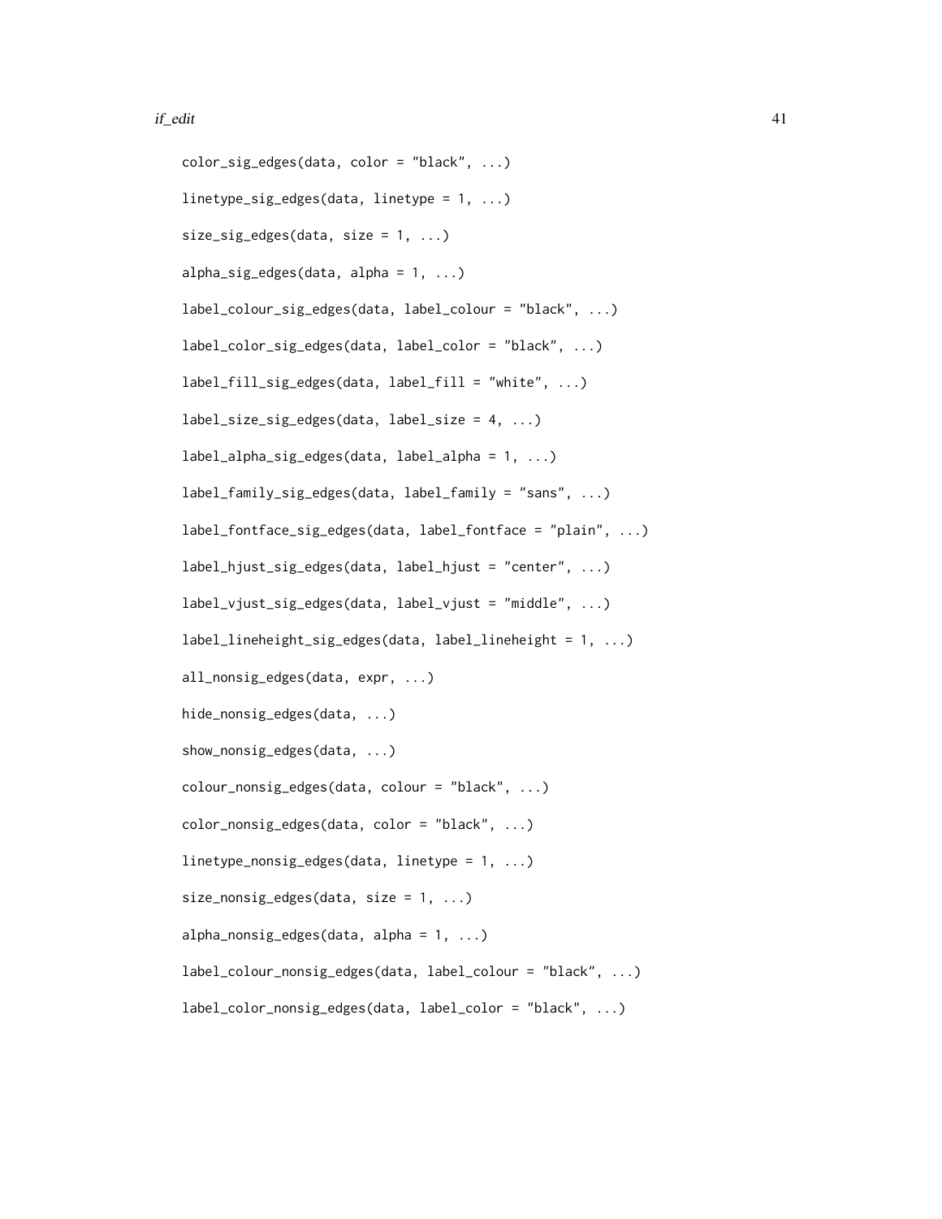```
color_sig_edges(data, color = "black", ...)

linetype_sig_edges(data, linetype = 1, ...)

size_sig_edges(data, size = 1, ...)

alpha_sig_edges(data, alpha = 1, ...)

label_colour_sig_edges(data, label_colour = "black", ...)

label_color_sig_edges(data, label_color = "black", ...)

label_fill_sig_edges(data, label_fill = "white", ...)

label_size_sig_edges(data, label_size = 4, ...)

label_alpha_sig_edges(data, label_alpha = 1, ...)

label_family_sig_edges(data, label_family = "sans", ...)

label_fontface_sig_edges(data, label_fontface = "plain", ...)

label_hjust_sig_edges(data, label_hjust = "center", ...)

label_vjust_sig_edges(data, label_vjust = "middle", ...)

label_lineheight_sig_edges(data, label_lineheight = 1, ...)

all_nonsig_edges(data, expr, ...)

hide_nonsig_edges(data, ...)

show_nonsig_edges(data, ...)

colour_nonsig_edges(data, colour = "black", ...)

color_nonsig_edges(data, color = "black", ...)

linetype_nonsig_edges(data, linetype = 1, ...)

size_nonsig_edges(data, size = 1, ...)

alpha_nonsig_edges(data, alpha = 1, ...)

label_colour_nonsig_edges(data, label_colour = "black", ...)

label_color_nonsig_edges(data, label_color = "black", ...)
```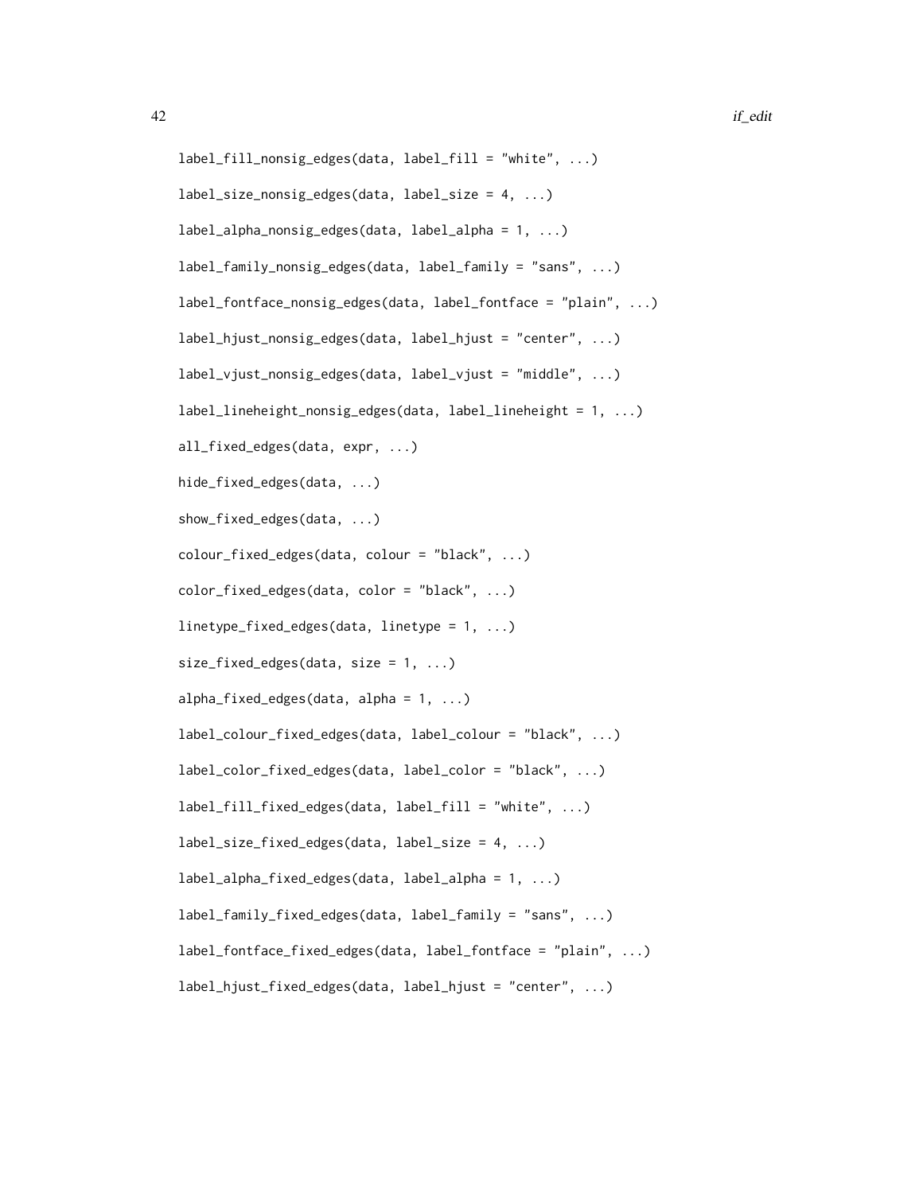```
label_fill_nonsig_edges(data, label_fill = "white", ...)

label_size_nonsig_edges(data, label_size = 4, ...)

label_alpha_nonsig_edges(data, label_alpha = 1, ...)

label_family_nonsig_edges(data, label_family = "sans", ...)

label_fontface_nonsig_edges(data, label_fontface = "plain", ...)

label_hjust_nonsig_edges(data, label_hjust = "center", ...)

label_vjust_nonsig_edges(data, label_vjust = "middle", ...)

label_lineheight_nonsig_edges(data, label_lineheight = 1, ...)

all_fixed_edges(data, expr, ...)

hide_fixed_edges(data, ...)

show_fixed_edges(data, ...)

colour_fixed_edges(data, colour = "black", ...)

color_fixed_edges(data, color = "black", ...)

linetype_fixed_edges(data, linetype = 1, ...)

size_fixed_edges(data, size = 1, ...)

alpha_fixed_edges(data, alpha = 1, ...)

label_colour_fixed_edges(data, label_colour = "black", ...)

label_color_fixed_edges(data, label_color = "black", ...)

label_fill_fixed_edges(data, label_fill = "white", ...)

label_size_fixed_edges(data, label_size = 4, ...)

label_alpha_fixed_edges(data, label_alpha = 1, ...)

label_family_fixed_edges(data, label_family = "sans", ...)

label_fontface_fixed_edges(data, label_fontface = "plain", ...)

label_hjust_fixed_edges(data, label_hjust = "center", ...)
```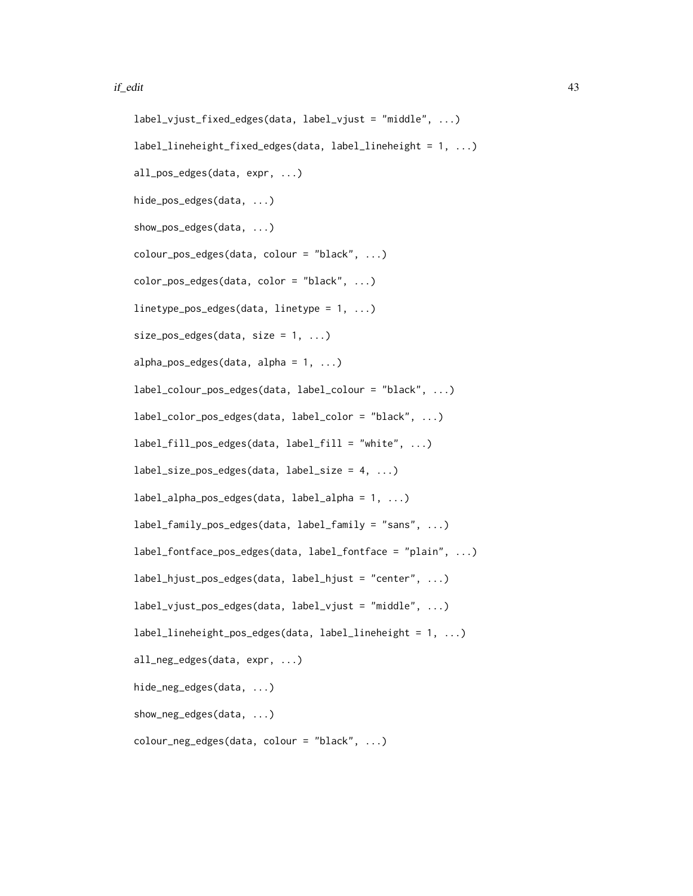```
label_vjust_fixed_edges(data, label_vjust = "middle", ...)

label_lineheight_fixed_edges(data, label_lineheight = 1, ...)

all_pos_edges(data, expr, ...)

hide_pos_edges(data, ...)

show_pos_edges(data, ...)

colour_pos_edges(data, colour = "black", ...)

color_pos_edges(data, color = "black", ...)

linetype_pos_edges(data, linetype = 1, ...)

size_pos_edges(data, size = 1, ...)

alpha_pos_edges(data, alpha = 1, ...)

label_colour_pos_edges(data, label_colour = "black", ...)

label_color_pos_edges(data, label_color = "black", ...)

label_fill_pos_edges(data, label_fill = "white", ...)

label_size_pos_edges(data, label_size = 4, ...)

label_alpha_pos_edges(data, label_alpha = 1, ...)

label_family_pos_edges(data, label_family = "sans", ...)

label_fontface_pos_edges(data, label_fontface = "plain", ...)

label_hjust_pos_edges(data, label_hjust = "center", ...)

label_vjust_pos_edges(data, label_vjust = "middle", ...)

label_lineheight_pos_edges(data, label_lineheight = 1, ...)

all_neg_edges(data, expr, ...)

hide_neg_edges(data, ...)

show_neg_edges(data, ...)

colour_neg_edges(data, colour = "black", ...)
```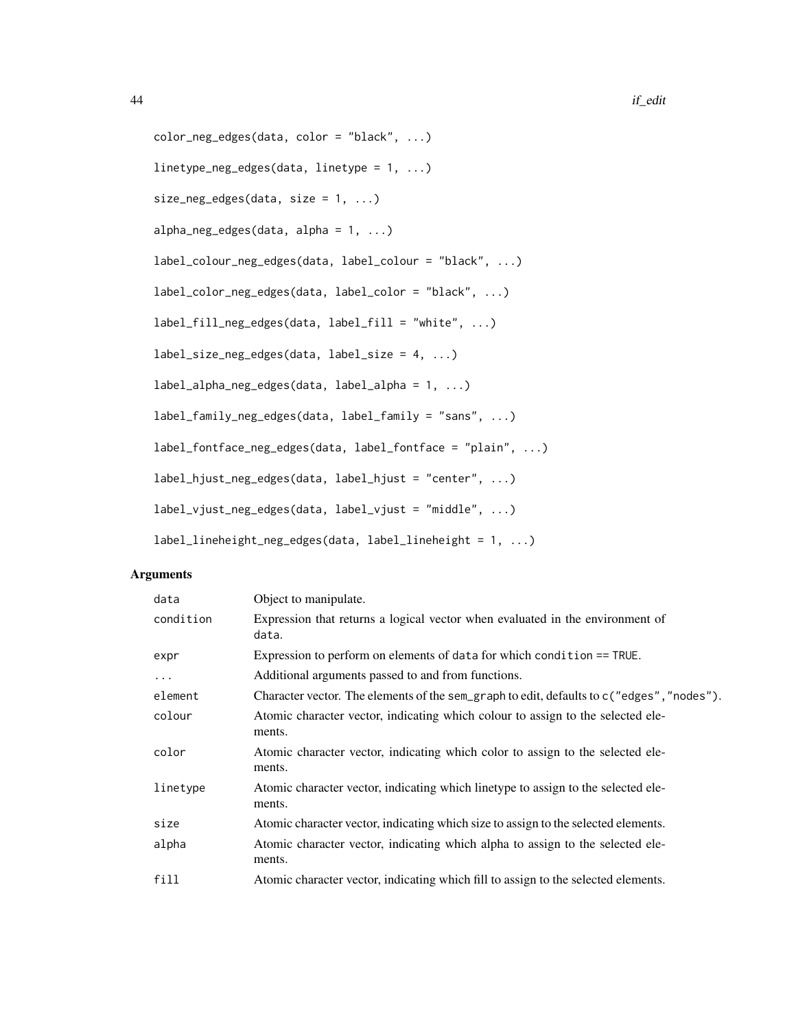```
color_neg_edges(data, color = "black", ...)

linetype_neg_edges(data, linetype = 1, ...)

size_neg_edges(data, size = 1, ...)

alpha_neg_edges(data, alpha = 1, ...)

label_colour_neg_edges(data, label_colour = "black", ...)

label_color_neg_edges(data, label_color = "black", ...)

label_fill_neg_edges(data, label_fill = "white", ...)

label_size_neg_edges(data, label_size = 4, ...)

label_alpha_neg_edges(data, label_alpha = 1, ...)

label_family_neg_edges(data, label_family = "sans", ...)

label_fontface_neg_edges(data, label_fontface = "plain", ...)

label_hjust_neg_edges(data, label_hjust = "center", ...)

label_vjust_neg_edges(data, label_vjust = "middle", ...)

label_lineheight_neg_edges(data, label_lineheight = 1, ...)
```

## Arguments

| | |
|---|---|
| `data` | Object to manipulate. |
| `condition` | Expression that returns a logical vector when evaluated in the environment of `data`. |
| `expr` | Expression to perform on elements of `data` for which `condition == TRUE`. |
| `...` | Additional arguments passed to and from functions. |
| `element` | Character vector. The elements of the `sem_graph` to edit, defaults to `c("edges","nodes")`. |
| `colour` | Atomic character vector, indicating which colour to assign to the selected elements. |
| `color` | Atomic character vector, indicating which color to assign to the selected elements. |
| `linetype` | Atomic character vector, indicating which linetype to assign to the selected elements. |
| `size` | Atomic character vector, indicating which size to assign to the selected elements. |
| `alpha` | Atomic character vector, indicating which alpha to assign to the selected elements. |
| `fill` | Atomic character vector, indicating which fill to assign to the selected elements. |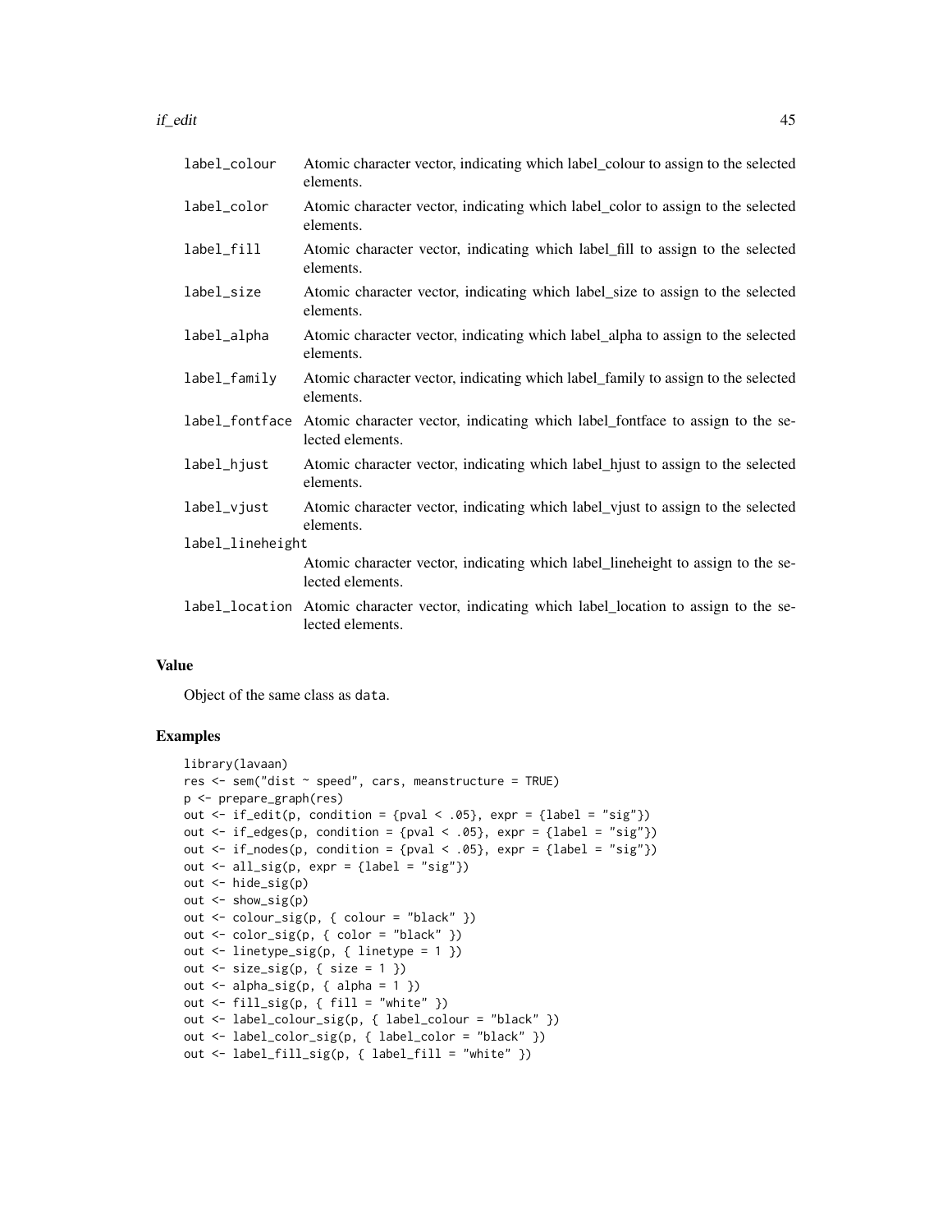| | |
|---|---|
| label_colour | Atomic character vector, indicating which label_colour to assign to the selected elements. |
| label_color | Atomic character vector, indicating which label_color to assign to the selected elements. |
| label_fill | Atomic character vector, indicating which label_fill to assign to the selected elements. |
| label_size | Atomic character vector, indicating which label_size to assign to the selected elements. |
| label_alpha | Atomic character vector, indicating which label_alpha to assign to the selected elements. |
| label_family | Atomic character vector, indicating which label_family to assign to the selected elements. |
| label_fontface | Atomic character vector, indicating which label_fontface to assign to the selected elements. |
| label_hjust | Atomic character vector, indicating which label_hjust to assign to the selected elements. |
| label_vjust | Atomic character vector, indicating which label_vjust to assign to the selected elements. |
| label_lineheight | Atomic character vector, indicating which label_lineheight to assign to the selected elements. |
| label_location | Atomic character vector, indicating which label_location to assign to the selected elements. |

## Value

Object of the same class as data.

## Examples

```
library(lavaan)
res <- sem("dist ~ speed", cars, meanstructure = TRUE)
p <- prepare_graph(res)
out <- if_edit(p, condition = {pval < .05}, expr = {label = "sig"})
out <- if_edges(p, condition = {pval < .05}, expr = {label = "sig"})
out <- if_nodes(p, condition = {pval < .05}, expr = {label = "sig"})
out <- all_sig(p, expr = {label = "sig"})
out <- hide_sig(p)
out <- show_sig(p)
out <- colour_sig(p, { colour = "black" })
out <- color_sig(p, { color = "black" })
out <- linetype_sig(p, { linetype = 1 })
out <- size_sig(p, { size = 1 })
out <- alpha_sig(p, { alpha = 1 })
out <- fill_sig(p, { fill = "white" })
out <- label_colour_sig(p, { label_colour = "black" })
out <- label_color_sig(p, { label_color = "black" })
out <- label_fill_sig(p, { label_fill = "white" })
```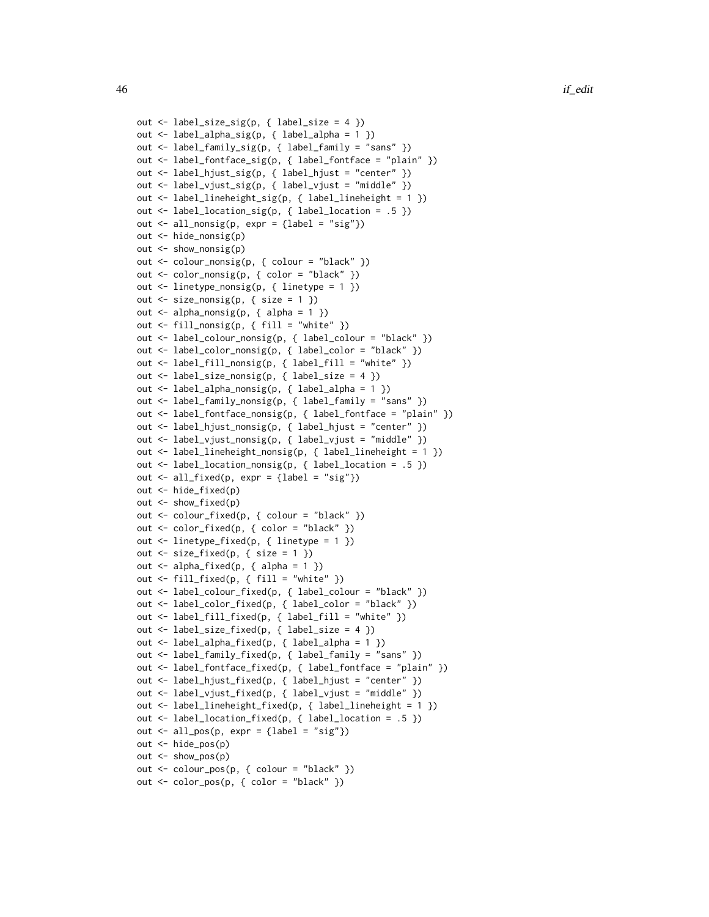```
out <- label_size_sig(p, { label_size = 4 })
out <- label_alpha_sig(p, { label_alpha = 1 })
out <- label_family_sig(p, { label_family = "sans" })
out <- label_fontface_sig(p, { label_fontface = "plain" })
out <- label_hjust_sig(p, { label_hjust = "center" })
out <- label_vjust_sig(p, { label_vjust = "middle" })
out <- label_lineheight_sig(p, { label_lineheight = 1 })
out <- label_location_sig(p, { label_location = .5 })
out <- all_nonsig(p, expr = {label = "sig"})
out <- hide_nonsig(p)
out <- show_nonsig(p)
out <- colour_nonsig(p, { colour = "black" })
out <- color_nonsig(p, { color = "black" })
out <- linetype_nonsig(p, { linetype = 1 })
out <- size_nonsig(p, { size = 1 })
out <- alpha_nonsig(p, { alpha = 1 })
out <- fill_nonsig(p, { fill = "white" })
out <- label_colour_nonsig(p, { label_colour = "black" })
out <- label_color_nonsig(p, { label_color = "black" })
out <- label_fill_nonsig(p, { label_fill = "white" })
out <- label_size_nonsig(p, { label_size = 4 })
out <- label_alpha_nonsig(p, { label_alpha = 1 })
out <- label_family_nonsig(p, { label_family = "sans" })
out <- label_fontface_nonsig(p, { label_fontface = "plain" })
out <- label_hjust_nonsig(p, { label_hjust = "center" })
out <- label_vjust_nonsig(p, { label_vjust = "middle" })
out <- label_lineheight_nonsig(p, { label_lineheight = 1 })
out <- label_location_nonsig(p, { label_location = .5 })
out <- all_fixed(p, expr = {label = "sig"})
out <- hide_fixed(p)
out <- show_fixed(p)
out <- colour_fixed(p, { colour = "black" })
out <- color_fixed(p, { color = "black" })
out <- linetype_fixed(p, { linetype = 1 })
out <- size_fixed(p, { size = 1 })
out <- alpha_fixed(p, { alpha = 1 })
out <- fill_fixed(p, { fill = "white" })
out <- label_colour_fixed(p, { label_colour = "black" })
out <- label_color_fixed(p, { label_color = "black" })
out <- label_fill_fixed(p, { label_fill = "white" })
out <- label_size_fixed(p, { label_size = 4 })
out <- label_alpha_fixed(p, { label_alpha = 1 })
out <- label_family_fixed(p, { label_family = "sans" })
out <- label_fontface_fixed(p, { label_fontface = "plain" })
out <- label_hjust_fixed(p, { label_hjust = "center" })
out <- label_vjust_fixed(p, { label_vjust = "middle" })
out <- label_lineheight_fixed(p, { label_lineheight = 1 })
out <- label_location_fixed(p, { label_location = .5 })
out <- all_pos(p, expr = {label = "sig"})
out <- hide_pos(p)
out <- show_pos(p)
out <- colour_pos(p, { colour = "black" })
out <- color_pos(p, { color = "black" })
```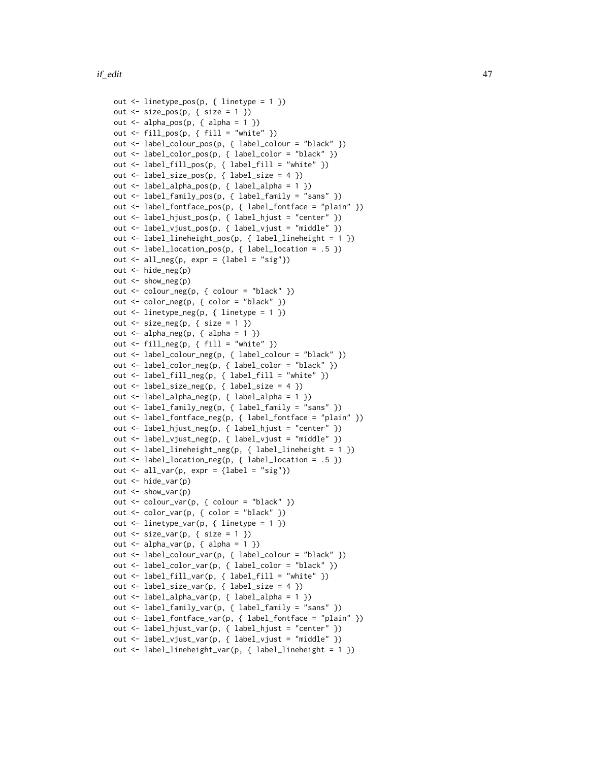```
out <- linetype_pos(p, { linetype = 1 })
out <- size_pos(p, { size = 1 })
out <- alpha_pos(p, { alpha = 1 })
out <- fill_pos(p, { fill = "white" })
out <- label_colour_pos(p, { label_colour = "black" })
out <- label_color_pos(p, { label_color = "black" })
out <- label_fill_pos(p, { label_fill = "white" })
out <- label_size_pos(p, { label_size = 4 })
out <- label_alpha_pos(p, { label_alpha = 1 })
out <- label_family_pos(p, { label_family = "sans" })
out <- label_fontface_pos(p, { label_fontface = "plain" })
out <- label_hjust_pos(p, { label_hjust = "center" })
out <- label_vjust_pos(p, { label_vjust = "middle" })
out <- label_lineheight_pos(p, { label_lineheight = 1 })
out <- label_location_pos(p, { label_location = .5 })
out <- all_neg(p, expr = {label = "sig"})
out <- hide_neg(p)
out <- show_neg(p)
out <- colour_neg(p, { colour = "black" })
out <- color_neg(p, { color = "black" })
out <- linetype_neg(p, { linetype = 1 })
out <- size_neg(p, { size = 1 })
out <- alpha_neg(p, { alpha = 1 })
out <- fill_neg(p, { fill = "white" })
out <- label_colour_neg(p, { label_colour = "black" })
out <- label_color_neg(p, { label_color = "black" })
out <- label_fill_neg(p, { label_fill = "white" })
out <- label_size_neg(p, { label_size = 4 })
out <- label_alpha_neg(p, { label_alpha = 1 })
out <- label_family_neg(p, { label_family = "sans" })
out <- label_fontface_neg(p, { label_fontface = "plain" })
out <- label_hjust_neg(p, { label_hjust = "center" })
out <- label_vjust_neg(p, { label_vjust = "middle" })
out <- label_lineheight_neg(p, { label_lineheight = 1 })
out <- label_location_neg(p, { label_location = .5 })
out <- all_var(p, expr = {label = "sig"})
out <- hide_var(p)
out <- show_var(p)
out <- colour_var(p, { colour = "black" })
out <- color_var(p, { color = "black" })
out <- linetype_var(p, { linetype = 1 })
out <- size_var(p, { size = 1 })
out <- alpha_var(p, { alpha = 1 })
out <- label_colour_var(p, { label_colour = "black" })
out <- label_color_var(p, { label_color = "black" })
out <- label_fill_var(p, { label_fill = "white" })
out <- label_size_var(p, { label_size = 4 })
out <- label_alpha_var(p, { label_alpha = 1 })
out <- label_family_var(p, { label_family = "sans" })
out <- label_fontface_var(p, { label_fontface = "plain" })
out <- label_hjust_var(p, { label_hjust = "center" })
out <- label_vjust_var(p, { label_vjust = "middle" })
out <- label_lineheight_var(p, { label_lineheight = 1 })
```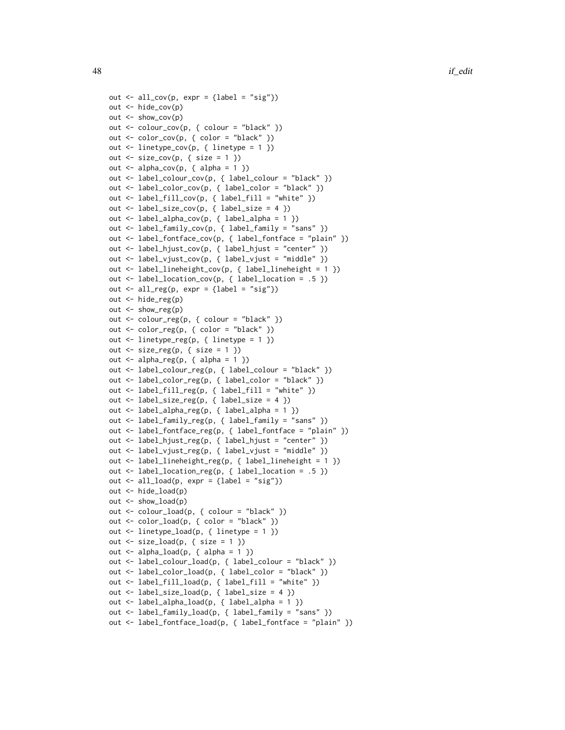```
out <- all_cov(p, expr = {label = "sig"})
out <- hide_cov(p)
out <- show_cov(p)
out <- colour_cov(p, { colour = "black" })
out <- color_cov(p, { color = "black" })
out <- linetype_cov(p, { linetype = 1 })
out <- size_cov(p, { size = 1 })
out <- alpha_cov(p, { alpha = 1 })
out <- label_colour_cov(p, { label_colour = "black" })
out <- label_color_cov(p, { label_color = "black" })
out <- label_fill_cov(p, { label_fill = "white" })
out <- label_size_cov(p, { label_size = 4 })
out <- label_alpha_cov(p, { label_alpha = 1 })
out <- label_family_cov(p, { label_family = "sans" })
out <- label_fontface_cov(p, { label_fontface = "plain" })
out <- label_hjust_cov(p, { label_hjust = "center" })
out <- label_vjust_cov(p, { label_vjust = "middle" })
out <- label_lineheight_cov(p, { label_lineheight = 1 })
out <- label_location_cov(p, { label_location = .5 })
out <- all_reg(p, expr = {label = "sig"})
out <- hide_reg(p)
out <- show_reg(p)
out <- colour_reg(p, { colour = "black" })
out <- color_reg(p, { color = "black" })
out <- linetype_reg(p, { linetype = 1 })
out <- size_reg(p, { size = 1 })
out <- alpha_reg(p, { alpha = 1 })
out <- label_colour_reg(p, { label_colour = "black" })
out <- label_color_reg(p, { label_color = "black" })
out <- label_fill_reg(p, { label_fill = "white" })
out <- label_size_reg(p, { label_size = 4 })
out <- label_alpha_reg(p, { label_alpha = 1 })
out <- label_family_reg(p, { label_family = "sans" })
out <- label_fontface_reg(p, { label_fontface = "plain" })
out <- label_hjust_reg(p, { label_hjust = "center" })
out <- label_vjust_reg(p, { label_vjust = "middle" })
out <- label_lineheight_reg(p, { label_lineheight = 1 })
out <- label_location_reg(p, { label_location = .5 })
out <- all_load(p, expr = {label = "sig"})
out <- hide_load(p)
out <- show_load(p)
out <- colour_load(p, { colour = "black" })
out <- color_load(p, { color = "black" })
out <- linetype_load(p, { linetype = 1 })
out <- size_load(p, { size = 1 })
out <- alpha_load(p, { alpha = 1 })
out <- label_colour_load(p, { label_colour = "black" })
out <- label_color_load(p, { label_color = "black" })
out <- label_fill_load(p, { label_fill = "white" })
out <- label_size_load(p, { label_size = 4 })
out <- label_alpha_load(p, { label_alpha = 1 })
out <- label_family_load(p, { label_family = "sans" })
out <- label_fontface_load(p, { label_fontface = "plain" })
```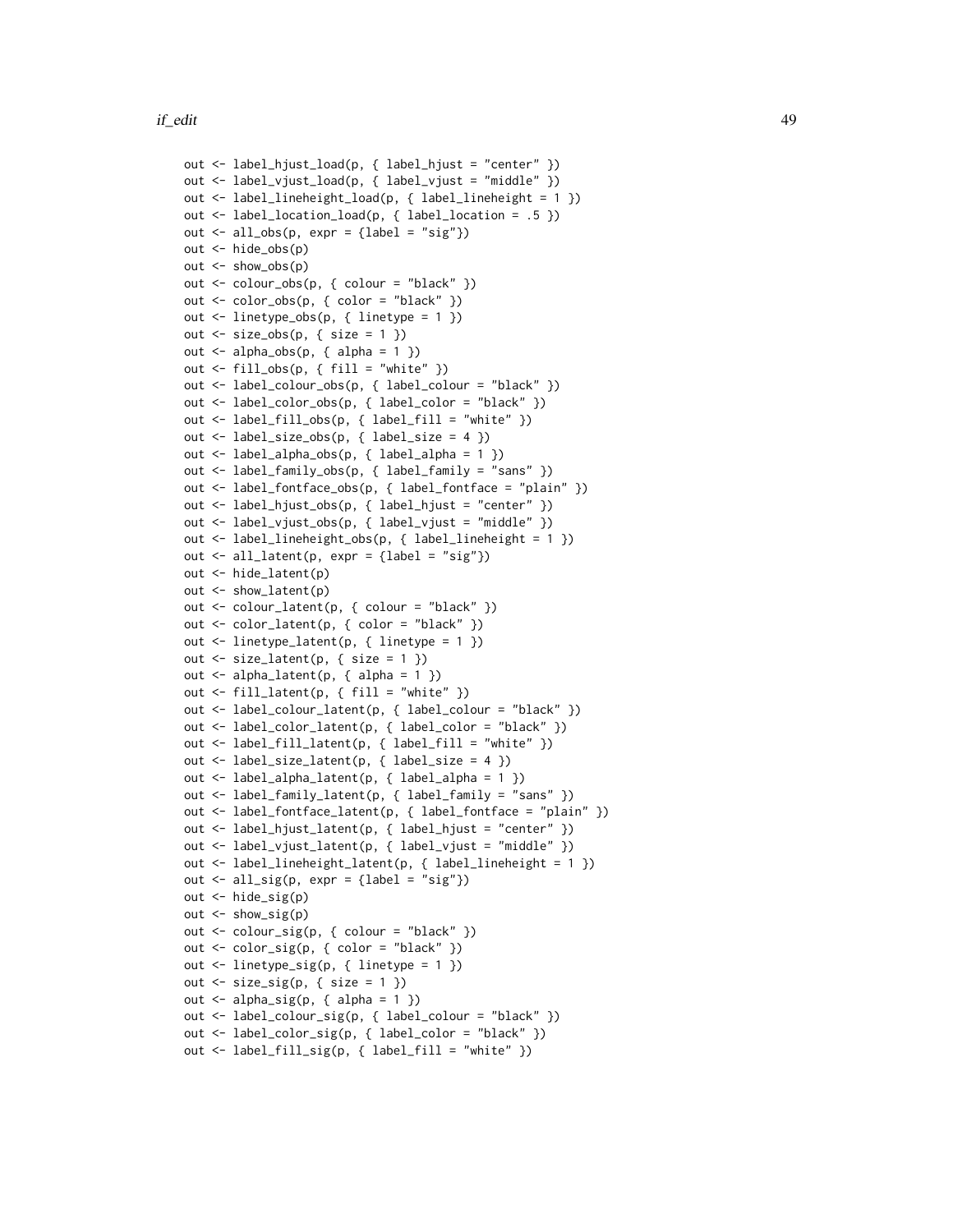```
out <- label_hjust_load(p, { label_hjust = "center" })
out <- label_vjust_load(p, { label_vjust = "middle" })
out <- label_lineheight_load(p, { label_lineheight = 1 })
out <- label_location_load(p, { label_location = .5 })
out <- all_obs(p, expr = {label = "sig"})
out <- hide_obs(p)
out <- show_obs(p)
out <- colour_obs(p, { colour = "black" })
out <- color_obs(p, { color = "black" })
out <- linetype_obs(p, { linetype = 1 })
out <- size_obs(p, { size = 1 })
out <- alpha_obs(p, { alpha = 1 })
out <- fill_obs(p, { fill = "white" })
out <- label_colour_obs(p, { label_colour = "black" })
out <- label_color_obs(p, { label_color = "black" })
out <- label_fill_obs(p, { label_fill = "white" })
out <- label_size_obs(p, { label_size = 4 })
out <- label_alpha_obs(p, { label_alpha = 1 })
out <- label_family_obs(p, { label_family = "sans" })
out <- label_fontface_obs(p, { label_fontface = "plain" })
out <- label_hjust_obs(p, { label_hjust = "center" })
out <- label_vjust_obs(p, { label_vjust = "middle" })
out <- label_lineheight_obs(p, { label_lineheight = 1 })
out <- all_latent(p, expr = {label = "sig"})
out <- hide_latent(p)
out <- show_latent(p)
out <- colour_latent(p, { colour = "black" })
out <- color_latent(p, { color = "black" })
out <- linetype_latent(p, { linetype = 1 })
out <- size_latent(p, { size = 1 })
out <- alpha_latent(p, { alpha = 1 })
out <- fill_latent(p, { fill = "white" })
out <- label_colour_latent(p, { label_colour = "black" })
out <- label_color_latent(p, { label_color = "black" })
out <- label_fill_latent(p, { label_fill = "white" })
out <- label_size_latent(p, { label_size = 4 })
out <- label_alpha_latent(p, { label_alpha = 1 })
out <- label_family_latent(p, { label_family = "sans" })
out <- label_fontface_latent(p, { label_fontface = "plain" })
out <- label_hjust_latent(p, { label_hjust = "center" })
out <- label_vjust_latent(p, { label_vjust = "middle" })
out <- label_lineheight_latent(p, { label_lineheight = 1 })
out <- all_sig(p, expr = {label = "sig"})
out <- hide_sig(p)
out <- show_sig(p)
out <- colour_sig(p, { colour = "black" })
out <- color_sig(p, { color = "black" })
out <- linetype_sig(p, { linetype = 1 })
out <- size_sig(p, { size = 1 })
out <- alpha_sig(p, { alpha = 1 })
out <- label_colour_sig(p, { label_colour = "black" })
out <- label_color_sig(p, { label_color = "black" })
out <- label_fill_sig(p, { label_fill = "white" })
```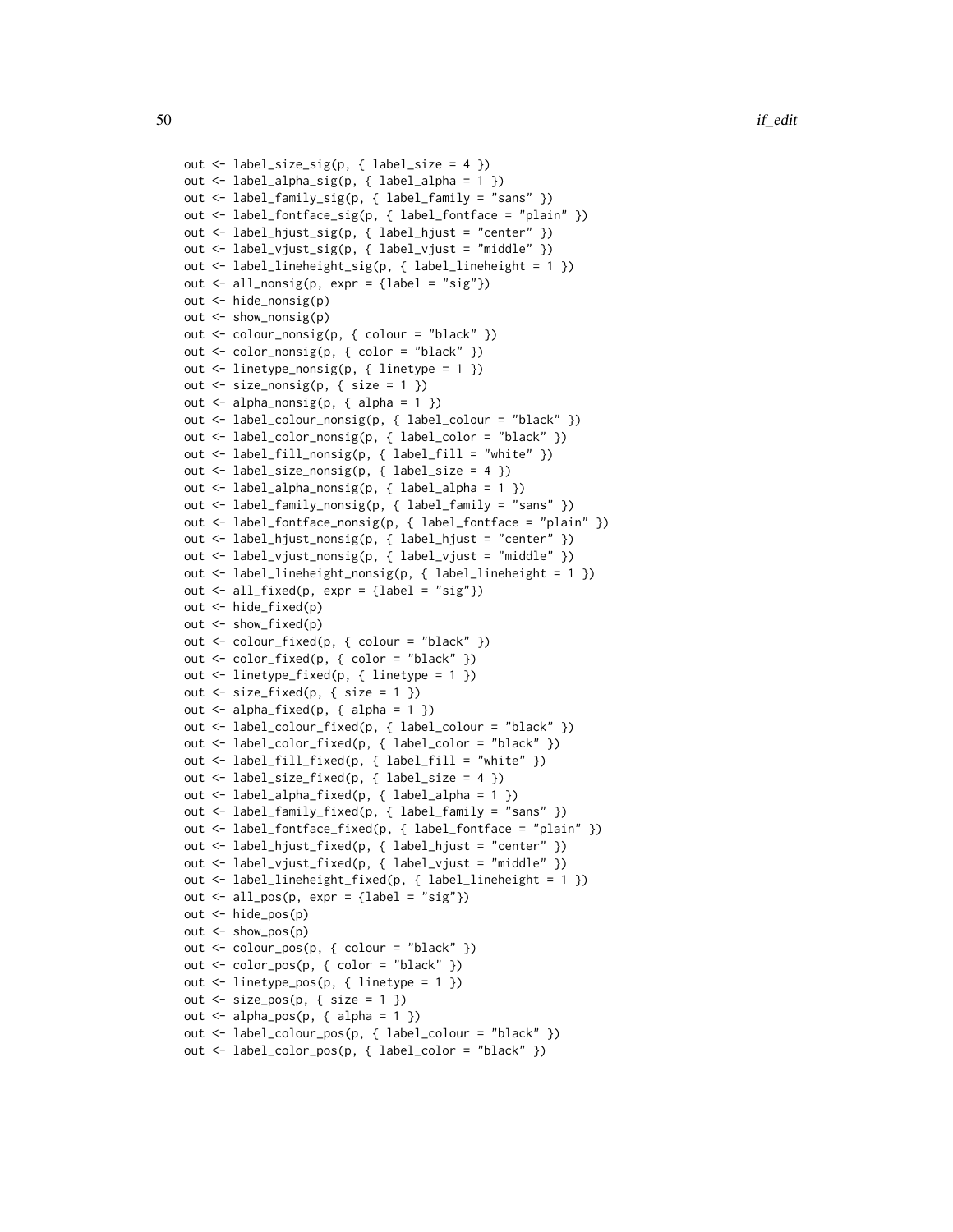```
out <- label_size_sig(p, { label_size = 4 })
out <- label_alpha_sig(p, { label_alpha = 1 })
out <- label_family_sig(p, { label_family = "sans" })
out <- label_fontface_sig(p, { label_fontface = "plain" })
out <- label_hjust_sig(p, { label_hjust = "center" })
out <- label_vjust_sig(p, { label_vjust = "middle" })
out <- label_lineheight_sig(p, { label_lineheight = 1 })
out <- all_nonsig(p, expr = {label = "sig"})
out <- hide_nonsig(p)
out <- show_nonsig(p)
out <- colour_nonsig(p, { colour = "black" })
out <- color_nonsig(p, { color = "black" })
out <- linetype_nonsig(p, { linetype = 1 })
out <- size_nonsig(p, { size = 1 })
out <- alpha_nonsig(p, { alpha = 1 })
out <- label_colour_nonsig(p, { label_colour = "black" })
out <- label_color_nonsig(p, { label_color = "black" })
out <- label_fill_nonsig(p, { label_fill = "white" })
out <- label_size_nonsig(p, { label_size = 4 })
out <- label_alpha_nonsig(p, { label_alpha = 1 })
out <- label_family_nonsig(p, { label_family = "sans" })
out <- label_fontface_nonsig(p, { label_fontface = "plain" })
out <- label_hjust_nonsig(p, { label_hjust = "center" })
out <- label_vjust_nonsig(p, { label_vjust = "middle" })
out <- label_lineheight_nonsig(p, { label_lineheight = 1 })
out <- all_fixed(p, expr = {label = "sig"})
out <- hide_fixed(p)
out <- show_fixed(p)
out <- colour_fixed(p, { colour = "black" })
out <- color_fixed(p, { color = "black" })
out <- linetype_fixed(p, { linetype = 1 })
out <- size_fixed(p, { size = 1 })
out <- alpha_fixed(p, { alpha = 1 })
out <- label_colour_fixed(p, { label_colour = "black" })
out <- label_color_fixed(p, { label_color = "black" })
out <- label_fill_fixed(p, { label_fill = "white" })
out <- label_size_fixed(p, { label_size = 4 })
out <- label_alpha_fixed(p, { label_alpha = 1 })
out <- label_family_fixed(p, { label_family = "sans" })
out <- label_fontface_fixed(p, { label_fontface = "plain" })
out <- label_hjust_fixed(p, { label_hjust = "center" })
out <- label_vjust_fixed(p, { label_vjust = "middle" })
out <- label_lineheight_fixed(p, { label_lineheight = 1 })
out <- all_pos(p, expr = {label = "sig"})
out <- hide_pos(p)
out <- show_pos(p)
out <- colour_pos(p, { colour = "black" })
out <- color_pos(p, { color = "black" })
out <- linetype_pos(p, { linetype = 1 })
out <- size_pos(p, { size = 1 })
out <- alpha_pos(p, { alpha = 1 })
out <- label_colour_pos(p, { label_colour = "black" })
out <- label_color_pos(p, { label_color = "black" })
```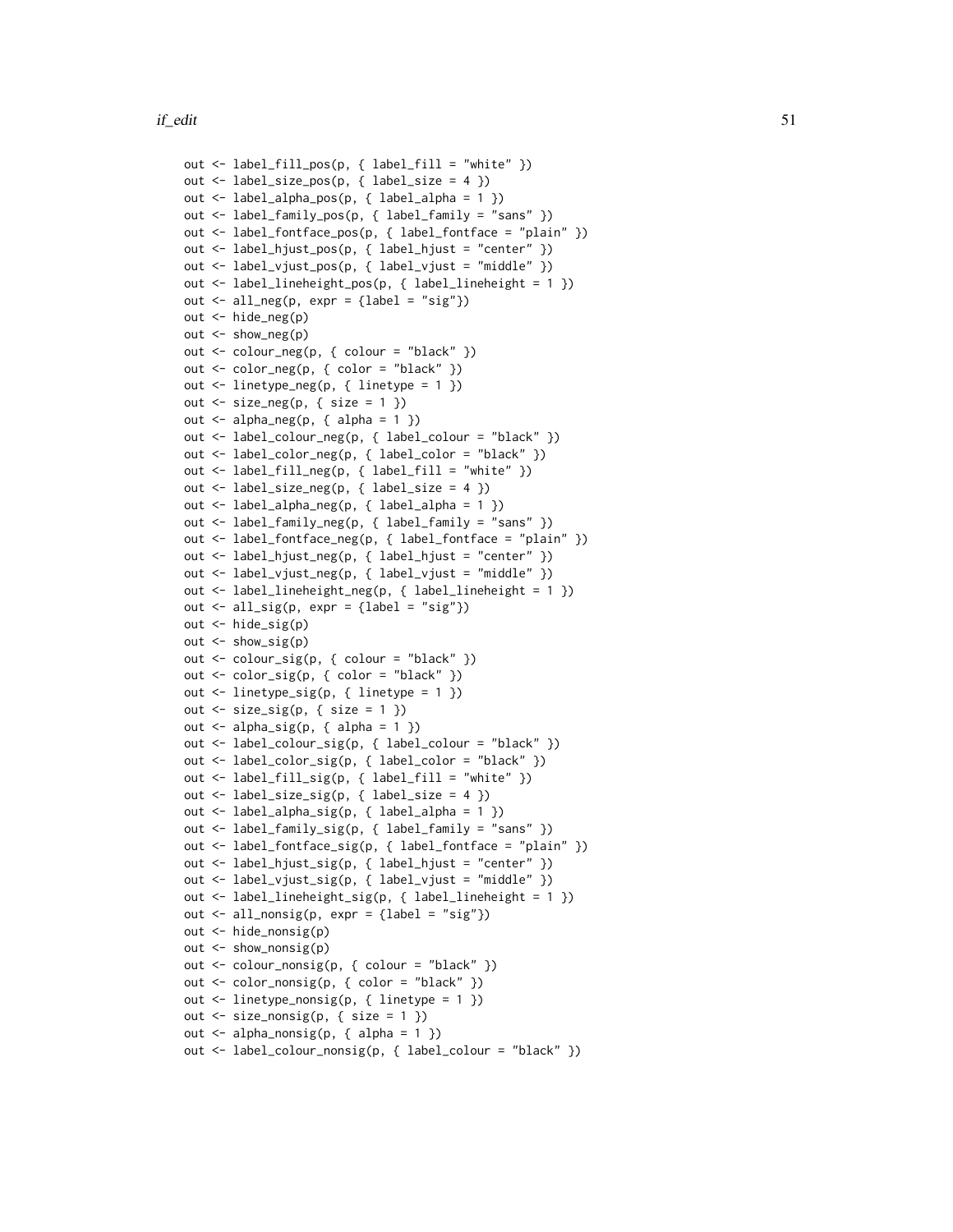```
out <- label_fill_pos(p, { label_fill = "white" })
out <- label_size_pos(p, { label_size = 4 })
out <- label_alpha_pos(p, { label_alpha = 1 })
out <- label_family_pos(p, { label_family = "sans" })
out <- label_fontface_pos(p, { label_fontface = "plain" })
out <- label_hjust_pos(p, { label_hjust = "center" })
out <- label_vjust_pos(p, { label_vjust = "middle" })
out <- label_lineheight_pos(p, { label_lineheight = 1 })
out <- all_neg(p, expr = {label = "sig"})
out <- hide_neg(p)
out <- show_neg(p)
out <- colour_neg(p, { colour = "black" })
out <- color_neg(p, { color = "black" })
out <- linetype_neg(p, { linetype = 1 })
out <- size_neg(p, { size = 1 })
out <- alpha_neg(p, { alpha = 1 })
out <- label_colour_neg(p, { label_colour = "black" })
out <- label_color_neg(p, { label_color = "black" })
out <- label_fill_neg(p, { label_fill = "white" })
out <- label_size_neg(p, { label_size = 4 })
out <- label_alpha_neg(p, { label_alpha = 1 })
out <- label_family_neg(p, { label_family = "sans" })
out <- label_fontface_neg(p, { label_fontface = "plain" })
out <- label_hjust_neg(p, { label_hjust = "center" })
out <- label_vjust_neg(p, { label_vjust = "middle" })
out <- label_lineheight_neg(p, { label_lineheight = 1 })
out <- all_sig(p, expr = {label = "sig"})
out <- hide_sig(p)
out <- show_sig(p)
out <- colour_sig(p, { colour = "black" })
out <- color_sig(p, { color = "black" })
out <- linetype_sig(p, { linetype = 1 })
out <- size_sig(p, { size = 1 })
out <- alpha_sig(p, { alpha = 1 })
out <- label_colour_sig(p, { label_colour = "black" })
out <- label_color_sig(p, { label_color = "black" })
out <- label_fill_sig(p, { label_fill = "white" })
out <- label_size_sig(p, { label_size = 4 })
out <- label_alpha_sig(p, { label_alpha = 1 })
out <- label_family_sig(p, { label_family = "sans" })
out <- label_fontface_sig(p, { label_fontface = "plain" })
out <- label_hjust_sig(p, { label_hjust = "center" })
out <- label_vjust_sig(p, { label_vjust = "middle" })
out <- label_lineheight_sig(p, { label_lineheight = 1 })
out <- all_nonsig(p, expr = {label = "sig"})
out <- hide_nonsig(p)
out <- show_nonsig(p)
out <- colour_nonsig(p, { colour = "black" })
out <- color_nonsig(p, { color = "black" })
out <- linetype_nonsig(p, { linetype = 1 })
out <- size_nonsig(p, { size = 1 })
out <- alpha_nonsig(p, { alpha = 1 })
out <- label_colour_nonsig(p, { label_colour = "black" })
```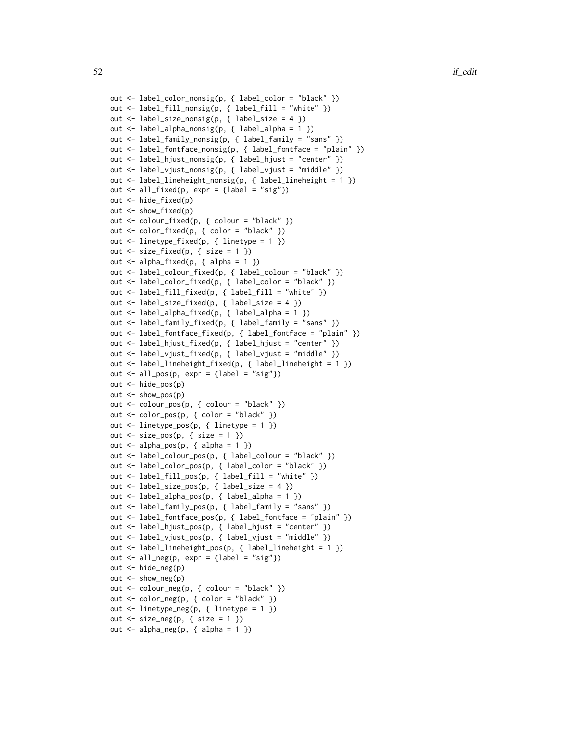```
out <- label_color_nonsig(p, { label_color = "black" })
out <- label_fill_nonsig(p, { label_fill = "white" })
out <- label_size_nonsig(p, { label_size = 4 })
out <- label_alpha_nonsig(p, { label_alpha = 1 })
out <- label_family_nonsig(p, { label_family = "sans" })
out <- label_fontface_nonsig(p, { label_fontface = "plain" })
out <- label_hjust_nonsig(p, { label_hjust = "center" })
out <- label_vjust_nonsig(p, { label_vjust = "middle" })
out <- label_lineheight_nonsig(p, { label_lineheight = 1 })
out <- all_fixed(p, expr = {label = "sig"})
out <- hide_fixed(p)
out <- show_fixed(p)
out <- colour_fixed(p, { colour = "black" })
out <- color_fixed(p, { color = "black" })
out <- linetype_fixed(p, { linetype = 1 })
out <- size_fixed(p, { size = 1 })
out <- alpha_fixed(p, { alpha = 1 })
out <- label_colour_fixed(p, { label_colour = "black" })
out <- label_color_fixed(p, { label_color = "black" })
out <- label_fill_fixed(p, { label_fill = "white" })
out <- label_size_fixed(p, { label_size = 4 })
out <- label_alpha_fixed(p, { label_alpha = 1 })
out <- label_family_fixed(p, { label_family = "sans" })
out <- label_fontface_fixed(p, { label_fontface = "plain" })
out <- label_hjust_fixed(p, { label_hjust = "center" })
out <- label_vjust_fixed(p, { label_vjust = "middle" })
out <- label_lineheight_fixed(p, { label_lineheight = 1 })
out <- all_pos(p, expr = {label = "sig"})
out <- hide_pos(p)
out <- show_pos(p)
out <- colour_pos(p, { colour = "black" })
out <- color_pos(p, { color = "black" })
out <- linetype_pos(p, { linetype = 1 })
out <- size_pos(p, { size = 1 })
out <- alpha_pos(p, { alpha = 1 })
out <- label_colour_pos(p, { label_colour = "black" })
out <- label_color_pos(p, { label_color = "black" })
out <- label_fill_pos(p, { label_fill = "white" })
out <- label_size_pos(p, { label_size = 4 })
out <- label_alpha_pos(p, { label_alpha = 1 })
out <- label_family_pos(p, { label_family = "sans" })
out <- label_fontface_pos(p, { label_fontface = "plain" })
out <- label_hjust_pos(p, { label_hjust = "center" })
out <- label_vjust_pos(p, { label_vjust = "middle" })
out <- label_lineheight_pos(p, { label_lineheight = 1 })
out <- all_neg(p, expr = {label = "sig"})
out <- hide_neg(p)
out <- show_neg(p)
out <- colour_neg(p, { colour = "black" })
out <- color_neg(p, { color = "black" })
out <- linetype_neg(p, { linetype = 1 })
out <- size_neg(p, { size = 1 })
out <- alpha_neg(p, { alpha = 1 })
```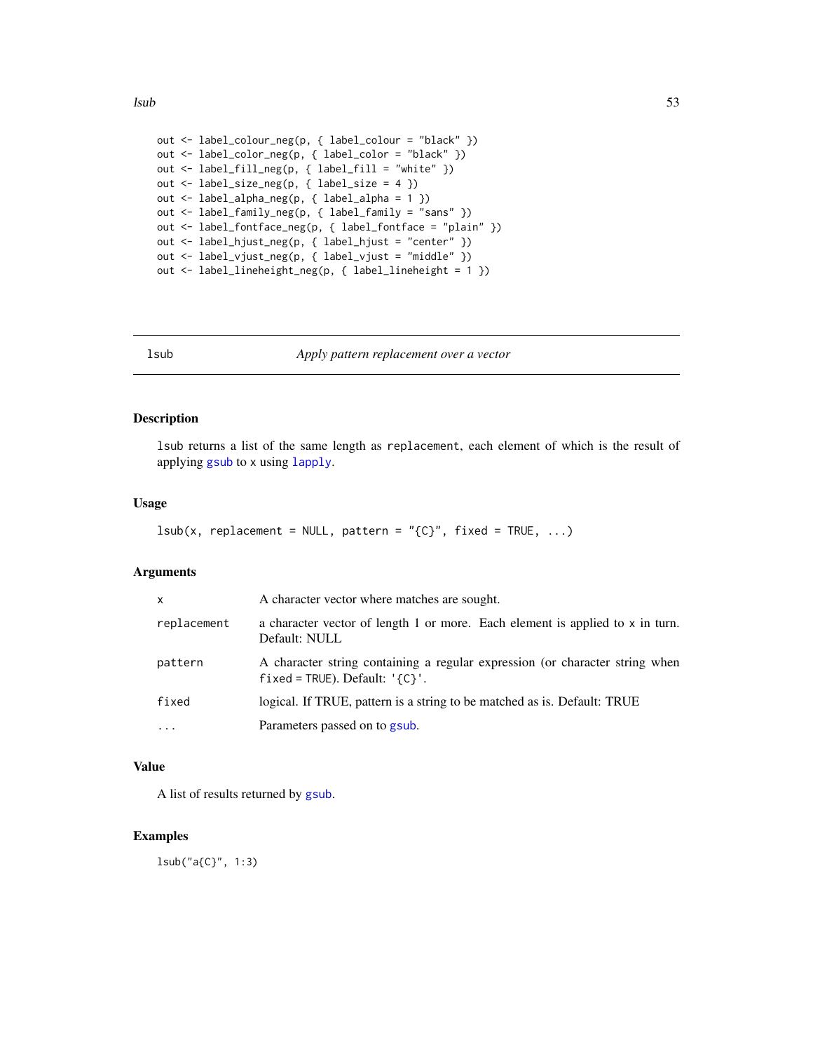```
out <- label_colour_neg(p, { label_colour = "black" })
out <- label_color_neg(p, { label_color = "black" })
out <- label_fill_neg(p, { label_fill = "white" })
out <- label_size_neg(p, { label_size = 4 })
out <- label_alpha_neg(p, { label_alpha = 1 })
out <- label_family_neg(p, { label_family = "sans" })
out <- label_fontface_neg(p, { label_fontface = "plain" })
out <- label_hjust_neg(p, { label_hjust = "center" })
out <- label_vjust_neg(p, { label_vjust = "middle" })
out <- label_lineheight_neg(p, { label_lineheight = 1 })
```

## lsub — *Apply pattern replacement over a vector*

### Description

`lsub` returns a list of the same length as `replacement`, each element of which is the result of applying `gsub` to `x` using `lapply`.

### Usage

```
lsub(x, replacement = NULL, pattern = "{C}", fixed = TRUE, ...)
```

### Arguments

| | |
|---|---|
| `x` | A character vector where matches are sought. |
| `replacement` | a character vector of length 1 or more. Each element is applied to `x` in turn. Default: NULL |
| `pattern` | A character string containing a regular expression (or character string when `fixed = TRUE`). Default: `'{C}'`. |
| `fixed` | logical. If TRUE, pattern is a string to be matched as is. Default: TRUE |
| `...` | Parameters passed on to `gsub`. |

### Value

A list of results returned by `gsub`.

### Examples

```
lsub("a{C}", 1:3)
```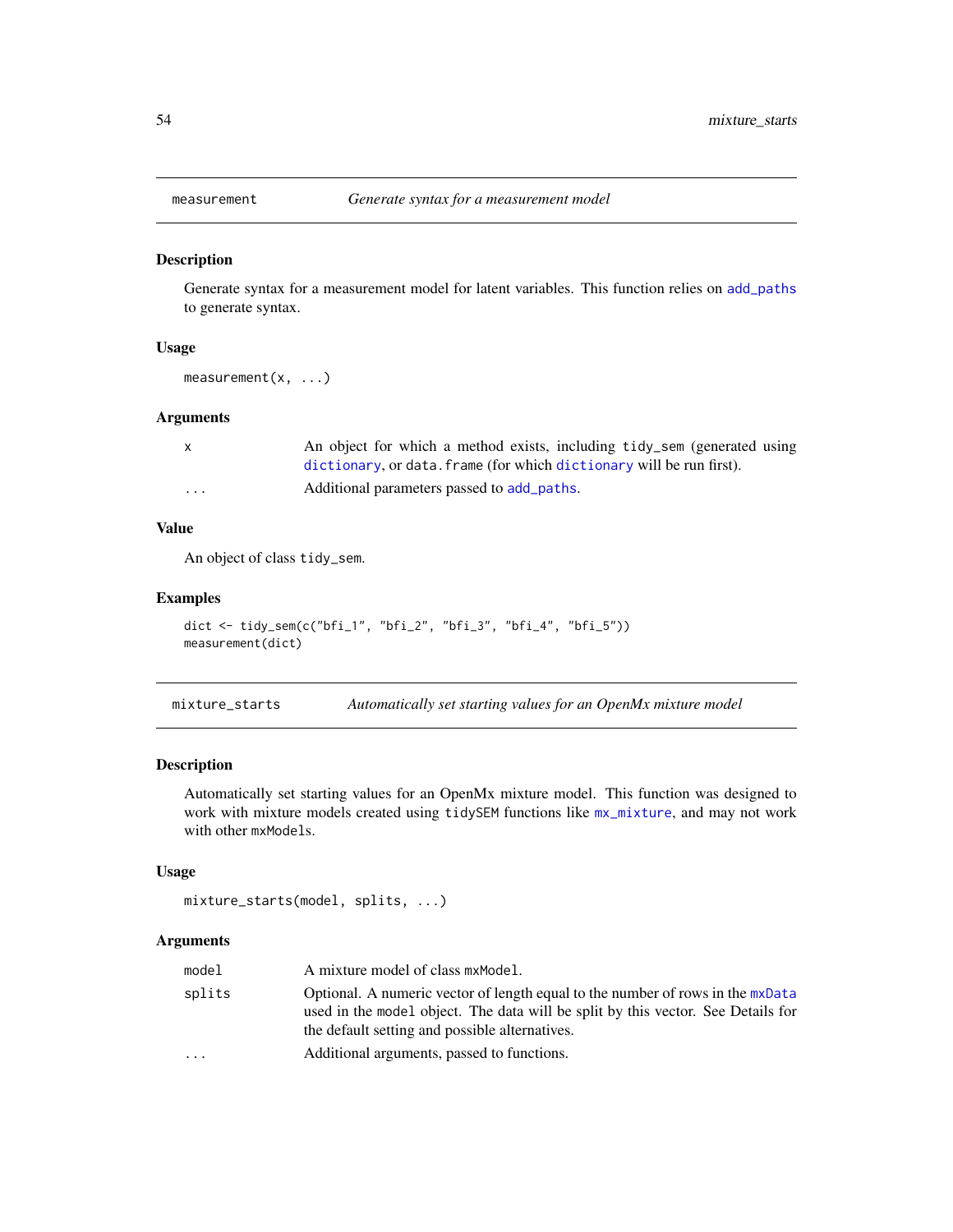## measurement — *Generate syntax for a measurement model*

### Description

Generate syntax for a measurement model for latent variables. This function relies on add_paths to generate syntax.

### Usage

```
measurement(x, ...)
```

### Arguments

| | |
|---|---|
| x | An object for which a method exists, including tidy_sem (generated using dictionary, or data.frame (for which dictionary will be run first). |
| ... | Additional parameters passed to add_paths. |

### Value

An object of class tidy_sem.

### Examples

```
dict <- tidy_sem(c("bfi_1", "bfi_2", "bfi_3", "bfi_4", "bfi_5"))
measurement(dict)
```

## mixture_starts — *Automatically set starting values for an OpenMx mixture model*

### Description

Automatically set starting values for an OpenMx mixture model. This function was designed to work with mixture models created using tidySEM functions like mx_mixture, and may not work with other mxModels.

### Usage

```
mixture_starts(model, splits, ...)
```

### Arguments

| | |
|---|---|
| model | A mixture model of class mxModel. |
| splits | Optional. A numeric vector of length equal to the number of rows in the mxData used in the model object. The data will be split by this vector. See Details for the default setting and possible alternatives. |
| ... | Additional arguments, passed to functions. |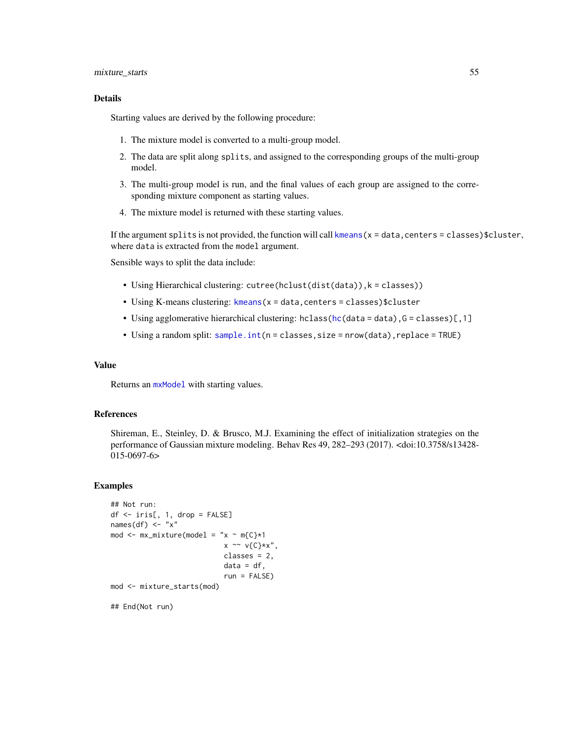### Details

Starting values are derived by the following procedure:

1. The mixture model is converted to a multi-group model.
2. The data are split along `splits`, and assigned to the corresponding groups of the multi-group model.
3. The multi-group model is run, and the final values of each group are assigned to the corresponding mixture component as starting values.
4. The mixture model is returned with these starting values.

If the argument `splits` is not provided, the function will call `kmeans(x = data,centers = classes)$cluster`, where `data` is extracted from the `model` argument.

Sensible ways to split the data include:

- Using Hierarchical clustering: `cutree(hclust(dist(data)),k = classes))`
- Using K-means clustering: `kmeans(x = data,centers = classes)$cluster`
- Using agglomerative hierarchical clustering: `hclass(hc(data = data),G = classes)[,1]`
- Using a random split: `sample.int(n = classes,size = nrow(data),replace = TRUE)`

### Value

Returns an `mxModel` with starting values.

### References

Shireman, E., Steinley, D. & Brusco, M.J. Examining the effect of initialization strategies on the performance of Gaussian mixture modeling. Behav Res 49, 282–293 (2017). <doi:10.3758/s13428-015-0697-6>

### Examples

```
## Not run:
df <- iris[, 1, drop = FALSE]
names(df) <- "x"
mod <- mx_mixture(model = "x ~ m{C}*1
                           x ~~ v{C}*x",
                           classes = 2,
                           data = df,
                           run = FALSE)
mod <- mixture_starts(mod)

## End(Not run)
```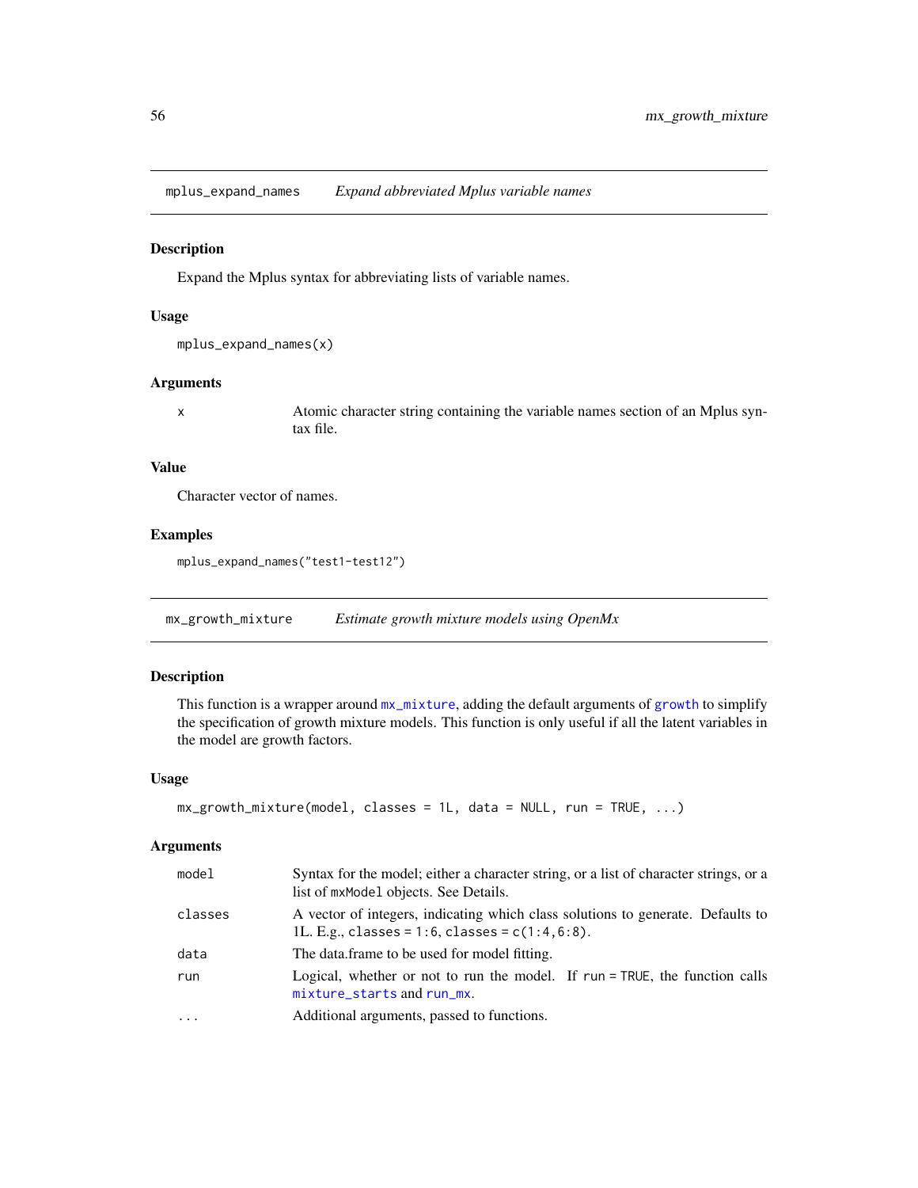## mplus_expand_names *Expand abbreviated Mplus variable names*

### Description

Expand the Mplus syntax for abbreviating lists of variable names.

### Usage

```
mplus_expand_names(x)
```

### Arguments

| | |
|---|---|
| x | Atomic character string containing the variable names section of an Mplus syntax file. |

### Value

Character vector of names.

### Examples

```
mplus_expand_names("test1-test12")
```

## mx_growth_mixture *Estimate growth mixture models using OpenMx*

### Description

This function is a wrapper around mx_mixture, adding the default arguments of growth to simplify the specification of growth mixture models. This function is only useful if all the latent variables in the model are growth factors.

### Usage

```
mx_growth_mixture(model, classes = 1L, data = NULL, run = TRUE, ...)
```

### Arguments

| | |
|---|---|
| model | Syntax for the model; either a character string, or a list of character strings, or a list of mxModel objects. See Details. |
| classes | A vector of integers, indicating which class solutions to generate. Defaults to 1L. E.g., classes = 1:6, classes = c(1:4,6:8). |
| data | The data.frame to be used for model fitting. |
| run | Logical, whether or not to run the model. If run = TRUE, the function calls mixture_starts and run_mx. |
| ... | Additional arguments, passed to functions. |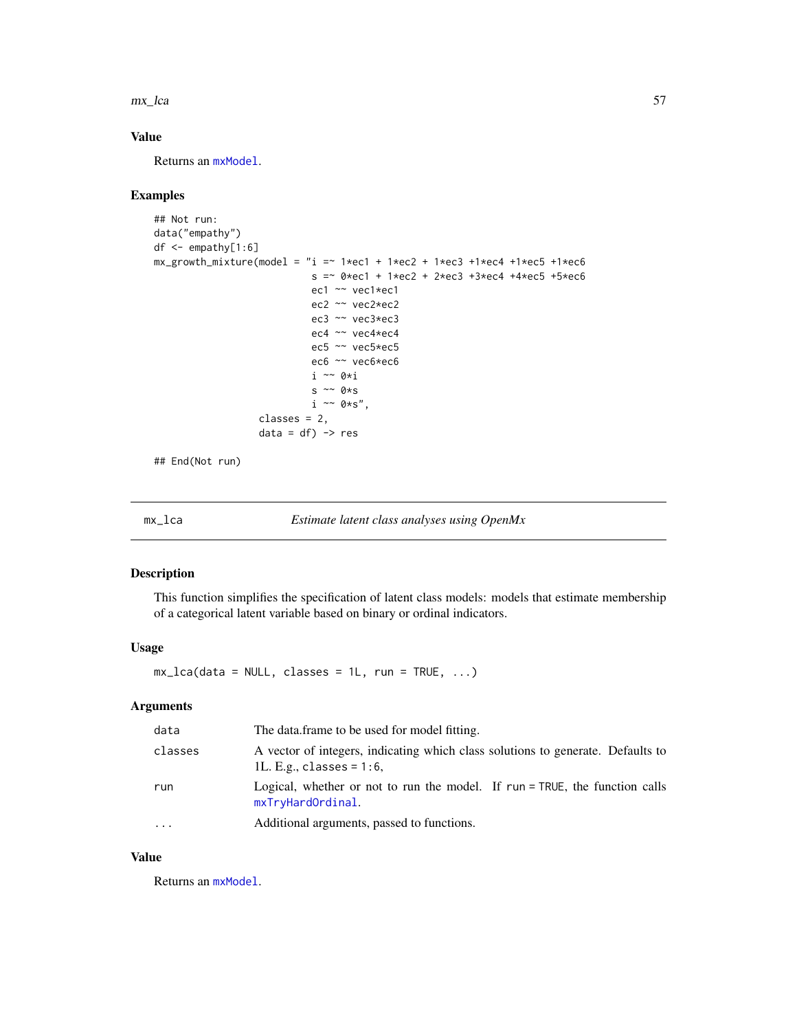### Value

Returns an mxModel.

### Examples

```
## Not run:
data("empathy")
df <- empathy[1:6]
mx_growth_mixture(model = "i =~ 1*ec1 + 1*ec2 + 1*ec3 +1*ec4 +1*ec5 +1*ec6
                           s =~ 0*ec1 + 1*ec2 + 2*ec3 +3*ec4 +4*ec5 +5*ec6
                           ec1 ~~ vec1*ec1
                           ec2 ~~ vec2*ec2
                           ec3 ~~ vec3*ec3
                           ec4 ~~ vec4*ec4
                           ec5 ~~ vec5*ec5
                           ec6 ~~ vec6*ec6
                           i ~~ 0*i
                           s ~~ 0*s
                           i ~~ 0*s",
                  classes = 2,
                  data = df) -> res

## End(Not run)
```

---

## mx_lca — *Estimate latent class analyses using OpenMx*

### Description

This function simplifies the specification of latent class models: models that estimate membership of a categorical latent variable based on binary or ordinal indicators.

### Usage

```
mx_lca(data = NULL, classes = 1L, run = TRUE, ...)
```

### Arguments

| | |
|---|---|
| `data` | The data.frame to be used for model fitting. |
| `classes` | A vector of integers, indicating which class solutions to generate. Defaults to 1L. E.g., `classes = 1:6`, |
| `run` | Logical, whether or not to run the model. If `run = TRUE`, the function calls `mxTryHardOrdinal`. |
| `...` | Additional arguments, passed to functions. |

### Value

Returns an mxModel.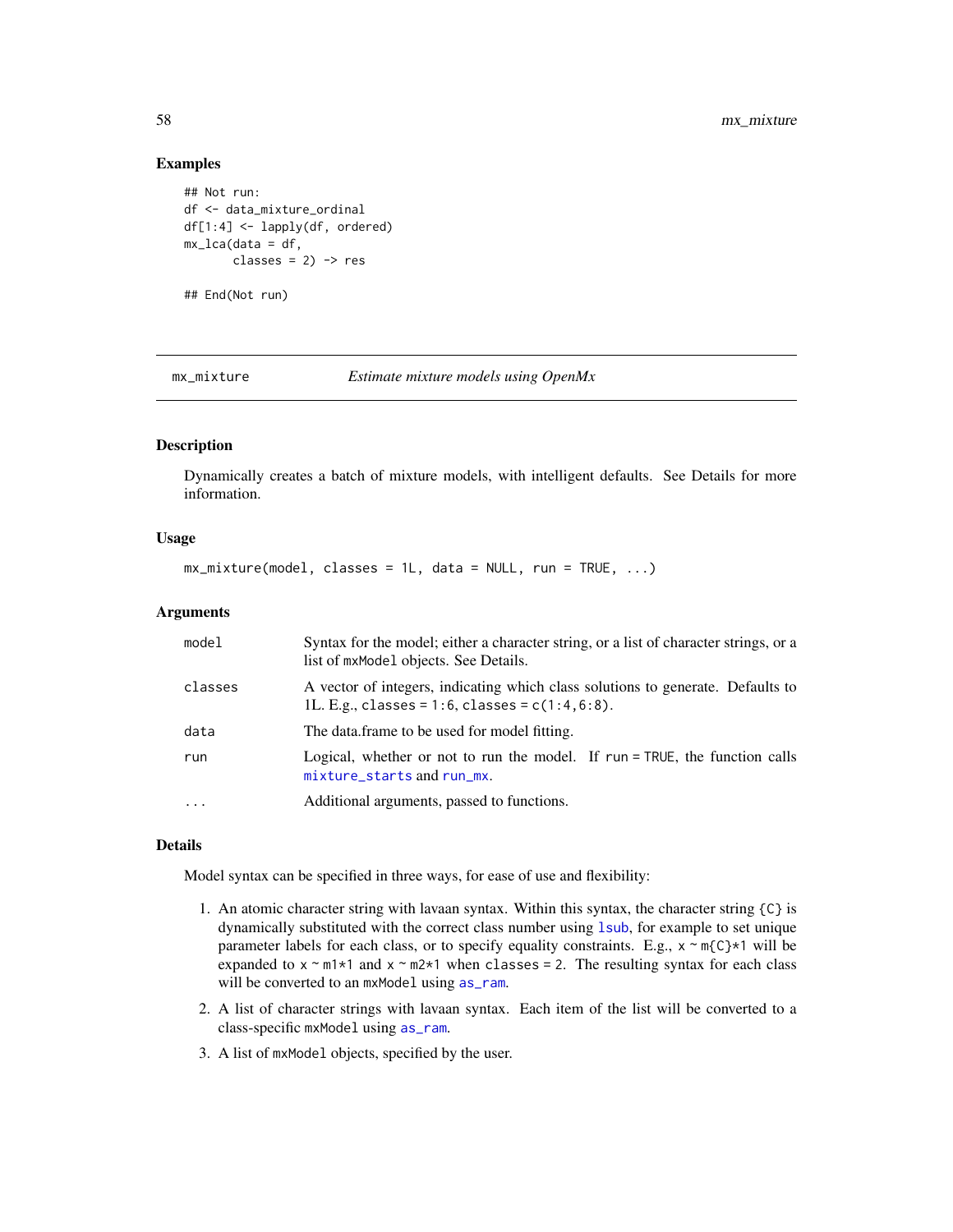## Examples

```
## Not run:
df <- data_mixture_ordinal
df[1:4] <- lapply(df, ordered)
mx_lca(data = df,
       classes = 2) -> res

## End(Not run)
```

---

mx_mixture *Estimate mixture models using OpenMx*

---

### Description

Dynamically creates a batch of mixture models, with intelligent defaults. See Details for more information.

### Usage

```
mx_mixture(model, classes = 1L, data = NULL, run = TRUE, ...)
```

### Arguments

| | |
|---|---|
| model | Syntax for the model; either a character string, or a list of character strings, or a list of `mxModel` objects. See Details. |
| classes | A vector of integers, indicating which class solutions to generate. Defaults to 1L. E.g., `classes = 1:6`, `classes = c(1:4,6:8)`. |
| data | The data.frame to be used for model fitting. |
| run | Logical, whether or not to run the model. If `run = TRUE`, the function calls `mixture_starts` and `run_mx`. |
| ... | Additional arguments, passed to functions. |

### Details

Model syntax can be specified in three ways, for ease of use and flexibility:

1. An atomic character string with lavaan syntax. Within this syntax, the character string `{C}` is dynamically substituted with the correct class number using `lsub`, for example to set unique parameter labels for each class, or to specify equality constraints. E.g., `x ~ m{C}*1` will be expanded to `x ~ m1*1` and `x ~ m2*1` when `classes = 2`. The resulting syntax for each class will be converted to an `mxModel` using `as_ram`.
2. A list of character strings with lavaan syntax. Each item of the list will be converted to a class-specific `mxModel` using `as_ram`.
3. A list of `mxModel` objects, specified by the user.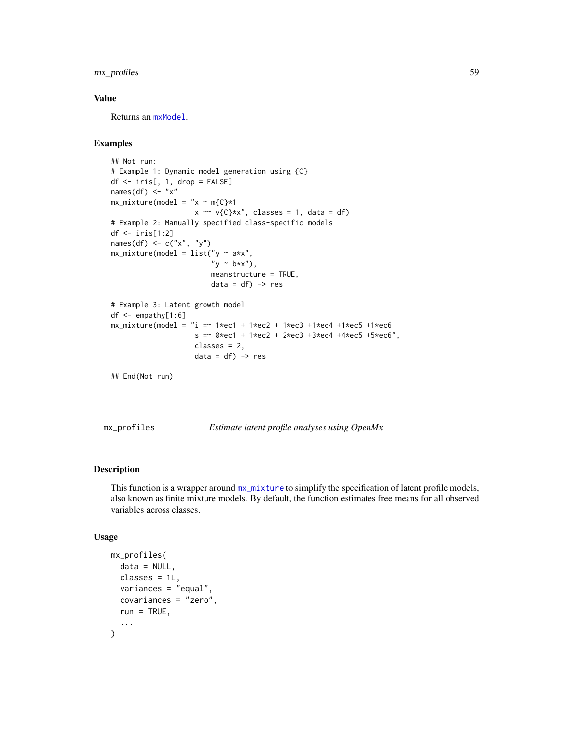### Value

Returns an mxModel.

### Examples

```
## Not run:
# Example 1: Dynamic model generation using {C}
df <- iris[, 1, drop = FALSE]
names(df) <- "x"
mx_mixture(model = "x ~ m{C}*1
                    x ~~ v{C}*x", classes = 1, data = df)
# Example 2: Manually specified class-specific models
df <- iris[1:2]
names(df) <- c("x", "y")
mx_mixture(model = list("y ~ a*x",
                        "y ~ b*x"),
                        meanstructure = TRUE,
                        data = df) -> res

# Example 3: Latent growth model
df <- empathy[1:6]
mx_mixture(model = "i =~ 1*ec1 + 1*ec2 + 1*ec3 +1*ec4 +1*ec5 +1*ec6
                    s =~ 0*ec1 + 1*ec2 + 2*ec3 +3*ec4 +4*ec5 +5*ec6",
                    classes = 2,
                    data = df) -> res

## End(Not run)
```

---

## mx_profiles — *Estimate latent profile analyses using OpenMx*

### Description

This function is a wrapper around mx_mixture to simplify the specification of latent profile models, also known as finite mixture models. By default, the function estimates free means for all observed variables across classes.

### Usage

```
mx_profiles(
  data = NULL,
  classes = 1L,
  variances = "equal",
  covariances = "zero",
  run = TRUE,
  ...
)
```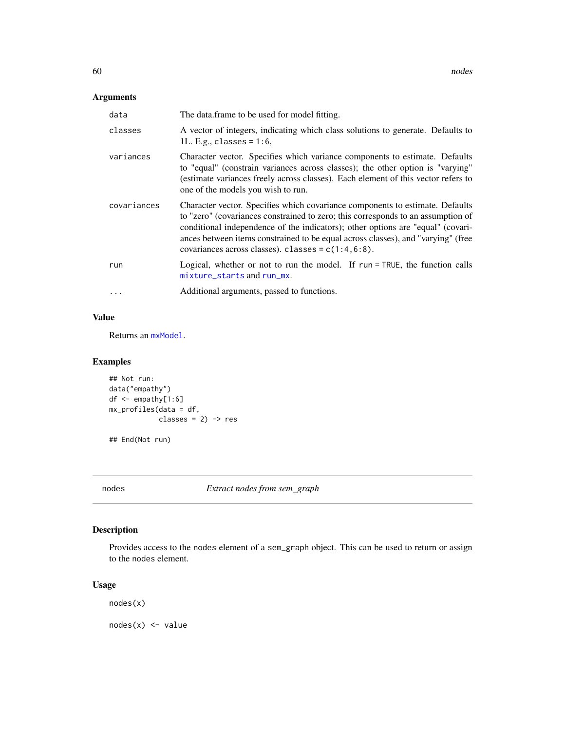## Arguments

| | |
|---|---|
| `data` | The data.frame to be used for model fitting. |
| `classes` | A vector of integers, indicating which class solutions to generate. Defaults to 1L. E.g., `classes = 1:6`, |
| `variances` | Character vector. Specifies which variance components to estimate. Defaults to "equal" (constrain variances across classes); the other option is "varying" (estimate variances freely across classes). Each element of this vector refers to one of the models you wish to run. |
| `covariances` | Character vector. Specifies which covariance components to estimate. Defaults to "zero" (covariances constrained to zero; this corresponds to an assumption of conditional independence of the indicators); other options are "equal" (covariances between items constrained to be equal across classes), and "varying" (free covariances across classes). `classes = c(1:4,6:8)`. |
| `run` | Logical, whether or not to run the model. If `run = TRUE`, the function calls `mixture_starts` and `run_mx`. |
| `...` | Additional arguments, passed to functions. |

## Value

Returns an `mxModel`.

## Examples

```
## Not run:
data("empathy")
df <- empathy[1:6]
mx_profiles(data = df,
            classes = 2) -> res

## End(Not run)
```

---

`nodes` *Extract nodes from sem_graph*

---

## Description

Provides access to the `nodes` element of a `sem_graph` object. This can be used to return or assign to the `nodes` element.

## Usage

```
nodes(x)

nodes(x) <- value
```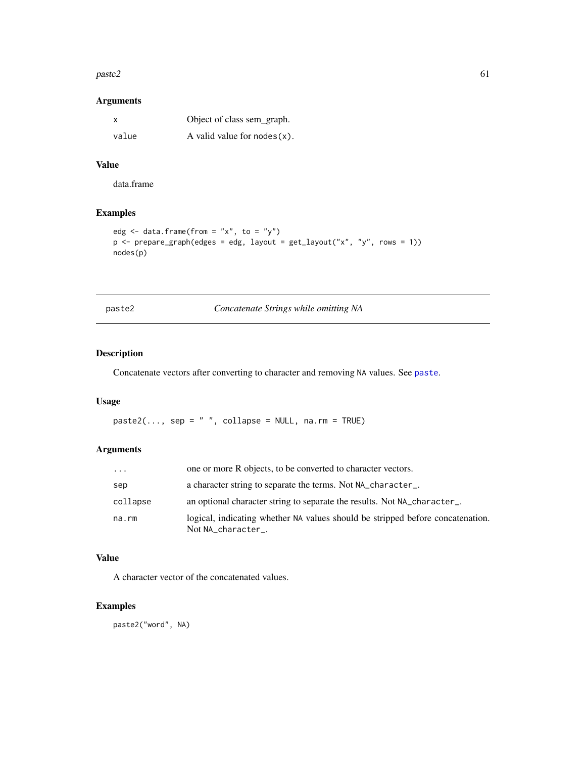## Arguments

| | |
|---|---|
| `x` | Object of class sem_graph. |
| `value` | A valid value for `nodes(x)`. |

## Value

data.frame

## Examples

```
edg <- data.frame(from = "x", to = "y")
p <- prepare_graph(edges = edg, layout = get_layout("x", "y", rows = 1))
nodes(p)
```

---

# paste2 — *Concatenate Strings while omitting NA*

## Description

Concatenate vectors after converting to character and removing `NA` values. See `paste`.

## Usage

```
paste2(..., sep = " ", collapse = NULL, na.rm = TRUE)
```

## Arguments

| | |
|---|---|
| `...` | one or more R objects, to be converted to character vectors. |
| `sep` | a character string to separate the terms. Not `NA_character_`. |
| `collapse` | an optional character string to separate the results. Not `NA_character_`. |
| `na.rm` | logical, indicating whether `NA` values should be stripped before concatenation. Not `NA_character_`. |

## Value

A character vector of the concatenated values.

## Examples

```
paste2("word", NA)
```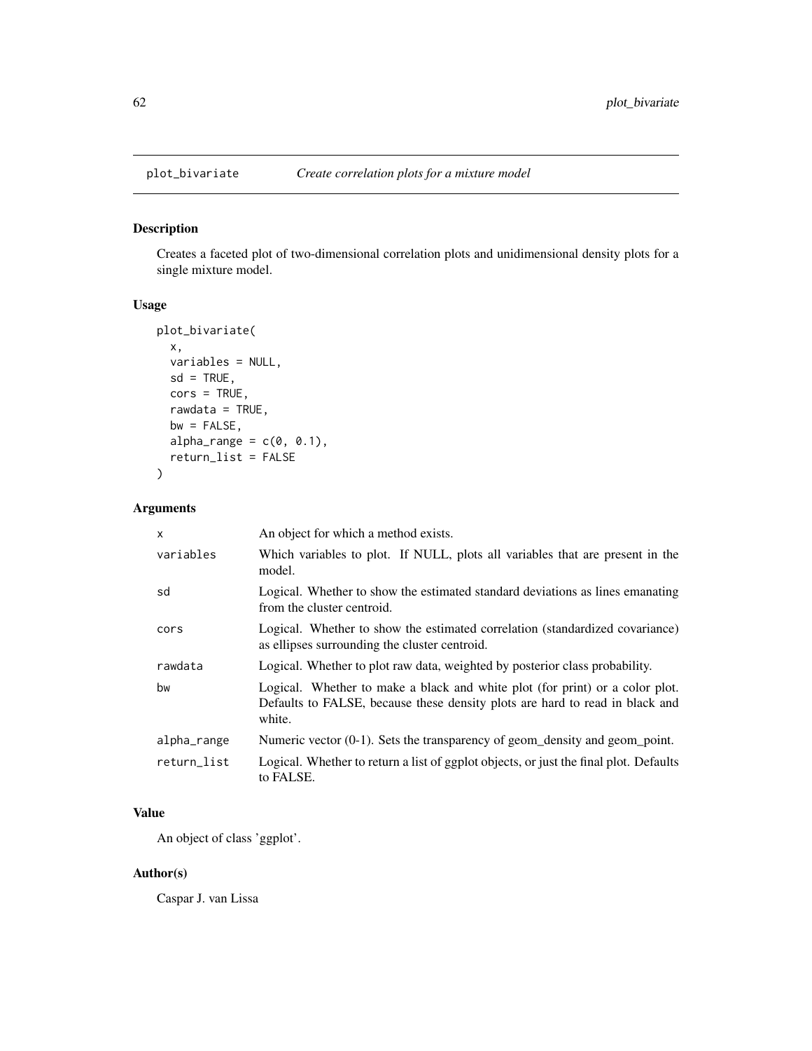# plot_bivariate *Create correlation plots for a mixture model*

## Description

Creates a faceted plot of two-dimensional correlation plots and unidimensional density plots for a single mixture model.

## Usage

```
plot_bivariate(
  x,
  variables = NULL,
  sd = TRUE,
  cors = TRUE,
  rawdata = TRUE,
  bw = FALSE,
  alpha_range = c(0, 0.1),
  return_list = FALSE
)
```

## Arguments

| | |
|---|---|
| x | An object for which a method exists. |
| variables | Which variables to plot. If NULL, plots all variables that are present in the model. |
| sd | Logical. Whether to show the estimated standard deviations as lines emanating from the cluster centroid. |
| cors | Logical. Whether to show the estimated correlation (standardized covariance) as ellipses surrounding the cluster centroid. |
| rawdata | Logical. Whether to plot raw data, weighted by posterior class probability. |
| bw | Logical. Whether to make a black and white plot (for print) or a color plot. Defaults to FALSE, because these density plots are hard to read in black and white. |
| alpha_range | Numeric vector (0-1). Sets the transparency of geom_density and geom_point. |
| return_list | Logical. Whether to return a list of ggplot objects, or just the final plot. Defaults to FALSE. |

## Value

An object of class 'ggplot'.

## Author(s)

Caspar J. van Lissa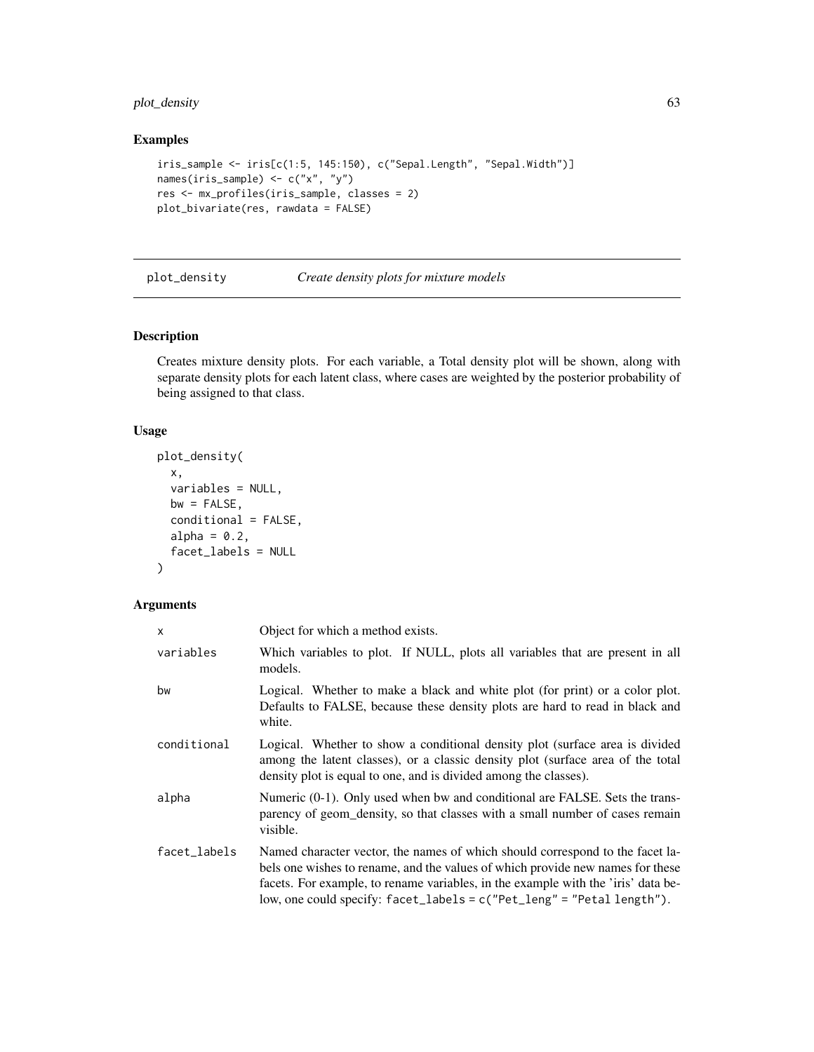## Examples

```
iris_sample <- iris[c(1:5, 145:150), c("Sepal.Length", "Sepal.Width")]
names(iris_sample) <- c("x", "y")
res <- mx_profiles(iris_sample, classes = 2)
plot_bivariate(res, rawdata = FALSE)
```

---

# plot_density *Create density plots for mixture models*

---

## Description

Creates mixture density plots. For each variable, a Total density plot will be shown, along with separate density plots for each latent class, where cases are weighted by the posterior probability of being assigned to that class.

## Usage

```
plot_density(
  x,
  variables = NULL,
  bw = FALSE,
  conditional = FALSE,
  alpha = 0.2,
  facet_labels = NULL
)
```

## Arguments

| | |
|---|---|
| `x` | Object for which a method exists. |
| `variables` | Which variables to plot. If NULL, plots all variables that are present in all models. |
| `bw` | Logical. Whether to make a black and white plot (for print) or a color plot. Defaults to FALSE, because these density plots are hard to read in black and white. |
| `conditional` | Logical. Whether to show a conditional density plot (surface area is divided among the latent classes), or a classic density plot (surface area of the total density plot is equal to one, and is divided among the classes). |
| `alpha` | Numeric (0-1). Only used when bw and conditional are FALSE. Sets the transparency of geom_density, so that classes with a small number of cases remain visible. |
| `facet_labels` | Named character vector, the names of which should correspond to the facet labels one wishes to rename, and the values of which provide new names for these facets. For example, to rename variables, in the example with the 'iris' data below, one could specify: `facet_labels = c("Pet_leng" = "Petal length")`. |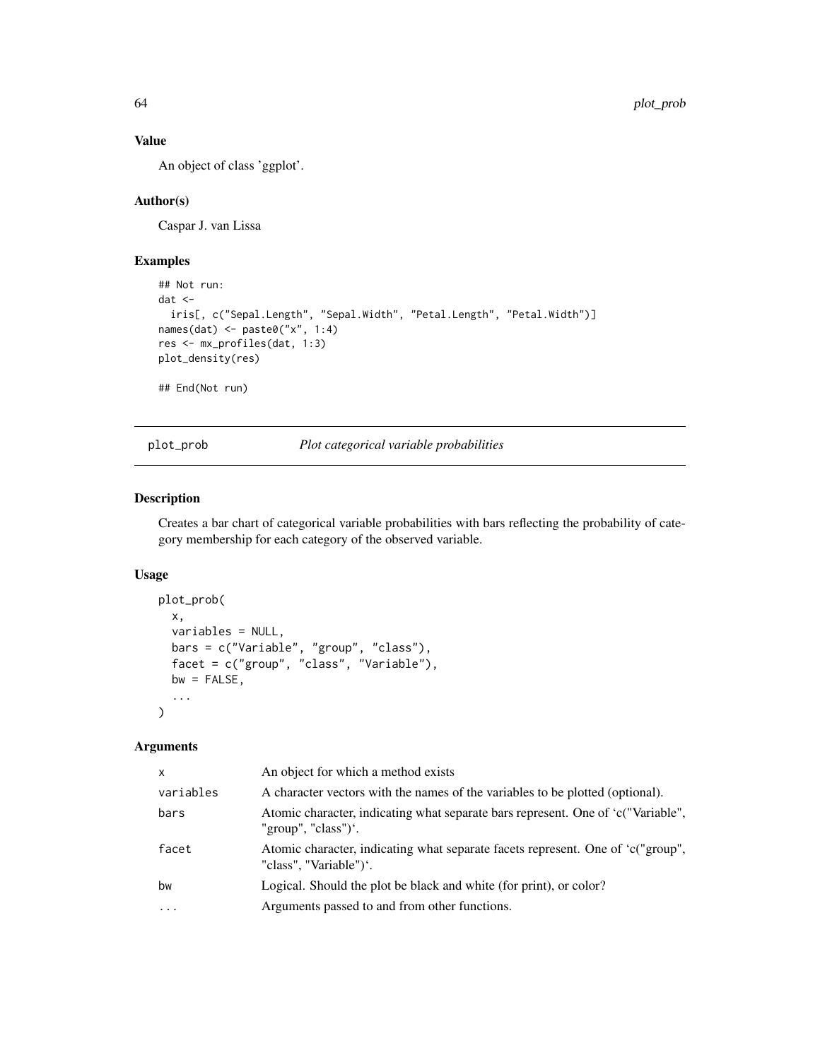### Value

An object of class 'ggplot'.

### Author(s)

Caspar J. van Lissa

### Examples

```
## Not run:
dat <-
  iris[, c("Sepal.Length", "Sepal.Width", "Petal.Length", "Petal.Width")]
names(dat) <- paste0("x", 1:4)
res <- mx_profiles(dat, 1:3)
plot_density(res)

## End(Not run)
```

## plot_prob *Plot categorical variable probabilities*

### Description

Creates a bar chart of categorical variable probabilities with bars reflecting the probability of category membership for each category of the observed variable.

### Usage

```
plot_prob(
  x,
  variables = NULL,
  bars = c("Variable", "group", "class"),
  facet = c("group", "class", "Variable"),
  bw = FALSE,
  ...
)
```

### Arguments

| | |
|---|---|
| x | An object for which a method exists |
| variables | A character vectors with the names of the variables to be plotted (optional). |
| bars | Atomic character, indicating what separate bars represent. One of 'c("Variable", "group", "class")'. |
| facet | Atomic character, indicating what separate facets represent. One of 'c("group", "class", "Variable")'. |
| bw | Logical. Should the plot be black and white (for print), or color? |
| ... | Arguments passed to and from other functions. |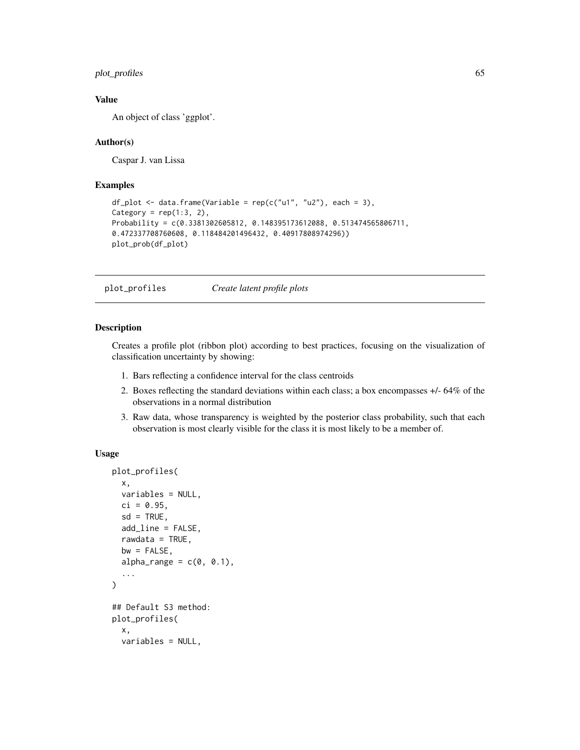### Value

An object of class 'ggplot'.

### Author(s)

Caspar J. van Lissa

### Examples

```
df_plot <- data.frame(Variable = rep(c("u1", "u2"), each = 3),
Category = rep(1:3, 2),
Probability = c(0.3381302605812, 0.148395173612088, 0.513474565806711,
0.472337708760608, 0.118484201496432, 0.40917808974296))
plot_prob(df_plot)
```

## plot_profiles *Create latent profile plots*

### Description

Creates a profile plot (ribbon plot) according to best practices, focusing on the visualization of classification uncertainty by showing:

1. Bars reflecting a confidence interval for the class centroids
2. Boxes reflecting the standard deviations within each class; a box encompasses +/- 64% of the observations in a normal distribution
3. Raw data, whose transparency is weighted by the posterior class probability, such that each observation is most clearly visible for the class it is most likely to be a member of.

### Usage

```
plot_profiles(
  x,
  variables = NULL,
  ci = 0.95,
  sd = TRUE,
  add_line = FALSE,
  rawdata = TRUE,
  bw = FALSE,
  alpha_range = c(0, 0.1),
  ...
)

## Default S3 method:
plot_profiles(
  x,
  variables = NULL,
```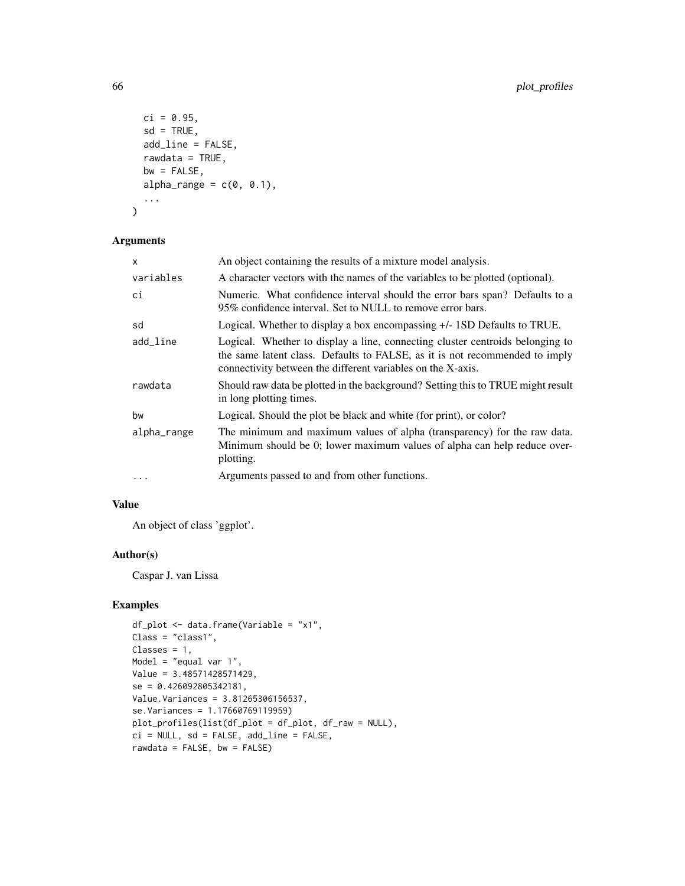```
  ci = 0.95,
  sd = TRUE,
  add_line = FALSE,
  rawdata = TRUE,
  bw = FALSE,
  alpha_range = c(0, 0.1),
  ...
)
```

### Arguments

| | |
|---|---|
| x | An object containing the results of a mixture model analysis. |
| variables | A character vectors with the names of the variables to be plotted (optional). |
| ci | Numeric. What confidence interval should the error bars span? Defaults to a 95% confidence interval. Set to NULL to remove error bars. |
| sd | Logical. Whether to display a box encompassing +/- 1SD Defaults to TRUE. |
| add_line | Logical. Whether to display a line, connecting cluster centroids belonging to the same latent class. Defaults to FALSE, as it is not recommended to imply connectivity between the different variables on the X-axis. |
| rawdata | Should raw data be plotted in the background? Setting this to TRUE might result in long plotting times. |
| bw | Logical. Should the plot be black and white (for print), or color? |
| alpha_range | The minimum and maximum values of alpha (transparency) for the raw data. Minimum should be 0; lower maximum values of alpha can help reduce overplotting. |
| ... | Arguments passed to and from other functions. |

### Value

An object of class 'ggplot'.

### Author(s)

Caspar J. van Lissa

### Examples

```
df_plot <- data.frame(Variable = "x1",
Class = "class1",
Classes = 1,
Model = "equal var 1",
Value = 3.48571428571429,
se = 0.426092805342181,
Value.Variances = 3.81265306156537,
se.Variances = 1.17660769119959)
plot_profiles(list(df_plot = df_plot, df_raw = NULL),
ci = NULL, sd = FALSE, add_line = FALSE,
rawdata = FALSE, bw = FALSE)
```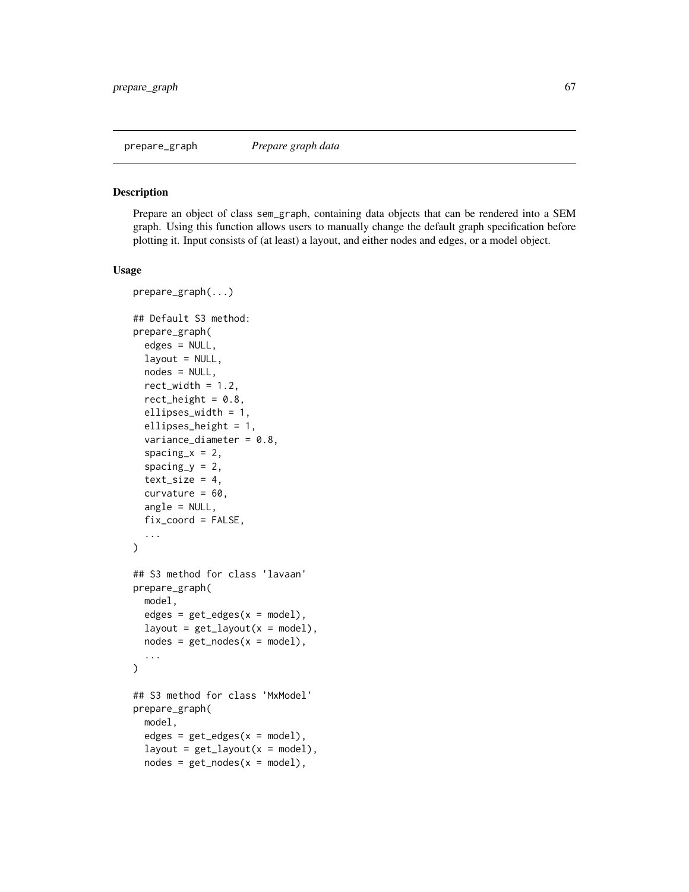## prepare_graph — *Prepare graph data*

### Description

Prepare an object of class sem_graph, containing data objects that can be rendered into a SEM graph. Using this function allows users to manually change the default graph specification before plotting it. Input consists of (at least) a layout, and either nodes and edges, or a model object.

### Usage

```
prepare_graph(...)

## Default S3 method:
prepare_graph(
  edges = NULL,
  layout = NULL,
  nodes = NULL,
  rect_width = 1.2,
  rect_height = 0.8,
  ellipses_width = 1,
  ellipses_height = 1,
  variance_diameter = 0.8,
  spacing_x = 2,
  spacing_y = 2,
  text_size = 4,
  curvature = 60,
  angle = NULL,
  fix_coord = FALSE,
  ...
)

## S3 method for class 'lavaan'
prepare_graph(
  model,
  edges = get_edges(x = model),
  layout = get_layout(x = model),
  nodes = get_nodes(x = model),
  ...
)

## S3 method for class 'MxModel'
prepare_graph(
  model,
  edges = get_edges(x = model),
  layout = get_layout(x = model),
  nodes = get_nodes(x = model),
```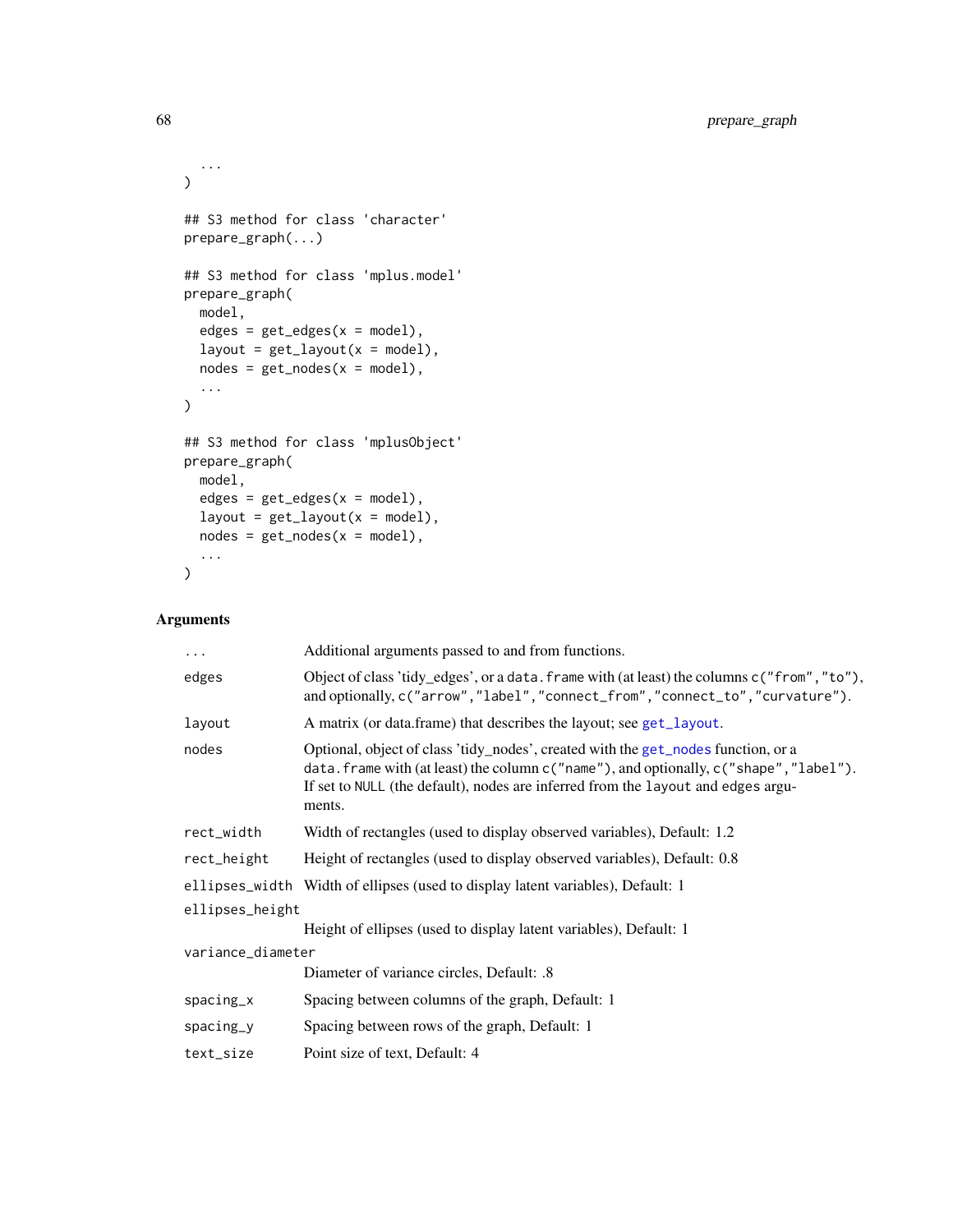```
  ...
)

## S3 method for class 'character'
prepare_graph(...)

## S3 method for class 'mplus.model'
prepare_graph(
  model,
  edges = get_edges(x = model),
  layout = get_layout(x = model),
  nodes = get_nodes(x = model),
  ...
)

## S3 method for class 'mplusObject'
prepare_graph(
  model,
  edges = get_edges(x = model),
  layout = get_layout(x = model),
  nodes = get_nodes(x = model),
  ...
)
```

## Arguments

| | |
|---|---|
| `...` | Additional arguments passed to and from functions. |
| `edges` | Object of class 'tidy_edges', or a `data.frame` with (at least) the columns `c("from","to")`, and optionally, `c("arrow","label","connect_from","connect_to","curvature")`. |
| `layout` | A matrix (or data.frame) that describes the layout; see `get_layout`. |
| `nodes` | Optional, object of class 'tidy_nodes', created with the `get_nodes` function, or a `data.frame` with (at least) the column `c("name")`, and optionally, `c("shape","label")`. If set to `NULL` (the default), nodes are inferred from the `layout` and `edges` arguments. |
| `rect_width` | Width of rectangles (used to display observed variables), Default: 1.2 |
| `rect_height` | Height of rectangles (used to display observed variables), Default: 0.8 |
| `ellipses_width` | Width of ellipses (used to display latent variables), Default: 1 |
| `ellipses_height` | Height of ellipses (used to display latent variables), Default: 1 |
| `variance_diameter` | Diameter of variance circles, Default: .8 |
| `spacing_x` | Spacing between columns of the graph, Default: 1 |
| `spacing_y` | Spacing between rows of the graph, Default: 1 |
| `text_size` | Point size of text, Default: 4 |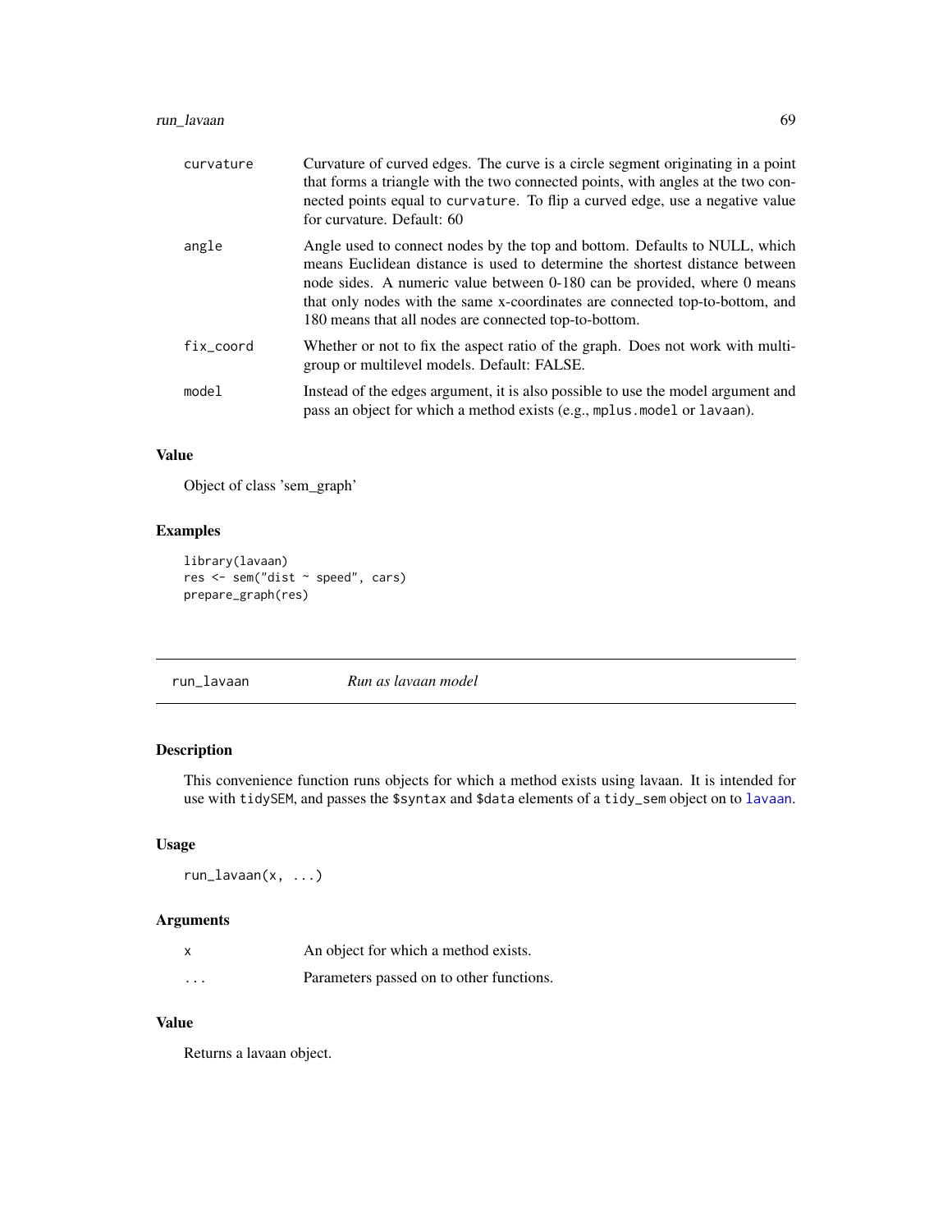| | |
|---|---|
| curvature | Curvature of curved edges. The curve is a circle segment originating in a point that forms a triangle with the two connected points, with angles at the two connected points equal to `curvature`. To flip a curved edge, use a negative value for curvature. Default: 60 |
| angle | Angle used to connect nodes by the top and bottom. Defaults to NULL, which means Euclidean distance is used to determine the shortest distance between node sides. A numeric value between 0-180 can be provided, where 0 means that only nodes with the same x-coordinates are connected top-to-bottom, and 180 means that all nodes are connected top-to-bottom. |
| fix_coord | Whether or not to fix the aspect ratio of the graph. Does not work with multi-group or multilevel models. Default: FALSE. |
| model | Instead of the edges argument, it is also possible to use the model argument and pass an object for which a method exists (e.g., `mplus.model` or `lavaan`). |

### Value

Object of class 'sem_graph'

### Examples

```
library(lavaan)
res <- sem("dist ~ speed", cars)
prepare_graph(res)
```

---

## run_lavaan *Run as lavaan model*

---

### Description

This convenience function runs objects for which a method exists using lavaan. It is intended for use with `tidySEM`, and passes the `$syntax` and `$data` elements of a `tidy_sem` object on to `lavaan`.

### Usage

```
run_lavaan(x, ...)
```

### Arguments

| | |
|---|---|
| x | An object for which a method exists. |
| ... | Parameters passed on to other functions. |

### Value

Returns a lavaan object.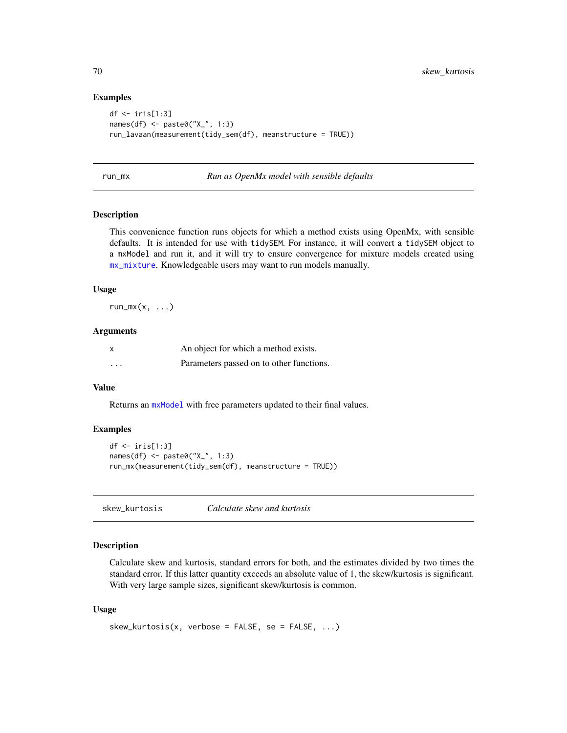## Examples

```
df <- iris[1:3]
names(df) <- paste0("X_", 1:3)
run_lavaan(measurement(tidy_sem(df), meanstructure = TRUE))
```

---

## run_mx — *Run as OpenMx model with sensible defaults*

### Description

This convenience function runs objects for which a method exists using OpenMx, with sensible defaults. It is intended for use with `tidySEM`. For instance, it will convert a `tidySEM` object to a `mxModel` and run it, and it will try to ensure convergence for mixture models created using `mx_mixture`. Knowledgeable users may want to run models manually.

### Usage

```
run_mx(x, ...)
```

### Arguments

| | |
|---|---|
| x | An object for which a method exists. |
| ... | Parameters passed on to other functions. |

### Value

Returns an `mxModel` with free parameters updated to their final values.

### Examples

```
df <- iris[1:3]
names(df) <- paste0("X_", 1:3)
run_mx(measurement(tidy_sem(df), meanstructure = TRUE))
```

---

## skew_kurtosis — *Calculate skew and kurtosis*

### Description

Calculate skew and kurtosis, standard errors for both, and the estimates divided by two times the standard error. If this latter quantity exceeds an absolute value of 1, the skew/kurtosis is significant. With very large sample sizes, significant skew/kurtosis is common.

### Usage

```
skew_kurtosis(x, verbose = FALSE, se = FALSE, ...)
```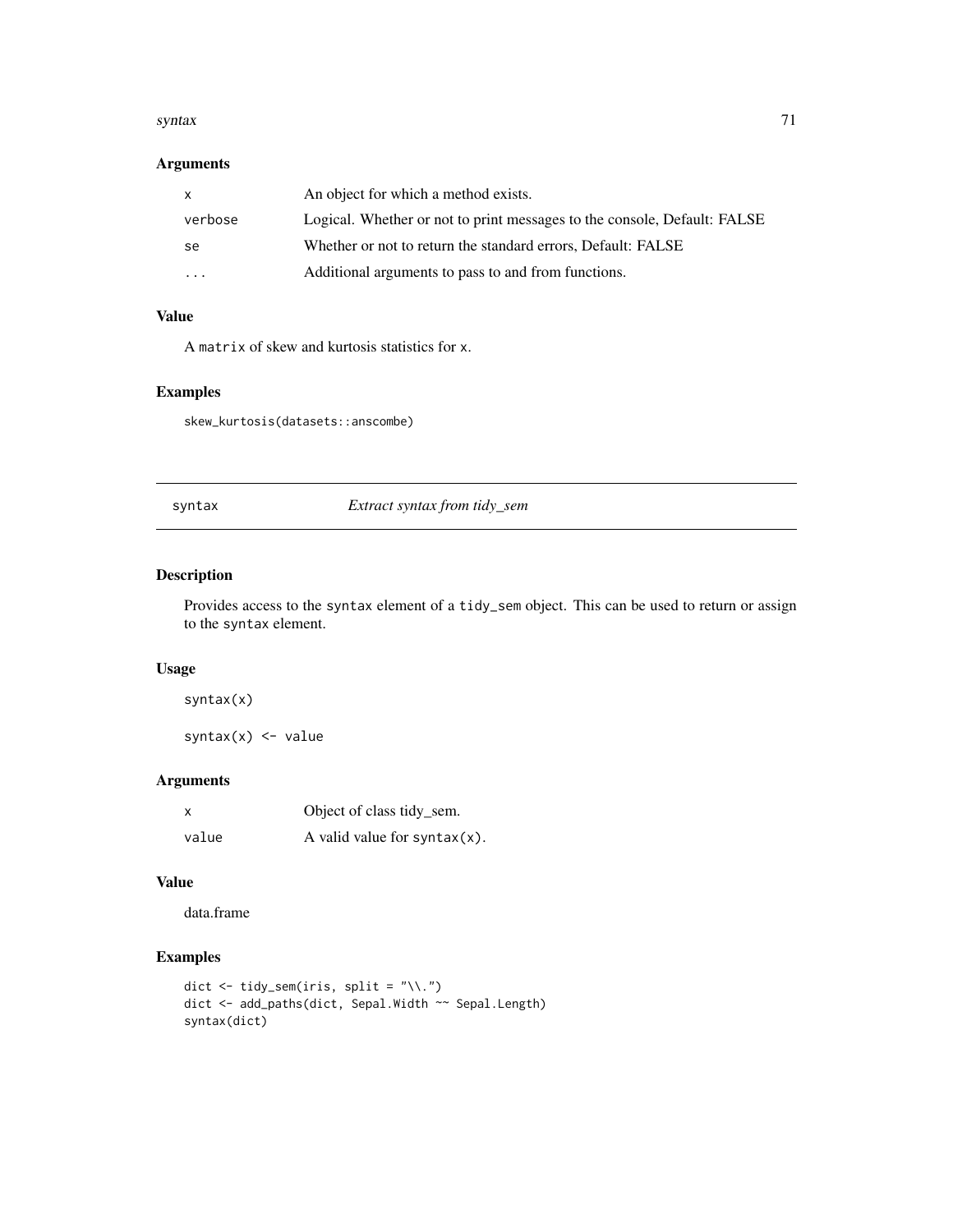### Arguments

| | |
|---|---|
| `x` | An object for which a method exists. |
| `verbose` | Logical. Whether or not to print messages to the console, Default: FALSE |
| `se` | Whether or not to return the standard errors, Default: FALSE |
| `...` | Additional arguments to pass to and from functions. |

### Value

A `matrix` of skew and kurtosis statistics for `x`.

### Examples

```
skew_kurtosis(datasets::anscombe)
```

---

## syntax — *Extract syntax from tidy_sem*

---

### Description

Provides access to the `syntax` element of a `tidy_sem` object. This can be used to return or assign to the `syntax` element.

### Usage

```
syntax(x)

syntax(x) <- value
```

### Arguments

| | |
|---|---|
| `x` | Object of class tidy_sem. |
| `value` | A valid value for `syntax(x)`. |

### Value

data.frame

### Examples

```
dict <- tidy_sem(iris, split = "\\.")
dict <- add_paths(dict, Sepal.Width ~~ Sepal.Length)
syntax(dict)
```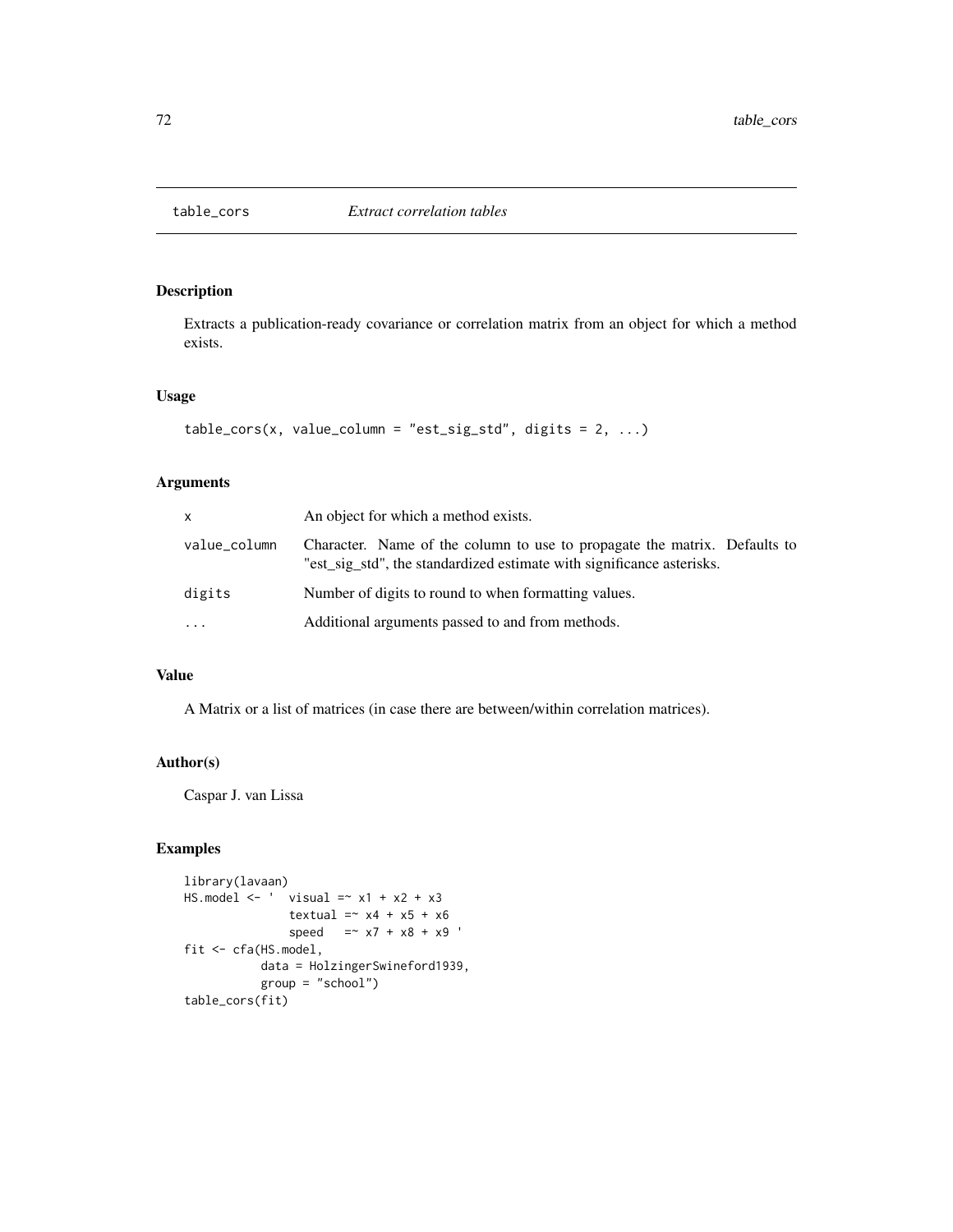# table_cors *Extract correlation tables*

## Description

Extracts a publication-ready covariance or correlation matrix from an object for which a method exists.

## Usage

```
table_cors(x, value_column = "est_sig_std", digits = 2, ...)
```

## Arguments

| | |
|---|---|
| x | An object for which a method exists. |
| value_column | Character. Name of the column to use to propagate the matrix. Defaults to "est_sig_std", the standardized estimate with significance asterisks. |
| digits | Number of digits to round to when formatting values. |
| ... | Additional arguments passed to and from methods. |

## Value

A Matrix or a list of matrices (in case there are between/within correlation matrices).

## Author(s)

Caspar J. van Lissa

## Examples

```
library(lavaan)
HS.model <- '  visual =~ x1 + x2 + x3
               textual =~ x4 + x5 + x6
               speed   =~ x7 + x8 + x9 '
fit <- cfa(HS.model,
           data = HolzingerSwineford1939,
           group = "school")
table_cors(fit)
```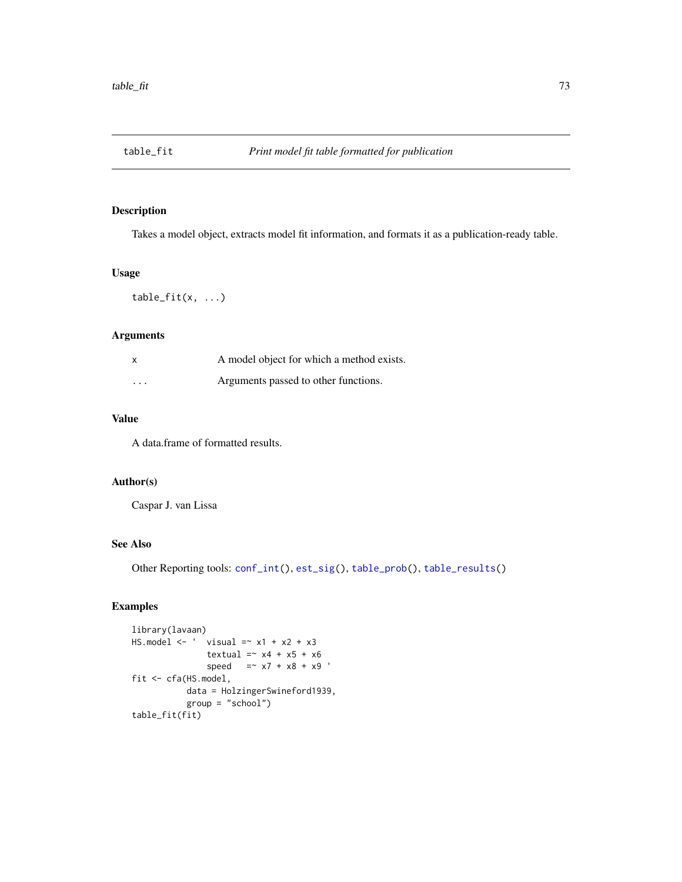# table_fit — *Print model fit table formatted for publication*

## Description

Takes a model object, extracts model fit information, and formats it as a publication-ready table.

## Usage

```
table_fit(x, ...)
```

## Arguments

| | |
|---|---|
| x | A model object for which a method exists. |
| ... | Arguments passed to other functions. |

## Value

A data.frame of formatted results.

## Author(s)

Caspar J. van Lissa

## See Also

Other Reporting tools: conf_int(), est_sig(), table_prob(), table_results()

## Examples

```
library(lavaan)
HS.model <- '  visual =~ x1 + x2 + x3
               textual =~ x4 + x5 + x6
               speed   =~ x7 + x8 + x9 '
fit <- cfa(HS.model,
           data = HolzingerSwineford1939,
           group = "school")
table_fit(fit)
```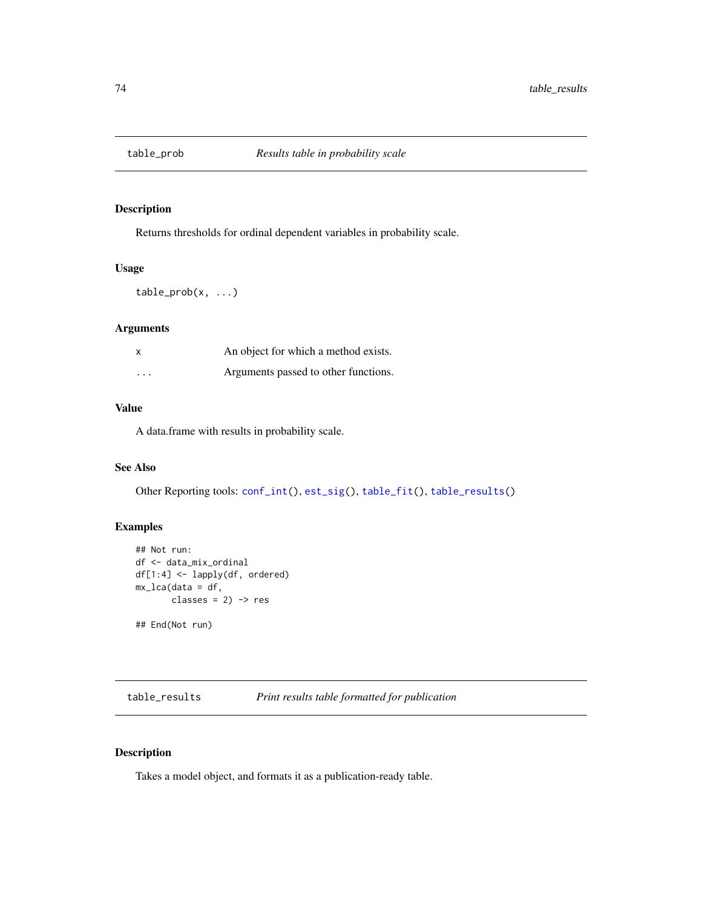## table_prob — *Results table in probability scale*

### Description

Returns thresholds for ordinal dependent variables in probability scale.

### Usage

```
table_prob(x, ...)
```

### Arguments

| | |
|---|---|
| `x` | An object for which a method exists. |
| `...` | Arguments passed to other functions. |

### Value

A data.frame with results in probability scale.

### See Also

Other Reporting tools: `conf_int()`, `est_sig()`, `table_fit()`, `table_results()`

### Examples

```
## Not run:
df <- data_mix_ordinal
df[1:4] <- lapply(df, ordered)
mx_lca(data = df,
       classes = 2) -> res

## End(Not run)
```

## table_results — *Print results table formatted for publication*

### Description

Takes a model object, and formats it as a publication-ready table.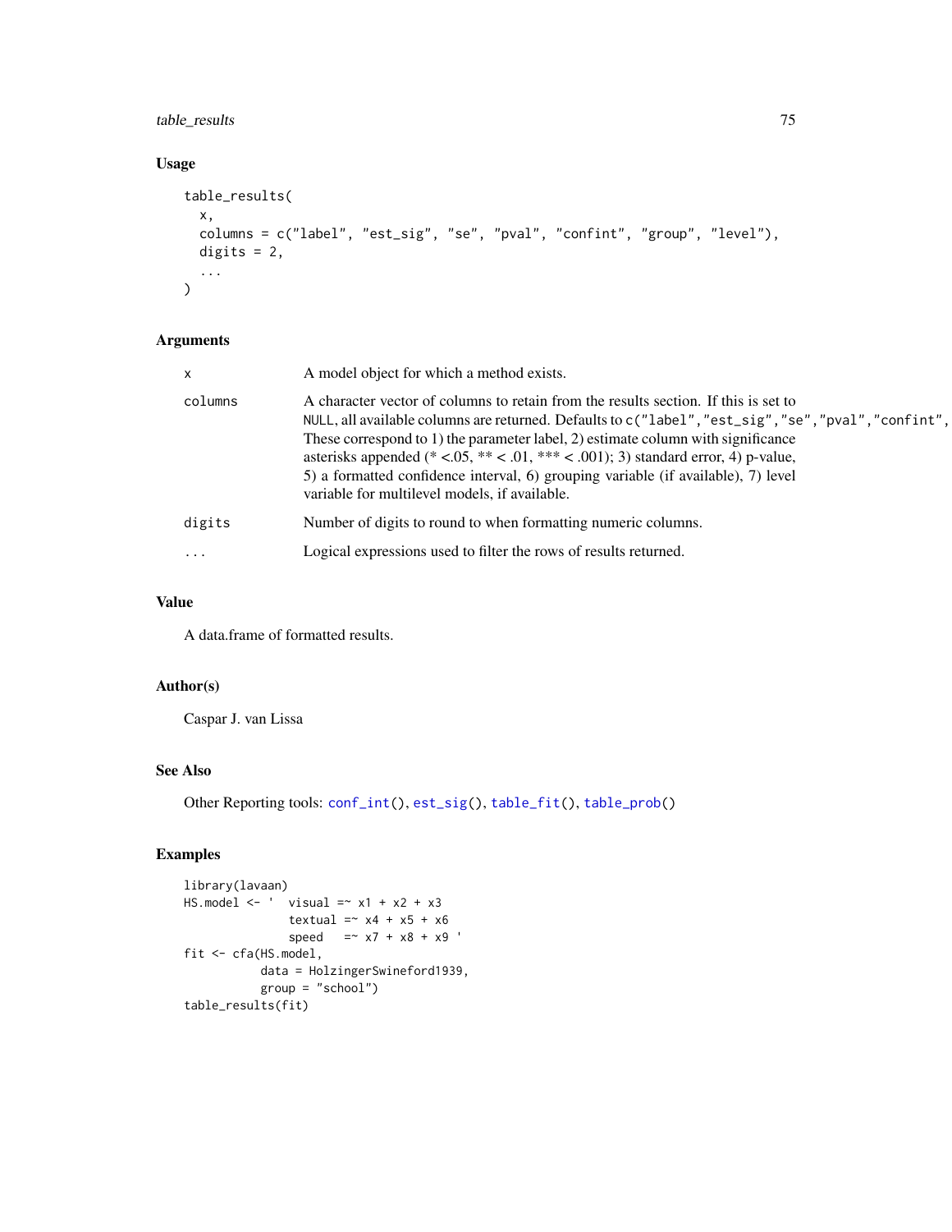### Usage

```
table_results(
  x,
  columns = c("label", "est_sig", "se", "pval", "confint", "group", "level"),
  digits = 2,
  ...
)
```

### Arguments

| | |
|---|---|
| x | A model object for which a method exists. |
| columns | A character vector of columns to retain from the results section. If this is set to NULL, all available columns are returned. Defaults to c("label","est_sig","se","pval","confint", These correspond to 1) the parameter label, 2) estimate column with significance asterisks appended (* <.05, ** < .01, *** < .001); 3) standard error, 4) p-value, 5) a formatted confidence interval, 6) grouping variable (if available), 7) level variable for multilevel models, if available. |
| digits | Number of digits to round to when formatting numeric columns. |
| ... | Logical expressions used to filter the rows of results returned. |

### Value

A data.frame of formatted results.

### Author(s)

Caspar J. van Lissa

### See Also

Other Reporting tools: conf_int(), est_sig(), table_fit(), table_prob()

### Examples

```
library(lavaan)
HS.model <- '  visual =~ x1 + x2 + x3
               textual =~ x4 + x5 + x6
               speed   =~ x7 + x8 + x9 '
fit <- cfa(HS.model,
           data = HolzingerSwineford1939,
           group = "school")
table_results(fit)
```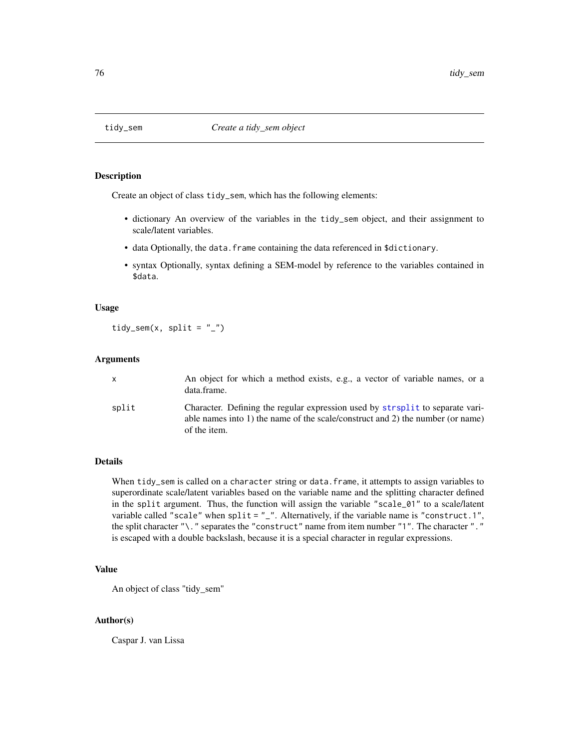# tidy_sem — *Create a tidy_sem object*

## Description

Create an object of class `tidy_sem`, which has the following elements:

- dictionary An overview of the variables in the `tidy_sem` object, and their assignment to scale/latent variables.
- data Optionally, the `data.frame` containing the data referenced in `$dictionary`.
- syntax Optionally, syntax defining a SEM-model by reference to the variables contained in `$data`.

## Usage

```
tidy_sem(x, split = "_")
```

## Arguments

| | |
|---|---|
| `x` | An object for which a method exists, e.g., a vector of variable names, or a data.frame. |
| `split` | Character. Defining the regular expression used by `strsplit` to separate variable names into 1) the name of the scale/construct and 2) the number (or name) of the item. |

## Details

When `tidy_sem` is called on a `character` string or `data.frame`, it attempts to assign variables to superordinate scale/latent variables based on the variable name and the splitting character defined in the `split` argument. Thus, the function will assign the variable `"scale_01"` to a scale/latent variable called `"scale"` when `split = "_"`. Alternatively, if the variable name is `"construct.1"`, the split character `"\."` separates the `"construct"` name from item number `"1"`. The character `"."` is escaped with a double backslash, because it is a special character in regular expressions.

## Value

An object of class "tidy_sem"

## Author(s)

Caspar J. van Lissa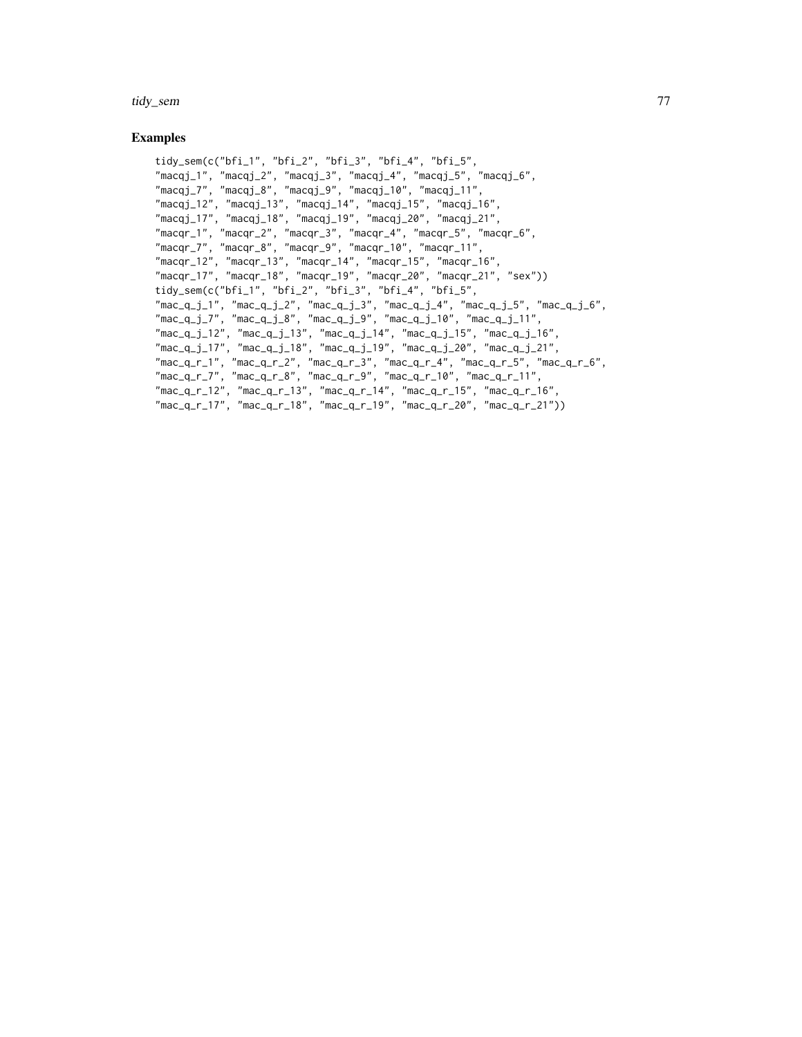## Examples

```
tidy_sem(c("bfi_1", "bfi_2", "bfi_3", "bfi_4", "bfi_5",
"macqj_1", "macqj_2", "macqj_3", "macqj_4", "macqj_5", "macqj_6",
"macqj_7", "macqj_8", "macqj_9", "macqj_10", "macqj_11",
"macqj_12", "macqj_13", "macqj_14", "macqj_15", "macqj_16",
"macqj_17", "macqj_18", "macqj_19", "macqj_20", "macqj_21",
"macqr_1", "macqr_2", "macqr_3", "macqr_4", "macqr_5", "macqr_6",
"macqr_7", "macqr_8", "macqr_9", "macqr_10", "macqr_11",
"macqr_12", "macqr_13", "macqr_14", "macqr_15", "macqr_16",
"macqr_17", "macqr_18", "macqr_19", "macqr_20", "macqr_21", "sex"))
tidy_sem(c("bfi_1", "bfi_2", "bfi_3", "bfi_4", "bfi_5",
"mac_q_j_1", "mac_q_j_2", "mac_q_j_3", "mac_q_j_4", "mac_q_j_5", "mac_q_j_6",
"mac_q_j_7", "mac_q_j_8", "mac_q_j_9", "mac_q_j_10", "mac_q_j_11",
"mac_q_j_12", "mac_q_j_13", "mac_q_j_14", "mac_q_j_15", "mac_q_j_16",
"mac_q_j_17", "mac_q_j_18", "mac_q_j_19", "mac_q_j_20", "mac_q_j_21",
"mac_q_r_1", "mac_q_r_2", "mac_q_r_3", "mac_q_r_4", "mac_q_r_5", "mac_q_r_6",
"mac_q_r_7", "mac_q_r_8", "mac_q_r_9", "mac_q_r_10", "mac_q_r_11",
"mac_q_r_12", "mac_q_r_13", "mac_q_r_14", "mac_q_r_15", "mac_q_r_16",
"mac_q_r_17", "mac_q_r_18", "mac_q_r_19", "mac_q_r_20", "mac_q_r_21"))
```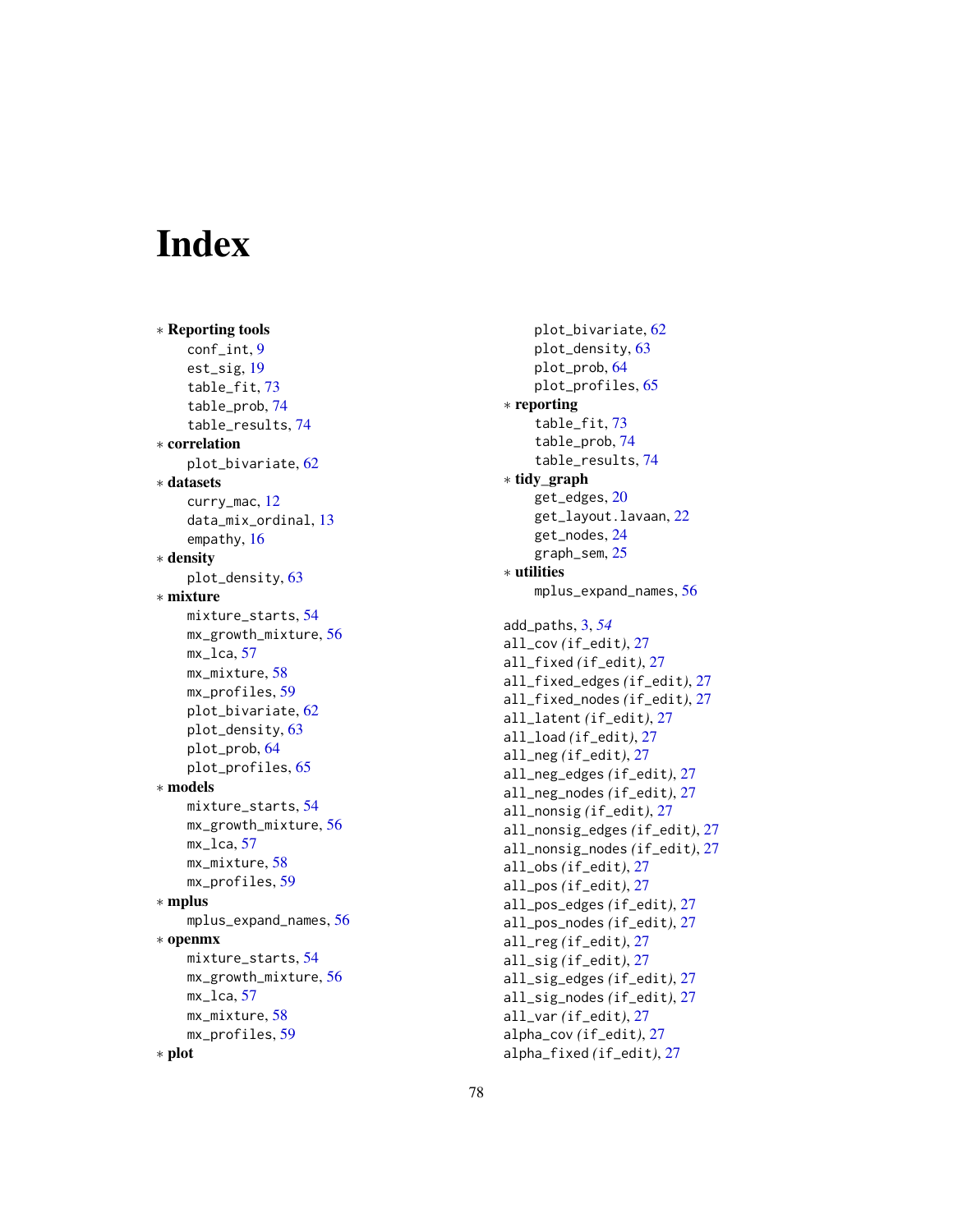# Index

∗ **Reporting tools**
conf_int, 9
est_sig, 19
table_fit, 73
table_prob, 74
table_results, 74

∗ **correlation**
plot_bivariate, 62

∗ **datasets**
curry_mac, 12
data_mix_ordinal, 13
empathy, 16

∗ **density**
plot_density, 63

∗ **mixture**
mixture_starts, 54
mx_growth_mixture, 56
mx_lca, 57
mx_mixture, 58
mx_profiles, 59
plot_bivariate, 62
plot_density, 63
plot_prob, 64
plot_profiles, 65

∗ **models**
mixture_starts, 54
mx_growth_mixture, 56
mx_lca, 57
mx_mixture, 58
mx_profiles, 59

∗ **mplus**
mplus_expand_names, 56

∗ **openmx**
mixture_starts, 54
mx_growth_mixture, 56
mx_lca, 57
mx_mixture, 58
mx_profiles, 59

∗ **plot**
plot_bivariate, 62
plot_density, 63
plot_prob, 64
plot_profiles, 65

∗ **reporting**
table_fit, 73
table_prob, 74
table_results, 74

∗ **tidy_graph**
get_edges, 20
get_layout.lavaan, 22
get_nodes, 24
graph_sem, 25

∗ **utilities**
mplus_expand_names, 56

add_paths, 3, *54*
all_cov *(*if_edit*)*, 27
all_fixed *(*if_edit*)*, 27
all_fixed_edges *(*if_edit*)*, 27
all_fixed_nodes *(*if_edit*)*, 27
all_latent *(*if_edit*)*, 27
all_load *(*if_edit*)*, 27
all_neg *(*if_edit*)*, 27
all_neg_edges *(*if_edit*)*, 27
all_neg_nodes *(*if_edit*)*, 27
all_nonsig *(*if_edit*)*, 27
all_nonsig_edges *(*if_edit*)*, 27
all_nonsig_nodes *(*if_edit*)*, 27
all_obs *(*if_edit*)*, 27
all_pos *(*if_edit*)*, 27
all_pos_edges *(*if_edit*)*, 27
all_pos_nodes *(*if_edit*)*, 27
all_reg *(*if_edit*)*, 27
all_sig *(*if_edit*)*, 27
all_sig_edges *(*if_edit*)*, 27
all_sig_nodes *(*if_edit*)*, 27
all_var *(*if_edit*)*, 27
alpha_cov *(*if_edit*)*, 27
alpha_fixed *(*if_edit*)*, 27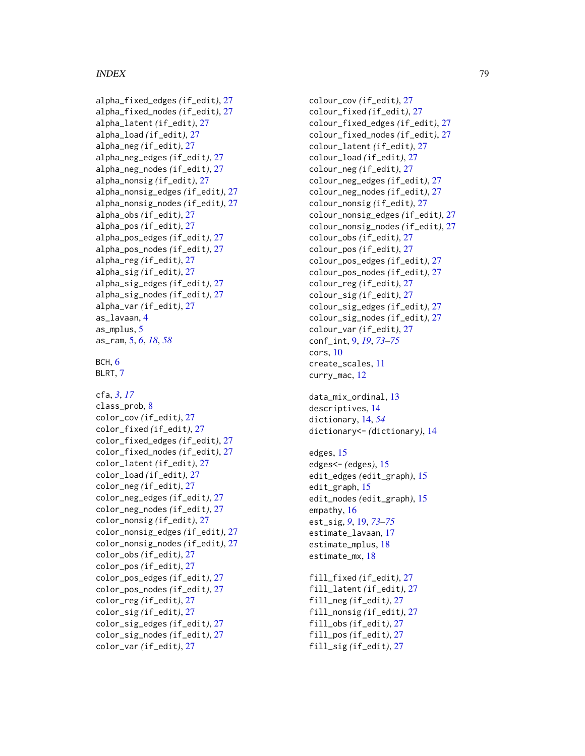alpha_fixed_edges (if_edit), 27
alpha_fixed_nodes (if_edit), 27
alpha_latent (if_edit), 27
alpha_load (if_edit), 27
alpha_neg (if_edit), 27
alpha_neg_edges (if_edit), 27
alpha_neg_nodes (if_edit), 27
alpha_nonsig (if_edit), 27
alpha_nonsig_edges (if_edit), 27
alpha_nonsig_nodes (if_edit), 27
alpha_obs (if_edit), 27
alpha_pos (if_edit), 27
alpha_pos_edges (if_edit), 27
alpha_pos_nodes (if_edit), 27
alpha_reg (if_edit), 27
alpha_sig (if_edit), 27
alpha_sig_edges (if_edit), 27
alpha_sig_nodes (if_edit), 27
alpha_var (if_edit), 27
as_lavaan, 4
as_mplus, 5
as_ram, 5, *6*, *18*, *58*

BCH, 6
BLRT, 7

cfa, *3*, *17*
class_prob, 8
color_cov (if_edit), 27
color_fixed (if_edit), 27
color_fixed_edges (if_edit), 27
color_fixed_nodes (if_edit), 27
color_latent (if_edit), 27
color_load (if_edit), 27
color_neg (if_edit), 27
color_neg_edges (if_edit), 27
color_neg_nodes (if_edit), 27
color_nonsig (if_edit), 27
color_nonsig_edges (if_edit), 27
color_nonsig_nodes (if_edit), 27
color_obs (if_edit), 27
color_pos (if_edit), 27
color_pos_edges (if_edit), 27
color_pos_nodes (if_edit), 27
color_reg (if_edit), 27
color_sig (if_edit), 27
color_sig_edges (if_edit), 27
color_sig_nodes (if_edit), 27
color_var (if_edit), 27
colour_cov (if_edit), 27
colour_fixed (if_edit), 27
colour_fixed_edges (if_edit), 27
colour_fixed_nodes (if_edit), 27
colour_latent (if_edit), 27
colour_load (if_edit), 27
colour_neg (if_edit), 27
colour_neg_edges (if_edit), 27
colour_neg_nodes (if_edit), 27
colour_nonsig (if_edit), 27
colour_nonsig_edges (if_edit), 27
colour_nonsig_nodes (if_edit), 27
colour_obs (if_edit), 27
colour_pos (if_edit), 27
colour_pos_edges (if_edit), 27
colour_pos_nodes (if_edit), 27
colour_reg (if_edit), 27
colour_sig (if_edit), 27
colour_sig_edges (if_edit), 27
colour_sig_nodes (if_edit), 27
colour_var (if_edit), 27
conf_int, 9, *19*, *73–75*
cors, 10
create_scales, 11
curry_mac, 12

data_mix_ordinal, 13
descriptives, 14
dictionary, 14, *54*
dictionary<- (dictionary), 14

edges, 15
edges<- (edges), 15
edit_edges (edit_graph), 15
edit_graph, 15
edit_nodes (edit_graph), 15
empathy, 16
est_sig, *9*, 19, *73–75*
estimate_lavaan, 17
estimate_mplus, 18
estimate_mx, 18

fill_fixed (if_edit), 27
fill_latent (if_edit), 27
fill_neg (if_edit), 27
fill_nonsig (if_edit), 27
fill_obs (if_edit), 27
fill_pos (if_edit), 27
fill_sig (if_edit), 27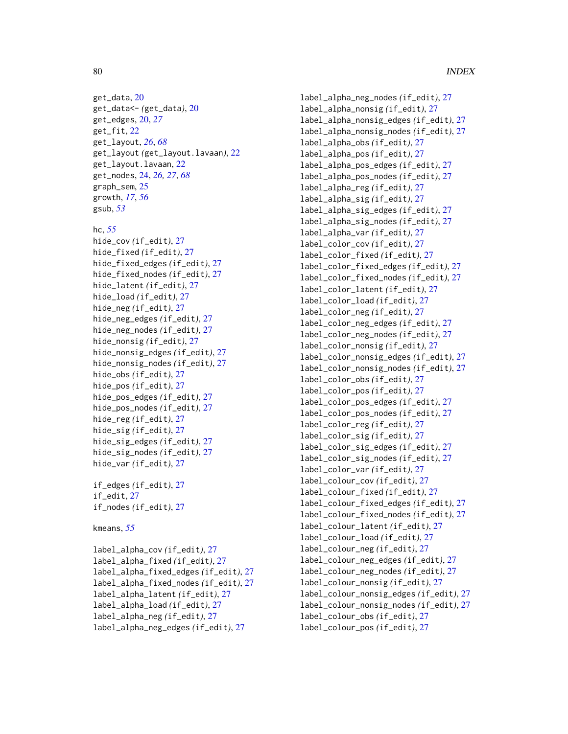get_data, 20
get_data<- (get_data), 20
get_edges, 20, *27*
get_fit, 22
get_layout, *26*, *68*
get_layout (get_layout.lavaan), 22
get_layout.lavaan, 22
get_nodes, 24, *26*, *27*, *68*
graph_sem, 25
growth, *17*, *56*
gsub, *53*

hc, *55*
hide_cov (if_edit), 27
hide_fixed (if_edit), 27
hide_fixed_edges (if_edit), 27
hide_fixed_nodes (if_edit), 27
hide_latent (if_edit), 27
hide_load (if_edit), 27
hide_neg (if_edit), 27
hide_neg_edges (if_edit), 27
hide_neg_nodes (if_edit), 27
hide_nonsig (if_edit), 27
hide_nonsig_edges (if_edit), 27
hide_nonsig_nodes (if_edit), 27
hide_obs (if_edit), 27
hide_pos (if_edit), 27
hide_pos_edges (if_edit), 27
hide_pos_nodes (if_edit), 27
hide_reg (if_edit), 27
hide_sig (if_edit), 27
hide_sig_edges (if_edit), 27
hide_sig_nodes (if_edit), 27
hide_var (if_edit), 27

if_edges (if_edit), 27
if_edit, 27
if_nodes (if_edit), 27

kmeans, *55*

label_alpha_cov (if_edit), 27
label_alpha_fixed (if_edit), 27
label_alpha_fixed_edges (if_edit), 27
label_alpha_fixed_nodes (if_edit), 27
label_alpha_latent (if_edit), 27
label_alpha_load (if_edit), 27
label_alpha_neg (if_edit), 27
label_alpha_neg_edges (if_edit), 27
label_alpha_neg_nodes (if_edit), 27
label_alpha_nonsig (if_edit), 27
label_alpha_nonsig_edges (if_edit), 27
label_alpha_nonsig_nodes (if_edit), 27
label_alpha_obs (if_edit), 27
label_alpha_pos (if_edit), 27
label_alpha_pos_edges (if_edit), 27
label_alpha_pos_nodes (if_edit), 27
label_alpha_reg (if_edit), 27
label_alpha_sig (if_edit), 27
label_alpha_sig_edges (if_edit), 27
label_alpha_sig_nodes (if_edit), 27
label_alpha_var (if_edit), 27
label_color_cov (if_edit), 27
label_color_fixed (if_edit), 27
label_color_fixed_edges (if_edit), 27
label_color_fixed_nodes (if_edit), 27
label_color_latent (if_edit), 27
label_color_load (if_edit), 27
label_color_neg (if_edit), 27
label_color_neg_edges (if_edit), 27
label_color_neg_nodes (if_edit), 27
label_color_nonsig (if_edit), 27
label_color_nonsig_edges (if_edit), 27
label_color_nonsig_nodes (if_edit), 27
label_color_obs (if_edit), 27
label_color_pos (if_edit), 27
label_color_pos_edges (if_edit), 27
label_color_pos_nodes (if_edit), 27
label_color_reg (if_edit), 27
label_color_sig (if_edit), 27
label_color_sig_edges (if_edit), 27
label_color_sig_nodes (if_edit), 27
label_color_var (if_edit), 27
label_colour_cov (if_edit), 27
label_colour_fixed (if_edit), 27
label_colour_fixed_edges (if_edit), 27
label_colour_fixed_nodes (if_edit), 27
label_colour_latent (if_edit), 27
label_colour_load (if_edit), 27
label_colour_neg (if_edit), 27
label_colour_neg_edges (if_edit), 27
label_colour_neg_nodes (if_edit), 27
label_colour_nonsig (if_edit), 27
label_colour_nonsig_edges (if_edit), 27
label_colour_nonsig_nodes (if_edit), 27
label_colour_obs (if_edit), 27
label_colour_pos (if_edit), 27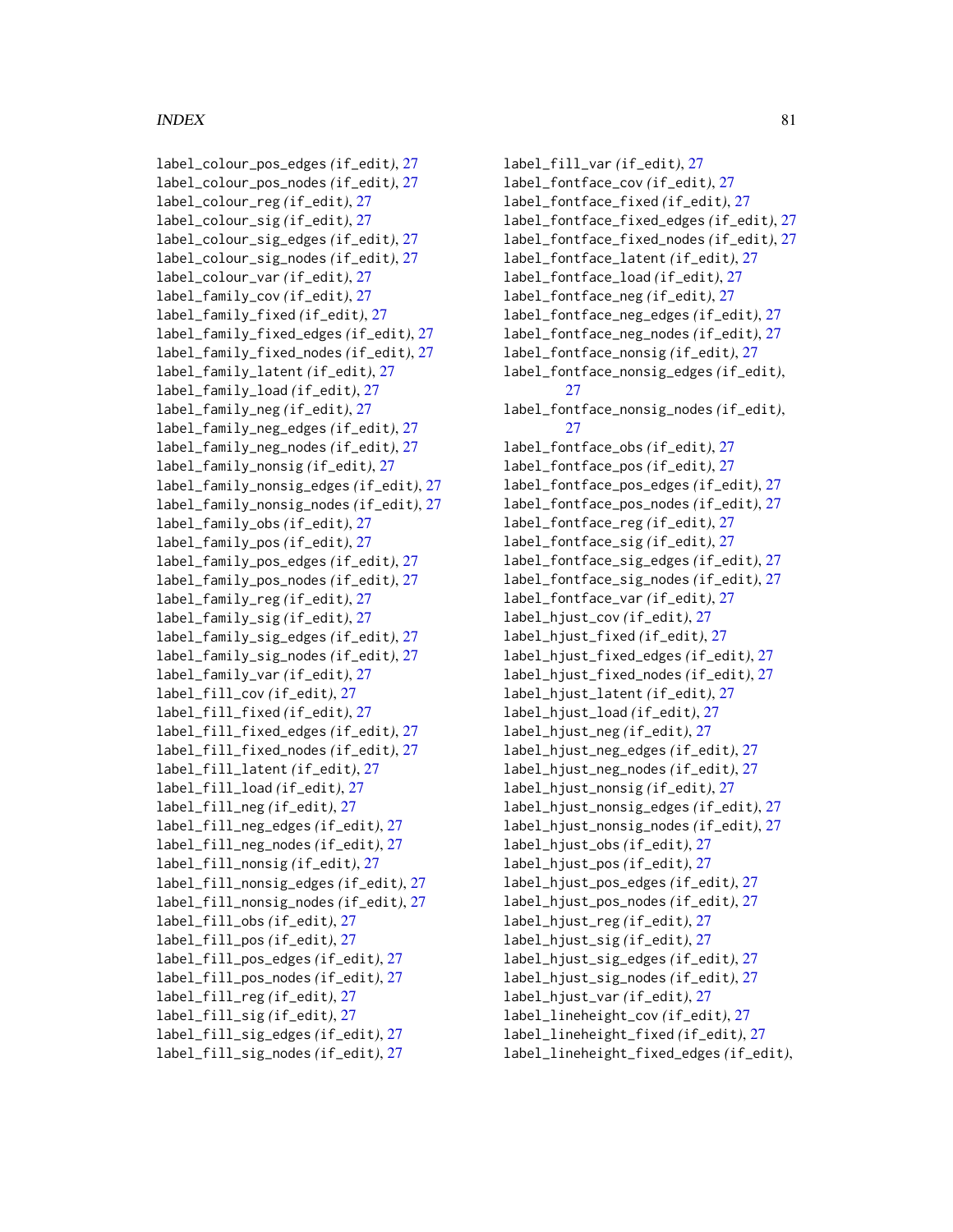label_colour_pos_edges (if_edit), 27
label_colour_pos_nodes (if_edit), 27
label_colour_reg (if_edit), 27
label_colour_sig (if_edit), 27
label_colour_sig_edges (if_edit), 27
label_colour_sig_nodes (if_edit), 27
label_colour_var (if_edit), 27
label_family_cov (if_edit), 27
label_family_fixed (if_edit), 27
label_family_fixed_edges (if_edit), 27
label_family_fixed_nodes (if_edit), 27
label_family_latent (if_edit), 27
label_family_load (if_edit), 27
label_family_neg (if_edit), 27
label_family_neg_edges (if_edit), 27
label_family_neg_nodes (if_edit), 27
label_family_nonsig (if_edit), 27
label_family_nonsig_edges (if_edit), 27
label_family_nonsig_nodes (if_edit), 27
label_family_obs (if_edit), 27
label_family_pos (if_edit), 27
label_family_pos_edges (if_edit), 27
label_family_pos_nodes (if_edit), 27
label_family_reg (if_edit), 27
label_family_sig (if_edit), 27
label_family_sig_edges (if_edit), 27
label_family_sig_nodes (if_edit), 27
label_family_var (if_edit), 27
label_fill_cov (if_edit), 27
label_fill_fixed (if_edit), 27
label_fill_fixed_edges (if_edit), 27
label_fill_fixed_nodes (if_edit), 27
label_fill_latent (if_edit), 27
label_fill_load (if_edit), 27
label_fill_neg (if_edit), 27
label_fill_neg_edges (if_edit), 27
label_fill_neg_nodes (if_edit), 27
label_fill_nonsig (if_edit), 27
label_fill_nonsig_edges (if_edit), 27
label_fill_nonsig_nodes (if_edit), 27
label_fill_obs (if_edit), 27
label_fill_pos (if_edit), 27
label_fill_pos_edges (if_edit), 27
label_fill_pos_nodes (if_edit), 27
label_fill_reg (if_edit), 27
label_fill_sig (if_edit), 27
label_fill_sig_edges (if_edit), 27
label_fill_sig_nodes (if_edit), 27
label_fill_var (if_edit), 27
label_fontface_cov (if_edit), 27
label_fontface_fixed (if_edit), 27
label_fontface_fixed_edges (if_edit), 27
label_fontface_fixed_nodes (if_edit), 27
label_fontface_latent (if_edit), 27
label_fontface_load (if_edit), 27
label_fontface_neg (if_edit), 27
label_fontface_neg_edges (if_edit), 27
label_fontface_neg_nodes (if_edit), 27
label_fontface_nonsig (if_edit), 27
label_fontface_nonsig_edges (if_edit), 27
label_fontface_nonsig_nodes (if_edit), 27
label_fontface_obs (if_edit), 27
label_fontface_pos (if_edit), 27
label_fontface_pos_edges (if_edit), 27
label_fontface_pos_nodes (if_edit), 27
label_fontface_reg (if_edit), 27
label_fontface_sig (if_edit), 27
label_fontface_sig_edges (if_edit), 27
label_fontface_sig_nodes (if_edit), 27
label_fontface_var (if_edit), 27
label_hjust_cov (if_edit), 27
label_hjust_fixed (if_edit), 27
label_hjust_fixed_edges (if_edit), 27
label_hjust_fixed_nodes (if_edit), 27
label_hjust_latent (if_edit), 27
label_hjust_load (if_edit), 27
label_hjust_neg (if_edit), 27
label_hjust_neg_edges (if_edit), 27
label_hjust_neg_nodes (if_edit), 27
label_hjust_nonsig (if_edit), 27
label_hjust_nonsig_edges (if_edit), 27
label_hjust_nonsig_nodes (if_edit), 27
label_hjust_obs (if_edit), 27
label_hjust_pos (if_edit), 27
label_hjust_pos_edges (if_edit), 27
label_hjust_pos_nodes (if_edit), 27
label_hjust_reg (if_edit), 27
label_hjust_sig (if_edit), 27
label_hjust_sig_edges (if_edit), 27
label_hjust_sig_nodes (if_edit), 27
label_hjust_var (if_edit), 27
label_lineheight_cov (if_edit), 27
label_lineheight_fixed (if_edit), 27
label_lineheight_fixed_edges (if_edit),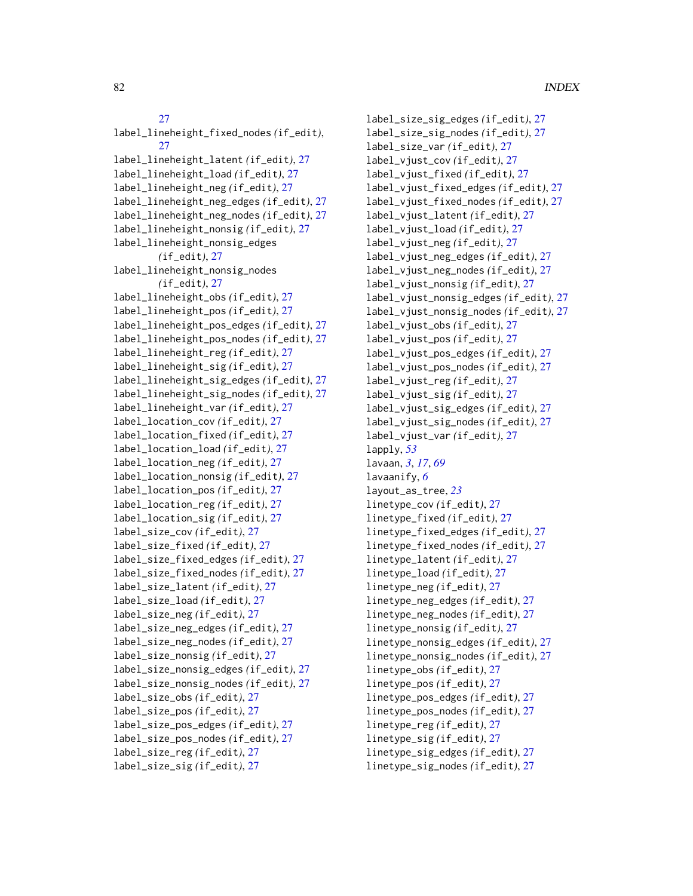27

label_lineheight_fixed_nodes (if_edit), 27
label_lineheight_latent (if_edit), 27
label_lineheight_load (if_edit), 27
label_lineheight_neg (if_edit), 27
label_lineheight_neg_edges (if_edit), 27
label_lineheight_neg_nodes (if_edit), 27
label_lineheight_nonsig (if_edit), 27
label_lineheight_nonsig_edges (if_edit), 27
label_lineheight_nonsig_nodes (if_edit), 27
label_lineheight_obs (if_edit), 27
label_lineheight_pos (if_edit), 27
label_lineheight_pos_edges (if_edit), 27
label_lineheight_pos_nodes (if_edit), 27
label_lineheight_reg (if_edit), 27
label_lineheight_sig (if_edit), 27
label_lineheight_sig_edges (if_edit), 27
label_lineheight_sig_nodes (if_edit), 27
label_lineheight_var (if_edit), 27
label_location_cov (if_edit), 27
label_location_fixed (if_edit), 27
label_location_load (if_edit), 27
label_location_neg (if_edit), 27
label_location_nonsig (if_edit), 27
label_location_pos (if_edit), 27
label_location_reg (if_edit), 27
label_location_sig (if_edit), 27
label_size_cov (if_edit), 27
label_size_fixed (if_edit), 27
label_size_fixed_edges (if_edit), 27
label_size_fixed_nodes (if_edit), 27
label_size_latent (if_edit), 27
label_size_load (if_edit), 27
label_size_neg (if_edit), 27
label_size_neg_edges (if_edit), 27
label_size_neg_nodes (if_edit), 27
label_size_nonsig (if_edit), 27
label_size_nonsig_edges (if_edit), 27
label_size_nonsig_nodes (if_edit), 27
label_size_obs (if_edit), 27
label_size_pos (if_edit), 27
label_size_pos_edges (if_edit), 27
label_size_pos_nodes (if_edit), 27
label_size_reg (if_edit), 27
label_size_sig (if_edit), 27
label_size_sig_edges (if_edit), 27
label_size_sig_nodes (if_edit), 27
label_size_var (if_edit), 27
label_vjust_cov (if_edit), 27
label_vjust_fixed (if_edit), 27
label_vjust_fixed_edges (if_edit), 27
label_vjust_fixed_nodes (if_edit), 27
label_vjust_latent (if_edit), 27
label_vjust_load (if_edit), 27
label_vjust_neg (if_edit), 27
label_vjust_neg_edges (if_edit), 27
label_vjust_neg_nodes (if_edit), 27
label_vjust_nonsig (if_edit), 27
label_vjust_nonsig_edges (if_edit), 27
label_vjust_nonsig_nodes (if_edit), 27
label_vjust_obs (if_edit), 27
label_vjust_pos (if_edit), 27
label_vjust_pos_edges (if_edit), 27
label_vjust_pos_nodes (if_edit), 27
label_vjust_reg (if_edit), 27
label_vjust_sig (if_edit), 27
label_vjust_sig_edges (if_edit), 27
label_vjust_sig_nodes (if_edit), 27
label_vjust_var (if_edit), 27
lapply, *53*
lavaan, *3*, *17*, *69*
lavaanify, *6*
layout_as_tree, *23*
linetype_cov (if_edit), 27
linetype_fixed (if_edit), 27
linetype_fixed_edges (if_edit), 27
linetype_fixed_nodes (if_edit), 27
linetype_latent (if_edit), 27
linetype_load (if_edit), 27
linetype_neg (if_edit), 27
linetype_neg_edges (if_edit), 27
linetype_neg_nodes (if_edit), 27
linetype_nonsig (if_edit), 27
linetype_nonsig_edges (if_edit), 27
linetype_nonsig_nodes (if_edit), 27
linetype_obs (if_edit), 27
linetype_pos (if_edit), 27
linetype_pos_edges (if_edit), 27
linetype_pos_nodes (if_edit), 27
linetype_reg (if_edit), 27
linetype_sig (if_edit), 27
linetype_sig_edges (if_edit), 27
linetype_sig_nodes (if_edit), 27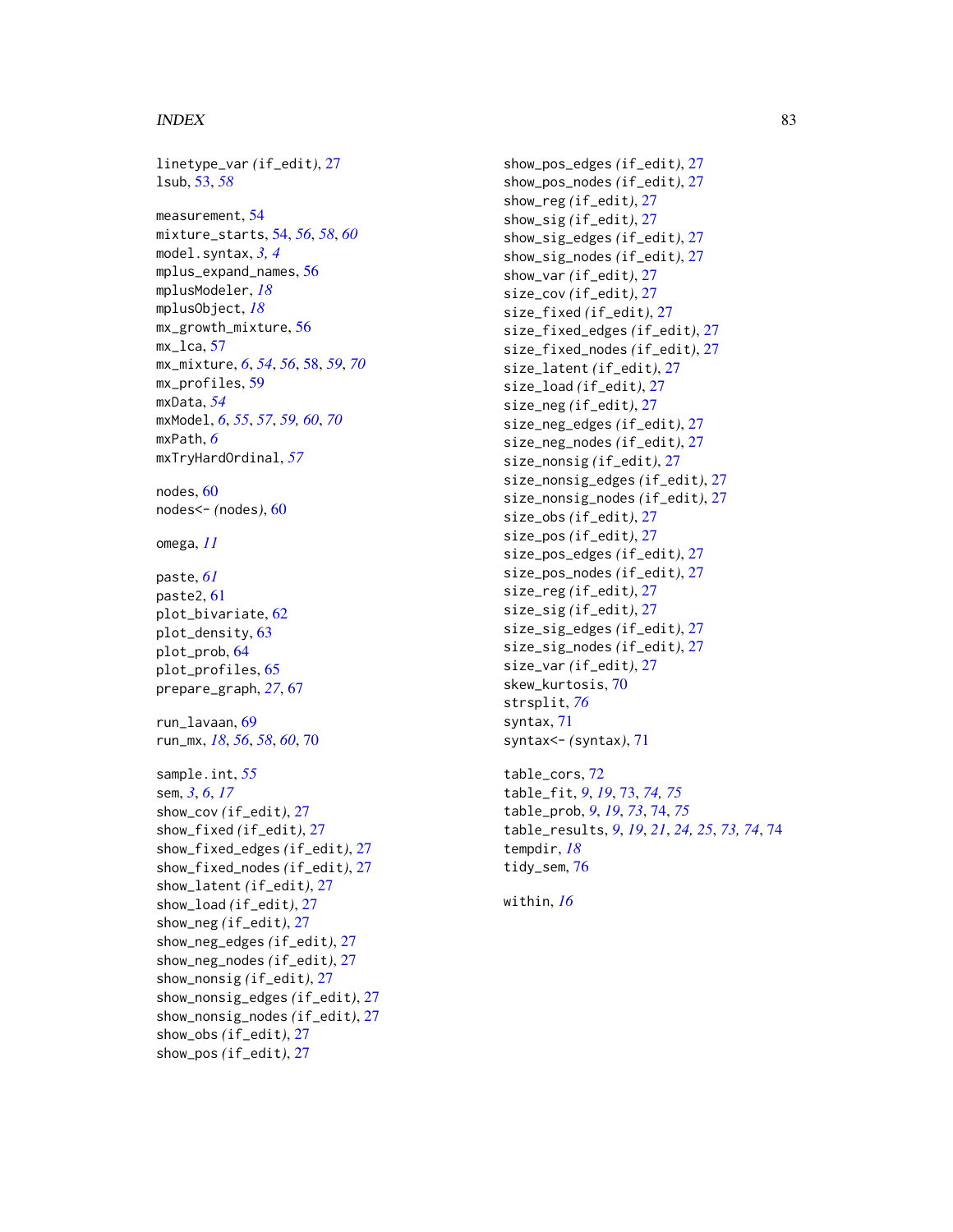linetype_var *(if_edit)*, 27
lsub, 53, *58*

measurement, 54
mixture_starts, 54, *56*, *58*, *60*
model.syntax, *3, 4*
mplus_expand_names, 56
mplusModeler, *18*
mplusObject, *18*
mx_growth_mixture, 56
mx_lca, 57
mx_mixture, *6*, *54*, *56*, 58, *59*, *70*
mx_profiles, 59
mxData, *54*
mxModel, *6*, *55*, *57*, *59*, *60*, *70*
mxPath, *6*
mxTryHardOrdinal, *57*

nodes, 60
nodes<- *(nodes)*, 60

omega, *11*

paste, *61*
paste2, 61
plot_bivariate, 62
plot_density, 63
plot_prob, 64
plot_profiles, 65
prepare_graph, *27*, 67

run_lavaan, 69
run_mx, *18*, *56*, *58*, *60*, 70

sample.int, *55*
sem, *3*, *6*, *17*
show_cov *(if_edit)*, 27
show_fixed *(if_edit)*, 27
show_fixed_edges *(if_edit)*, 27
show_fixed_nodes *(if_edit)*, 27
show_latent *(if_edit)*, 27
show_load *(if_edit)*, 27
show_neg *(if_edit)*, 27
show_neg_edges *(if_edit)*, 27
show_neg_nodes *(if_edit)*, 27
show_nonsig *(if_edit)*, 27
show_nonsig_edges *(if_edit)*, 27
show_nonsig_nodes *(if_edit)*, 27
show_obs *(if_edit)*, 27
show_pos *(if_edit)*, 27
show_pos_edges *(if_edit)*, 27
show_pos_nodes *(if_edit)*, 27
show_reg *(if_edit)*, 27
show_sig *(if_edit)*, 27
show_sig_edges *(if_edit)*, 27
show_sig_nodes *(if_edit)*, 27
show_var *(if_edit)*, 27
size_cov *(if_edit)*, 27
size_fixed *(if_edit)*, 27
size_fixed_edges *(if_edit)*, 27
size_fixed_nodes *(if_edit)*, 27
size_latent *(if_edit)*, 27
size_load *(if_edit)*, 27
size_neg *(if_edit)*, 27
size_neg_edges *(if_edit)*, 27
size_neg_nodes *(if_edit)*, 27
size_nonsig *(if_edit)*, 27
size_nonsig_edges *(if_edit)*, 27
size_nonsig_nodes *(if_edit)*, 27
size_obs *(if_edit)*, 27
size_pos *(if_edit)*, 27
size_pos_edges *(if_edit)*, 27
size_pos_nodes *(if_edit)*, 27
size_reg *(if_edit)*, 27
size_sig *(if_edit)*, 27
size_sig_edges *(if_edit)*, 27
size_sig_nodes *(if_edit)*, 27
size_var *(if_edit)*, 27
skew_kurtosis, 70
strsplit, *76*
syntax, 71
syntax<- *(syntax)*, 71

table_cors, 72
table_fit, *9*, *19*, 73, *74, 75*
table_prob, *9*, *19*, *73*, 74, *75*
table_results, *9*, *19*, *21*, *24, 25*, *73, 74*, 74
tempdir, *18*
tidy_sem, 76

within, *16*